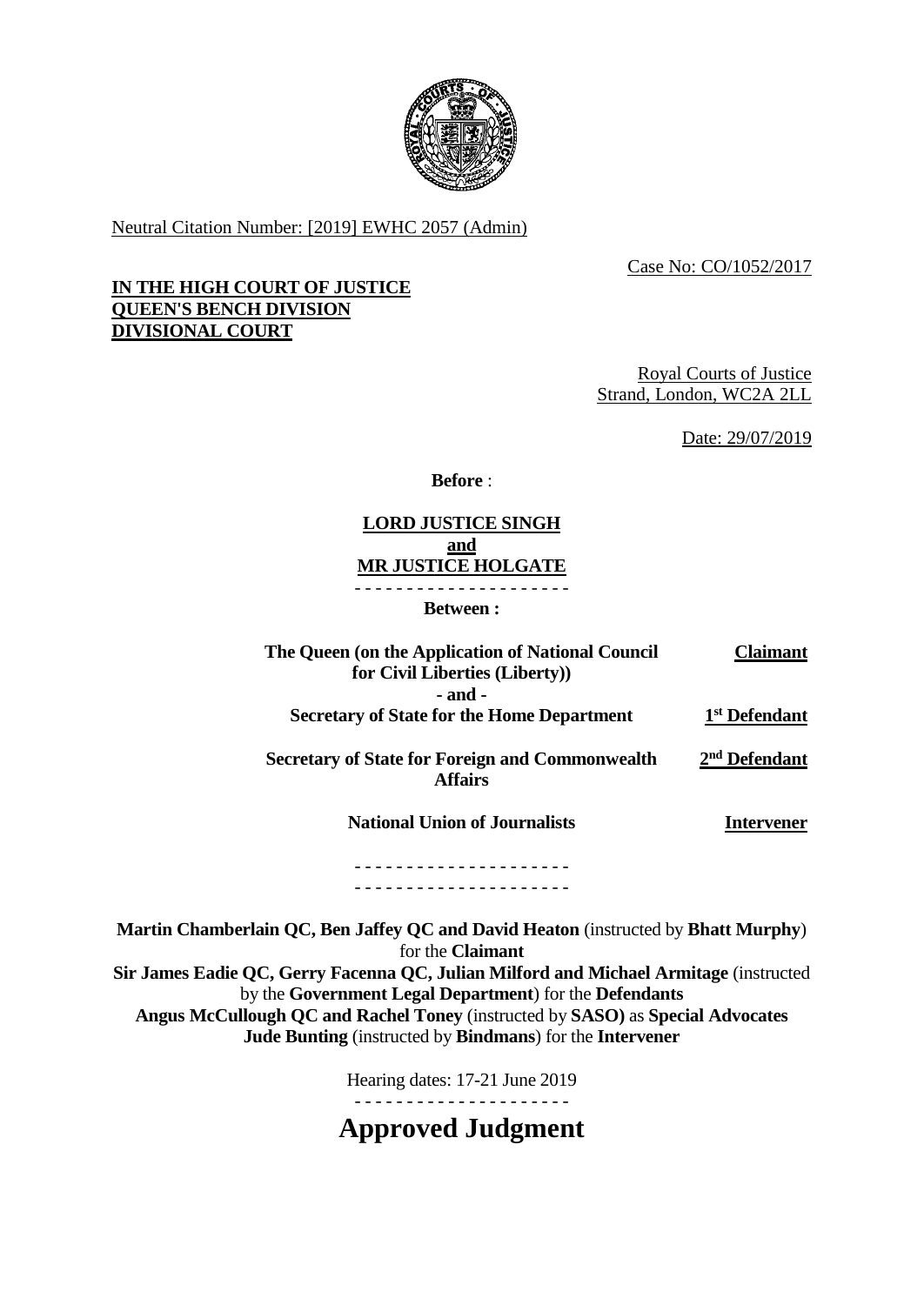Neutral Citation Number: [2019] EWHC 2057 (Admin)

Case No: CO/1052/2017

**IN THE HIGH COURT OF JUSTICE**
**QUEEN'S BENCH DIVISION**
**DIVISIONAL COURT**

Royal Courts of Justice
Strand, London, WC2A 2LL

Date: 29/07/2019

**Before** :

**LORD JUSTICE SINGH**
**and**
**MR JUSTICE HOLGATE**

- - - - - - - - - - - - - - - - - - - - -

**Between :**

| | |
|---|---|
| **The Queen (on the Application of National Council for Civil Liberties (Liberty))** | **Claimant** |
| **- and -** | |
| **Secretary of State for the Home Department** | **1st Defendant** |
| **Secretary of State for Foreign and Commonwealth Affairs** | **2nd Defendant** |
| **National Union of Journalists** | **Intervener** |

- - - - - - - - - - - - - - - - - - - - -
- - - - - - - - - - - - - - - - - - - - -

**Martin Chamberlain QC, Ben Jaffey QC and David Heaton** (instructed by **Bhatt Murphy**) for the **Claimant**
**Sir James Eadie QC, Gerry Facenna QC, Julian Milford and Michael Armitage** (instructed by the **Government Legal Department**) for the **Defendants**
**Angus McCullough QC and Rachel Toney** (instructed by **SASO)** as **Special Advocates**
**Jude Bunting** (instructed by **Bindmans**) for the **Intervener**

Hearing dates: 17-21 June 2019

- - - - - - - - - - - - - - - - - - - - -

# Approved Judgment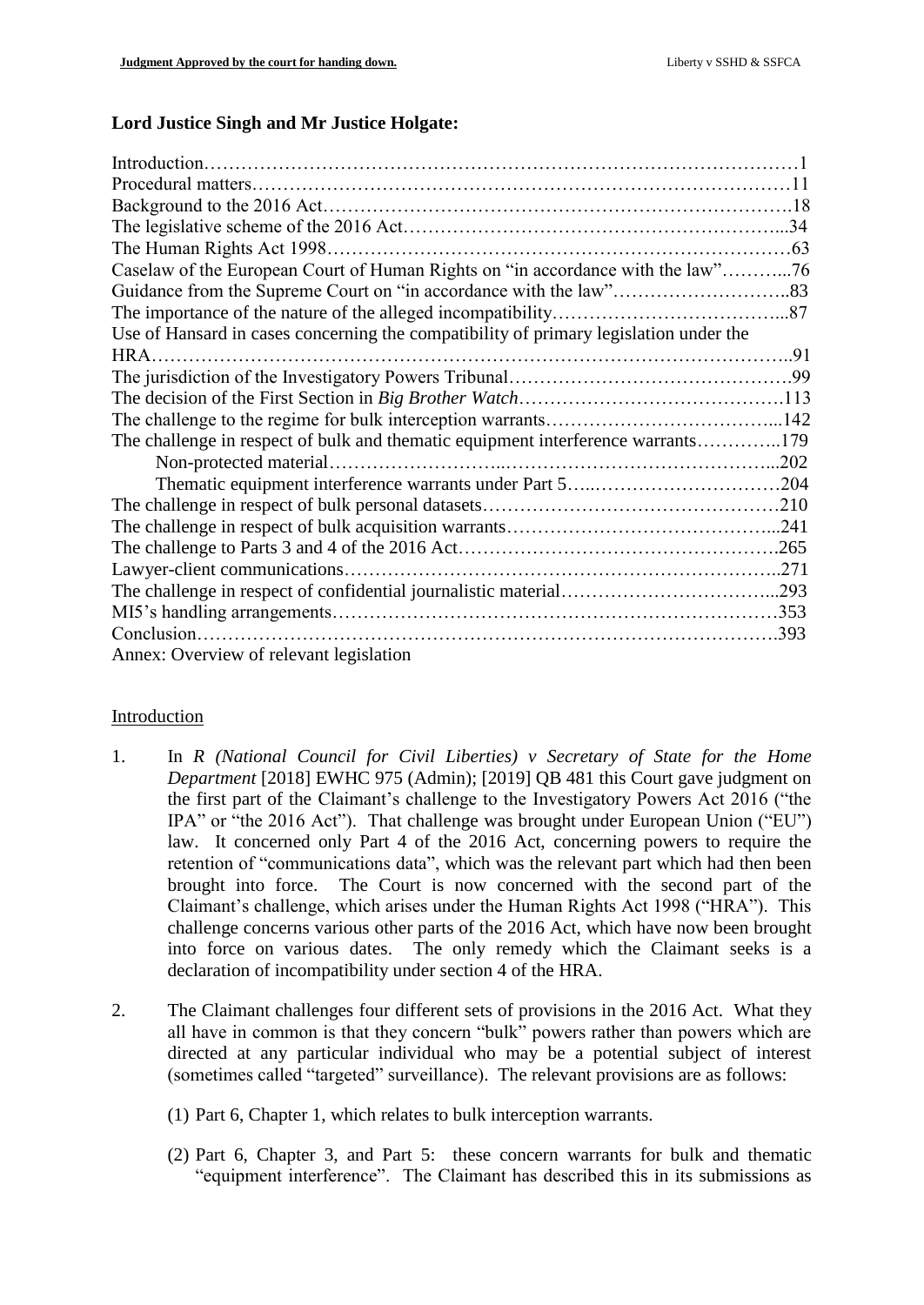**Lord Justice Singh and Mr Justice Holgate:**

| | |
|---|---|
| Introduction | 1 |
| Procedural matters | 11 |
| Background to the 2016 Act | 18 |
| The legislative scheme of the 2016 Act | 34 |
| The Human Rights Act 1998 | 63 |
| Caselaw of the European Court of Human Rights on "in accordance with the law" | 76 |
| Guidance from the Supreme Court on "in accordance with the law" | 83 |
| The importance of the nature of the alleged incompatibility | 87 |
| Use of Hansard in cases concerning the compatibility of primary legislation under the HRA | 91 |
| The jurisdiction of the Investigatory Powers Tribunal | 99 |
| The decision of the First Section in *Big Brother Watch* | 113 |
| The challenge to the regime for bulk interception warrants | 142 |
| The challenge in respect of bulk and thematic equipment interference warrants | 179 |
| Non-protected material | 202 |
| Thematic equipment interference warrants under Part 5 | 204 |
| The challenge in respect of bulk personal datasets | 210 |
| The challenge in respect of bulk acquisition warrants | 241 |
| The challenge to Parts 3 and 4 of the 2016 Act | 265 |
| Lawyer-client communications | 271 |
| The challenge in respect of confidential journalistic material | 293 |
| MI5's handling arrangements | 353 |
| Conclusion | 393 |
| Annex: Overview of relevant legislation | |

Introduction

1. In *R (National Council for Civil Liberties) v Secretary of State for the Home Department* [2018] EWHC 975 (Admin); [2019] QB 481 this Court gave judgment on the first part of the Claimant's challenge to the Investigatory Powers Act 2016 ("the IPA" or "the 2016 Act"). That challenge was brought under European Union ("EU") law. It concerned only Part 4 of the 2016 Act, concerning powers to require the retention of "communications data", which was the relevant part which had then been brought into force. The Court is now concerned with the second part of the Claimant's challenge, which arises under the Human Rights Act 1998 ("HRA"). This challenge concerns various other parts of the 2016 Act, which have now been brought into force on various dates. The only remedy which the Claimant seeks is a declaration of incompatibility under section 4 of the HRA.

2. The Claimant challenges four different sets of provisions in the 2016 Act. What they all have in common is that they concern "bulk" powers rather than powers which are directed at any particular individual who may be a potential subject of interest (sometimes called "targeted" surveillance). The relevant provisions are as follows:

   (1) Part 6, Chapter 1, which relates to bulk interception warrants.

   (2) Part 6, Chapter 3, and Part 5: these concern warrants for bulk and thematic "equipment interference". The Claimant has described this in its submissions as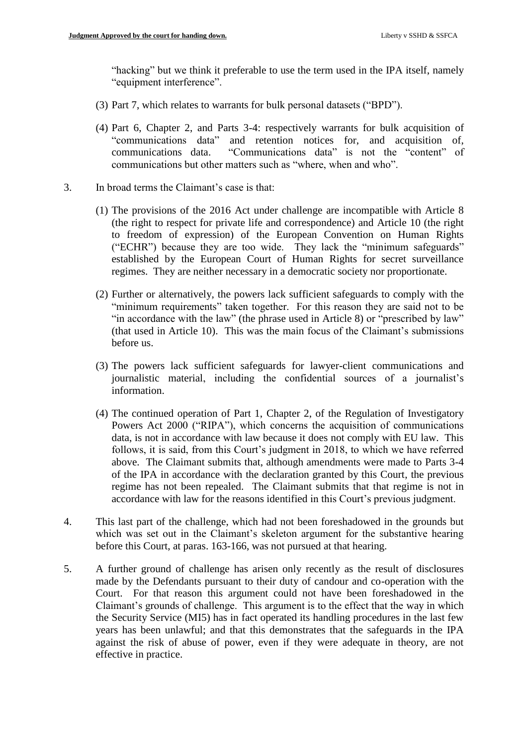"hacking" but we think it preferable to use the term used in the IPA itself, namely "equipment interference".

(3) Part 7, which relates to warrants for bulk personal datasets ("BPD").

(4) Part 6, Chapter 2, and Parts 3-4: respectively warrants for bulk acquisition of "communications data" and retention notices for, and acquisition of, communications data. "Communications data" is not the "content" of communications but other matters such as "where, when and who".

3. In broad terms the Claimant's case is that:

(1) The provisions of the 2016 Act under challenge are incompatible with Article 8 (the right to respect for private life and correspondence) and Article 10 (the right to freedom of expression) of the European Convention on Human Rights ("ECHR") because they are too wide. They lack the "minimum safeguards" established by the European Court of Human Rights for secret surveillance regimes. They are neither necessary in a democratic society nor proportionate.

(2) Further or alternatively, the powers lack sufficient safeguards to comply with the "minimum requirements" taken together. For this reason they are said not to be "in accordance with the law" (the phrase used in Article 8) or "prescribed by law" (that used in Article 10). This was the main focus of the Claimant's submissions before us.

(3) The powers lack sufficient safeguards for lawyer-client communications and journalistic material, including the confidential sources of a journalist's information.

(4) The continued operation of Part 1, Chapter 2, of the Regulation of Investigatory Powers Act 2000 ("RIPA"), which concerns the acquisition of communications data, is not in accordance with law because it does not comply with EU law. This follows, it is said, from this Court's judgment in 2018, to which we have referred above. The Claimant submits that, although amendments were made to Parts 3-4 of the IPA in accordance with the declaration granted by this Court, the previous regime has not been repealed. The Claimant submits that that regime is not in accordance with law for the reasons identified in this Court's previous judgment.

4. This last part of the challenge, which had not been foreshadowed in the grounds but which was set out in the Claimant's skeleton argument for the substantive hearing before this Court, at paras. 163-166, was not pursued at that hearing.

5. A further ground of challenge has arisen only recently as the result of disclosures made by the Defendants pursuant to their duty of candour and co-operation with the Court. For that reason this argument could not have been foreshadowed in the Claimant's grounds of challenge. This argument is to the effect that the way in which the Security Service (MI5) has in fact operated its handling procedures in the last few years has been unlawful; and that this demonstrates that the safeguards in the IPA against the risk of abuse of power, even if they were adequate in theory, are not effective in practice.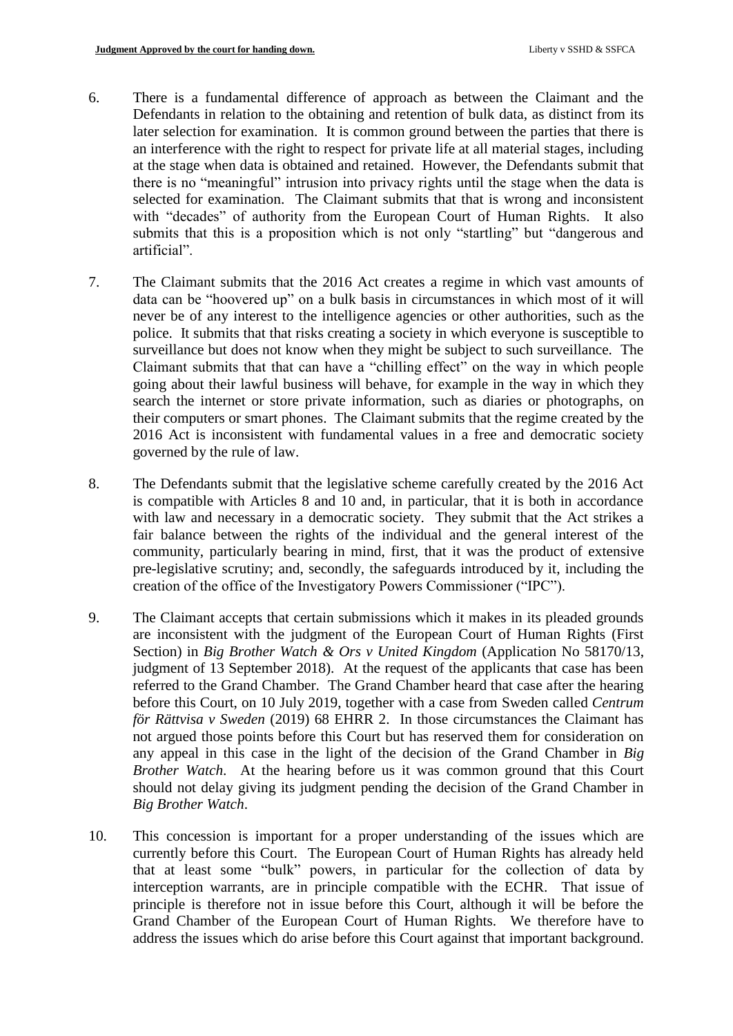6. There is a fundamental difference of approach as between the Claimant and the Defendants in relation to the obtaining and retention of bulk data, as distinct from its later selection for examination. It is common ground between the parties that there is an interference with the right to respect for private life at all material stages, including at the stage when data is obtained and retained. However, the Defendants submit that there is no "meaningful" intrusion into privacy rights until the stage when the data is selected for examination. The Claimant submits that that is wrong and inconsistent with "decades" of authority from the European Court of Human Rights. It also submits that this is a proposition which is not only "startling" but "dangerous and artificial".

7. The Claimant submits that the 2016 Act creates a regime in which vast amounts of data can be "hoovered up" on a bulk basis in circumstances in which most of it will never be of any interest to the intelligence agencies or other authorities, such as the police. It submits that that risks creating a society in which everyone is susceptible to surveillance but does not know when they might be subject to such surveillance. The Claimant submits that that can have a "chilling effect" on the way in which people going about their lawful business will behave, for example in the way in which they search the internet or store private information, such as diaries or photographs, on their computers or smart phones. The Claimant submits that the regime created by the 2016 Act is inconsistent with fundamental values in a free and democratic society governed by the rule of law.

8. The Defendants submit that the legislative scheme carefully created by the 2016 Act is compatible with Articles 8 and 10 and, in particular, that it is both in accordance with law and necessary in a democratic society. They submit that the Act strikes a fair balance between the rights of the individual and the general interest of the community, particularly bearing in mind, first, that it was the product of extensive pre-legislative scrutiny; and, secondly, the safeguards introduced by it, including the creation of the office of the Investigatory Powers Commissioner ("IPC").

9. The Claimant accepts that certain submissions which it makes in its pleaded grounds are inconsistent with the judgment of the European Court of Human Rights (First Section) in *Big Brother Watch & Ors v United Kingdom* (Application No 58170/13, judgment of 13 September 2018). At the request of the applicants that case has been referred to the Grand Chamber. The Grand Chamber heard that case after the hearing before this Court, on 10 July 2019, together with a case from Sweden called *Centrum för Rättvisa v Sweden* (2019) 68 EHRR 2. In those circumstances the Claimant has not argued those points before this Court but has reserved them for consideration on any appeal in this case in the light of the decision of the Grand Chamber in *Big Brother Watch*. At the hearing before us it was common ground that this Court should not delay giving its judgment pending the decision of the Grand Chamber in *Big Brother Watch*.

10. This concession is important for a proper understanding of the issues which are currently before this Court. The European Court of Human Rights has already held that at least some "bulk" powers, in particular for the collection of data by interception warrants, are in principle compatible with the ECHR. That issue of principle is therefore not in issue before this Court, although it will be before the Grand Chamber of the European Court of Human Rights. We therefore have to address the issues which do arise before this Court against that important background.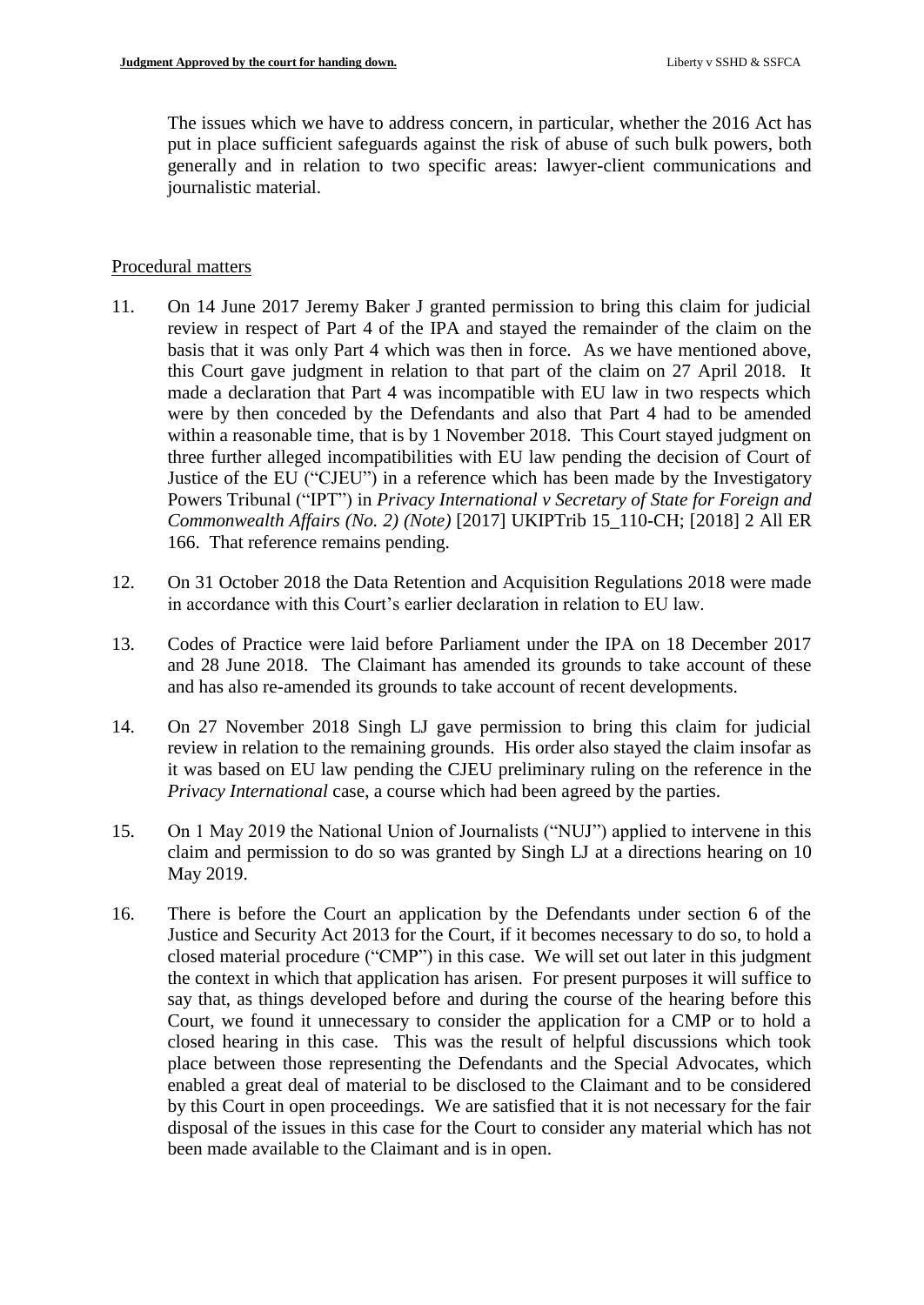The issues which we have to address concern, in particular, whether the 2016 Act has put in place sufficient safeguards against the risk of abuse of such bulk powers, both generally and in relation to two specific areas: lawyer-client communications and journalistic material.

Procedural matters

11. On 14 June 2017 Jeremy Baker J granted permission to bring this claim for judicial review in respect of Part 4 of the IPA and stayed the remainder of the claim on the basis that it was only Part 4 which was then in force. As we have mentioned above, this Court gave judgment in relation to that part of the claim on 27 April 2018. It made a declaration that Part 4 was incompatible with EU law in two respects which were by then conceded by the Defendants and also that Part 4 had to be amended within a reasonable time, that is by 1 November 2018. This Court stayed judgment on three further alleged incompatibilities with EU law pending the decision of Court of Justice of the EU ("CJEU") in a reference which has been made by the Investigatory Powers Tribunal ("IPT") in *Privacy International v Secretary of State for Foreign and Commonwealth Affairs (No. 2) (Note)* [2017] UKIPTrib 15_110-CH; [2018] 2 All ER 166. That reference remains pending.

12. On 31 October 2018 the Data Retention and Acquisition Regulations 2018 were made in accordance with this Court's earlier declaration in relation to EU law.

13. Codes of Practice were laid before Parliament under the IPA on 18 December 2017 and 28 June 2018. The Claimant has amended its grounds to take account of these and has also re-amended its grounds to take account of recent developments.

14. On 27 November 2018 Singh LJ gave permission to bring this claim for judicial review in relation to the remaining grounds. His order also stayed the claim insofar as it was based on EU law pending the CJEU preliminary ruling on the reference in the *Privacy International* case, a course which had been agreed by the parties.

15. On 1 May 2019 the National Union of Journalists ("NUJ") applied to intervene in this claim and permission to do so was granted by Singh LJ at a directions hearing on 10 May 2019.

16. There is before the Court an application by the Defendants under section 6 of the Justice and Security Act 2013 for the Court, if it becomes necessary to do so, to hold a closed material procedure ("CMP") in this case. We will set out later in this judgment the context in which that application has arisen. For present purposes it will suffice to say that, as things developed before and during the course of the hearing before this Court, we found it unnecessary to consider the application for a CMP or to hold a closed hearing in this case. This was the result of helpful discussions which took place between those representing the Defendants and the Special Advocates, which enabled a great deal of material to be disclosed to the Claimant and to be considered by this Court in open proceedings. We are satisfied that it is not necessary for the fair disposal of the issues in this case for the Court to consider any material which has not been made available to the Claimant and is in open.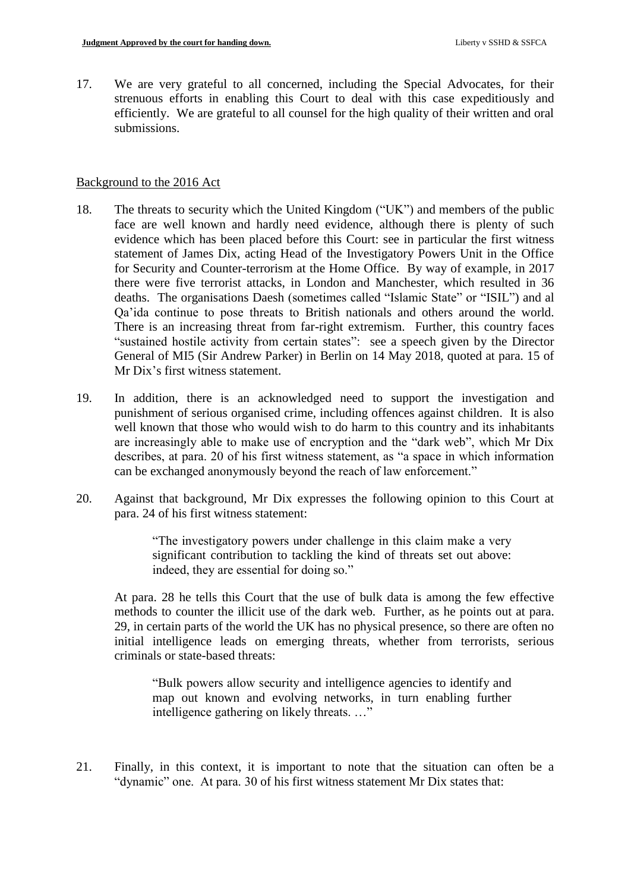17. We are very grateful to all concerned, including the Special Advocates, for their strenuous efforts in enabling this Court to deal with this case expeditiously and efficiently. We are grateful to all counsel for the high quality of their written and oral submissions.

## Background to the 2016 Act

18. The threats to security which the United Kingdom ("UK") and members of the public face are well known and hardly need evidence, although there is plenty of such evidence which has been placed before this Court: see in particular the first witness statement of James Dix, acting Head of the Investigatory Powers Unit in the Office for Security and Counter-terrorism at the Home Office. By way of example, in 2017 there were five terrorist attacks, in London and Manchester, which resulted in 36 deaths. The organisations Daesh (sometimes called "Islamic State" or "ISIL") and al Qa'ida continue to pose threats to British nationals and others around the world. There is an increasing threat from far-right extremism. Further, this country faces "sustained hostile activity from certain states": see a speech given by the Director General of MI5 (Sir Andrew Parker) in Berlin on 14 May 2018, quoted at para. 15 of Mr Dix's first witness statement.

19. In addition, there is an acknowledged need to support the investigation and punishment of serious organised crime, including offences against children. It is also well known that those who would wish to do harm to this country and its inhabitants are increasingly able to make use of encryption and the "dark web", which Mr Dix describes, at para. 20 of his first witness statement, as "a space in which information can be exchanged anonymously beyond the reach of law enforcement."

20. Against that background, Mr Dix expresses the following opinion to this Court at para. 24 of his first witness statement:

> "The investigatory powers under challenge in this claim make a very significant contribution to tackling the kind of threats set out above: indeed, they are essential for doing so."

At para. 28 he tells this Court that the use of bulk data is among the few effective methods to counter the illicit use of the dark web. Further, as he points out at para. 29, in certain parts of the world the UK has no physical presence, so there are often no initial intelligence leads on emerging threats, whether from terrorists, serious criminals or state-based threats:

> "Bulk powers allow security and intelligence agencies to identify and map out known and evolving networks, in turn enabling further intelligence gathering on likely threats. …"

21. Finally, in this context, it is important to note that the situation can often be a "dynamic" one. At para. 30 of his first witness statement Mr Dix states that: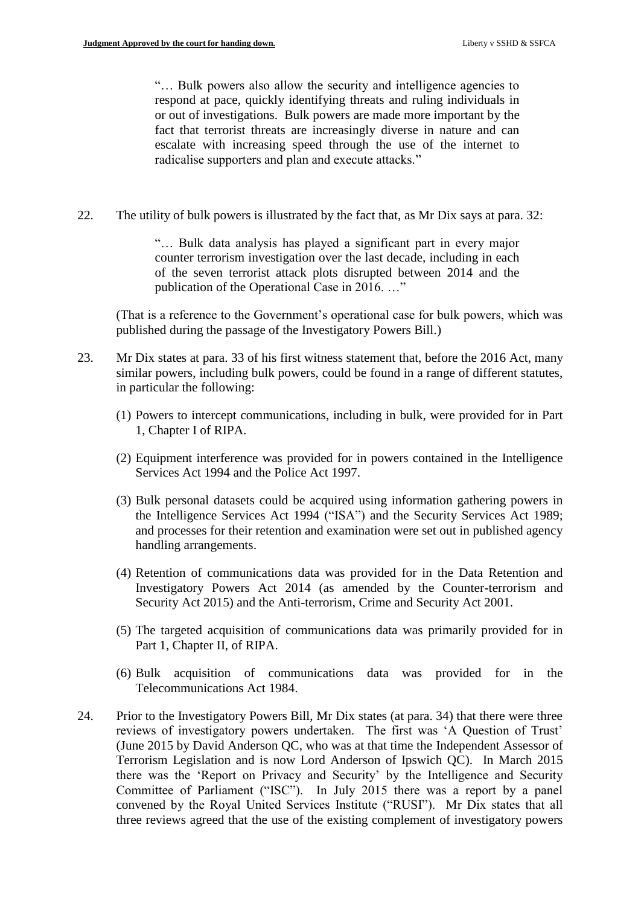> "… Bulk powers also allow the security and intelligence agencies to respond at pace, quickly identifying threats and ruling individuals in or out of investigations. Bulk powers are made more important by the fact that terrorist threats are increasingly diverse in nature and can escalate with increasing speed through the use of the internet to radicalise supporters and plan and execute attacks."

22. The utility of bulk powers is illustrated by the fact that, as Mr Dix says at para. 32:

> "… Bulk data analysis has played a significant part in every major counter terrorism investigation over the last decade, including in each of the seven terrorist attack plots disrupted between 2014 and the publication of the Operational Case in 2016. …"

(That is a reference to the Government's operational case for bulk powers, which was published during the passage of the Investigatory Powers Bill.)

23. Mr Dix states at para. 33 of his first witness statement that, before the 2016 Act, many similar powers, including bulk powers, could be found in a range of different statutes, in particular the following:

    (1) Powers to intercept communications, including in bulk, were provided for in Part 1, Chapter I of RIPA.

    (2) Equipment interference was provided for in powers contained in the Intelligence Services Act 1994 and the Police Act 1997.

    (3) Bulk personal datasets could be acquired using information gathering powers in the Intelligence Services Act 1994 ("ISA") and the Security Services Act 1989; and processes for their retention and examination were set out in published agency handling arrangements.

    (4) Retention of communications data was provided for in the Data Retention and Investigatory Powers Act 2014 (as amended by the Counter-terrorism and Security Act 2015) and the Anti-terrorism, Crime and Security Act 2001.

    (5) The targeted acquisition of communications data was primarily provided for in Part 1, Chapter II, of RIPA.

    (6) Bulk acquisition of communications data was provided for in the Telecommunications Act 1984.

24. Prior to the Investigatory Powers Bill, Mr Dix states (at para. 34) that there were three reviews of investigatory powers undertaken. The first was 'A Question of Trust' (June 2015 by David Anderson QC, who was at that time the Independent Assessor of Terrorism Legislation and is now Lord Anderson of Ipswich QC). In March 2015 there was the 'Report on Privacy and Security' by the Intelligence and Security Committee of Parliament ("ISC"). In July 2015 there was a report by a panel convened by the Royal United Services Institute ("RUSI"). Mr Dix states that all three reviews agreed that the use of the existing complement of investigatory powers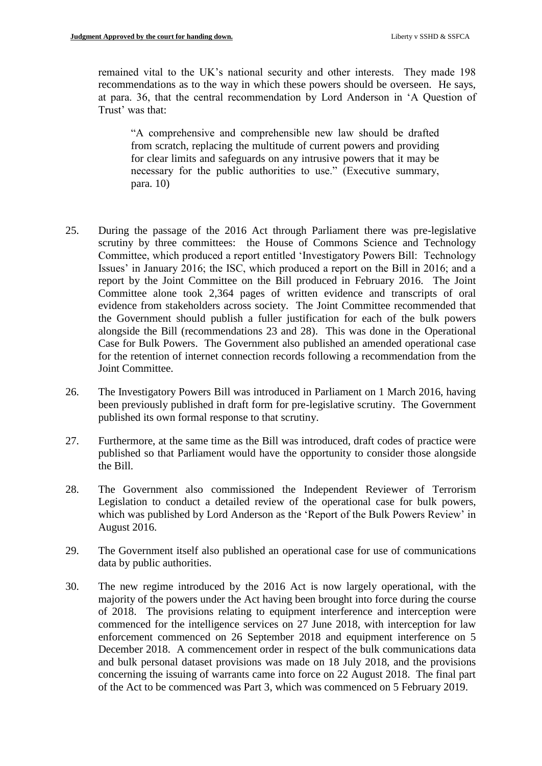remained vital to the UK's national security and other interests. They made 198 recommendations as to the way in which these powers should be overseen. He says, at para. 36, that the central recommendation by Lord Anderson in 'A Question of Trust' was that:

> "A comprehensive and comprehensible new law should be drafted from scratch, replacing the multitude of current powers and providing for clear limits and safeguards on any intrusive powers that it may be necessary for the public authorities to use." (Executive summary, para. 10)

25. During the passage of the 2016 Act through Parliament there was pre-legislative scrutiny by three committees: the House of Commons Science and Technology Committee, which produced a report entitled 'Investigatory Powers Bill: Technology Issues' in January 2016; the ISC, which produced a report on the Bill in 2016; and a report by the Joint Committee on the Bill produced in February 2016. The Joint Committee alone took 2,364 pages of written evidence and transcripts of oral evidence from stakeholders across society. The Joint Committee recommended that the Government should publish a fuller justification for each of the bulk powers alongside the Bill (recommendations 23 and 28). This was done in the Operational Case for Bulk Powers. The Government also published an amended operational case for the retention of internet connection records following a recommendation from the Joint Committee.

26. The Investigatory Powers Bill was introduced in Parliament on 1 March 2016, having been previously published in draft form for pre-legislative scrutiny. The Government published its own formal response to that scrutiny.

27. Furthermore, at the same time as the Bill was introduced, draft codes of practice were published so that Parliament would have the opportunity to consider those alongside the Bill.

28. The Government also commissioned the Independent Reviewer of Terrorism Legislation to conduct a detailed review of the operational case for bulk powers, which was published by Lord Anderson as the 'Report of the Bulk Powers Review' in August 2016.

29. The Government itself also published an operational case for use of communications data by public authorities.

30. The new regime introduced by the 2016 Act is now largely operational, with the majority of the powers under the Act having been brought into force during the course of 2018. The provisions relating to equipment interference and interception were commenced for the intelligence services on 27 June 2018, with interception for law enforcement commenced on 26 September 2018 and equipment interference on 5 December 2018. A commencement order in respect of the bulk communications data and bulk personal dataset provisions was made on 18 July 2018, and the provisions concerning the issuing of warrants came into force on 22 August 2018. The final part of the Act to be commenced was Part 3, which was commenced on 5 February 2019.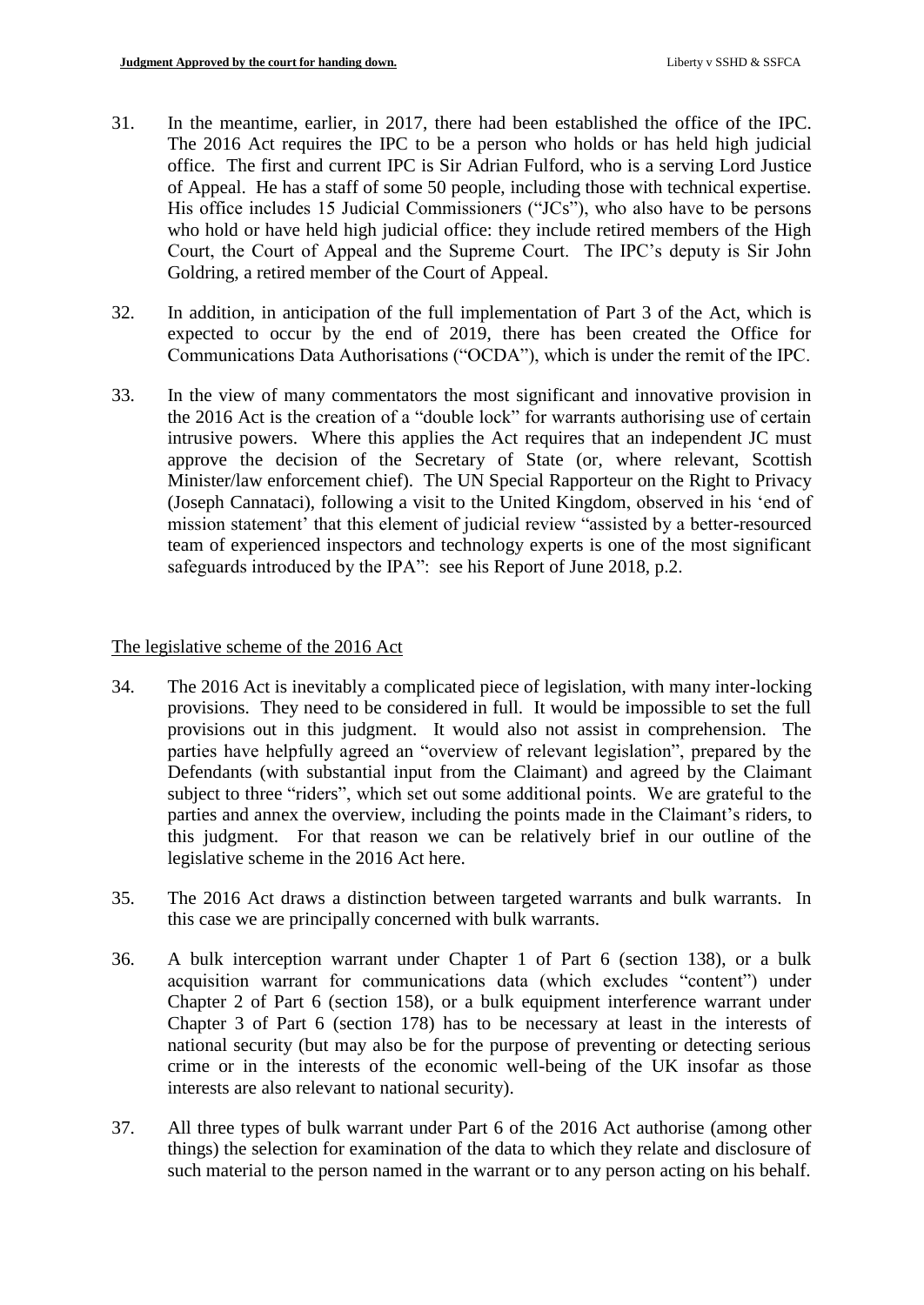31. In the meantime, earlier, in 2017, there had been established the office of the IPC. The 2016 Act requires the IPC to be a person who holds or has held high judicial office. The first and current IPC is Sir Adrian Fulford, who is a serving Lord Justice of Appeal. He has a staff of some 50 people, including those with technical expertise. His office includes 15 Judicial Commissioners ("JCs"), who also have to be persons who hold or have held high judicial office: they include retired members of the High Court, the Court of Appeal and the Supreme Court. The IPC's deputy is Sir John Goldring, a retired member of the Court of Appeal.

32. In addition, in anticipation of the full implementation of Part 3 of the Act, which is expected to occur by the end of 2019, there has been created the Office for Communications Data Authorisations ("OCDA"), which is under the remit of the IPC.

33. In the view of many commentators the most significant and innovative provision in the 2016 Act is the creation of a "double lock" for warrants authorising use of certain intrusive powers. Where this applies the Act requires that an independent JC must approve the decision of the Secretary of State (or, where relevant, Scottish Minister/law enforcement chief). The UN Special Rapporteur on the Right to Privacy (Joseph Cannataci), following a visit to the United Kingdom, observed in his 'end of mission statement' that this element of judicial review "assisted by a better-resourced team of experienced inspectors and technology experts is one of the most significant safeguards introduced by the IPA": see his Report of June 2018, p.2.

## The legislative scheme of the 2016 Act

34. The 2016 Act is inevitably a complicated piece of legislation, with many inter-locking provisions. They need to be considered in full. It would be impossible to set the full provisions out in this judgment. It would also not assist in comprehension. The parties have helpfully agreed an "overview of relevant legislation", prepared by the Defendants (with substantial input from the Claimant) and agreed by the Claimant subject to three "riders", which set out some additional points. We are grateful to the parties and annex the overview, including the points made in the Claimant's riders, to this judgment. For that reason we can be relatively brief in our outline of the legislative scheme in the 2016 Act here.

35. The 2016 Act draws a distinction between targeted warrants and bulk warrants. In this case we are principally concerned with bulk warrants.

36. A bulk interception warrant under Chapter 1 of Part 6 (section 138), or a bulk acquisition warrant for communications data (which excludes "content") under Chapter 2 of Part 6 (section 158), or a bulk equipment interference warrant under Chapter 3 of Part 6 (section 178) has to be necessary at least in the interests of national security (but may also be for the purpose of preventing or detecting serious crime or in the interests of the economic well-being of the UK insofar as those interests are also relevant to national security).

37. All three types of bulk warrant under Part 6 of the 2016 Act authorise (among other things) the selection for examination of the data to which they relate and disclosure of such material to the person named in the warrant or to any person acting on his behalf.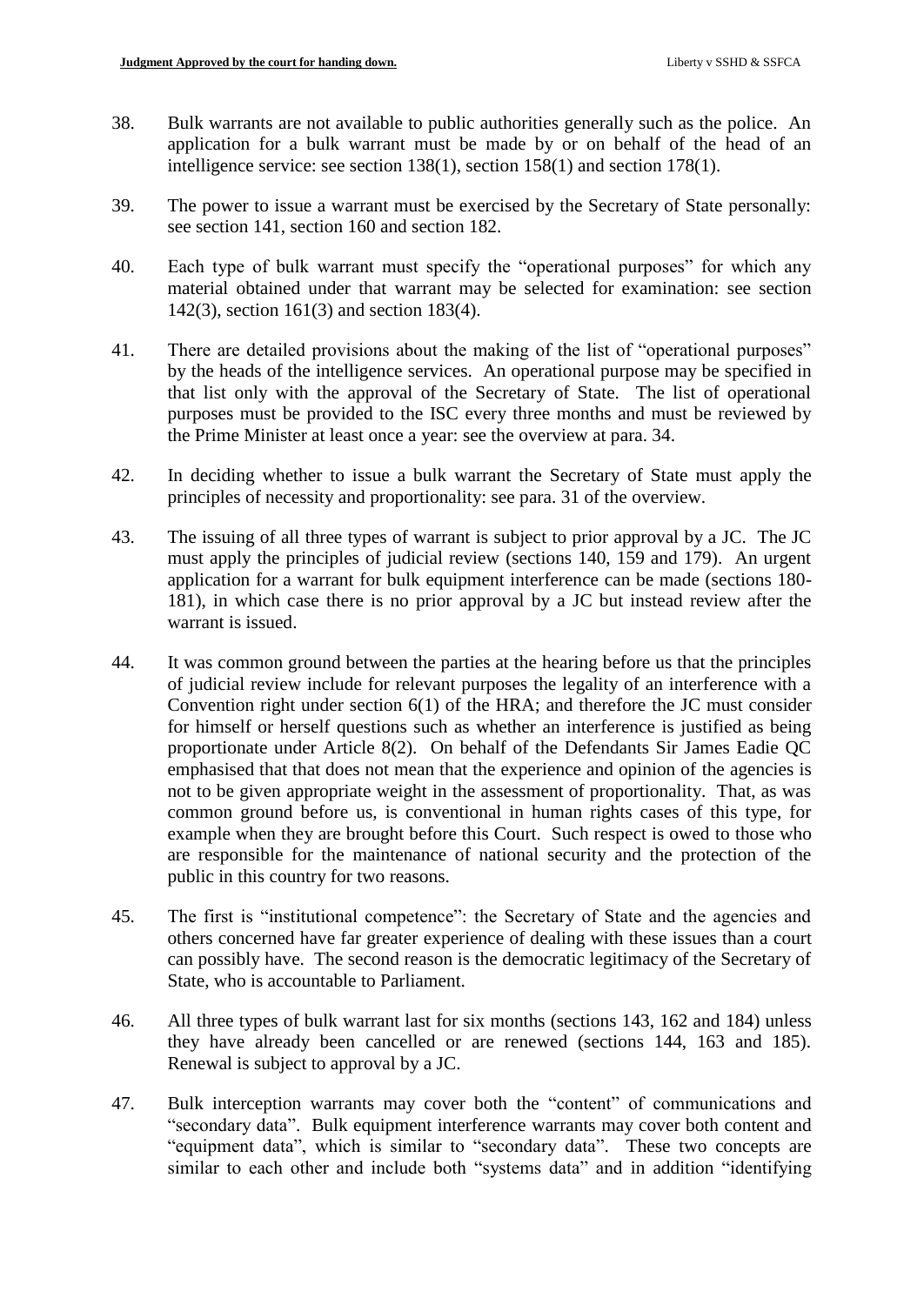38. Bulk warrants are not available to public authorities generally such as the police. An application for a bulk warrant must be made by or on behalf of the head of an intelligence service: see section 138(1), section 158(1) and section 178(1).

39. The power to issue a warrant must be exercised by the Secretary of State personally: see section 141, section 160 and section 182.

40. Each type of bulk warrant must specify the "operational purposes" for which any material obtained under that warrant may be selected for examination: see section 142(3), section 161(3) and section 183(4).

41. There are detailed provisions about the making of the list of "operational purposes" by the heads of the intelligence services. An operational purpose may be specified in that list only with the approval of the Secretary of State. The list of operational purposes must be provided to the ISC every three months and must be reviewed by the Prime Minister at least once a year: see the overview at para. 34.

42. In deciding whether to issue a bulk warrant the Secretary of State must apply the principles of necessity and proportionality: see para. 31 of the overview.

43. The issuing of all three types of warrant is subject to prior approval by a JC. The JC must apply the principles of judicial review (sections 140, 159 and 179). An urgent application for a warrant for bulk equipment interference can be made (sections 180-181), in which case there is no prior approval by a JC but instead review after the warrant is issued.

44. It was common ground between the parties at the hearing before us that the principles of judicial review include for relevant purposes the legality of an interference with a Convention right under section 6(1) of the HRA; and therefore the JC must consider for himself or herself questions such as whether an interference is justified as being proportionate under Article 8(2). On behalf of the Defendants Sir James Eadie QC emphasised that that does not mean that the experience and opinion of the agencies is not to be given appropriate weight in the assessment of proportionality. That, as was common ground before us, is conventional in human rights cases of this type, for example when they are brought before this Court. Such respect is owed to those who are responsible for the maintenance of national security and the protection of the public in this country for two reasons.

45. The first is "institutional competence": the Secretary of State and the agencies and others concerned have far greater experience of dealing with these issues than a court can possibly have. The second reason is the democratic legitimacy of the Secretary of State, who is accountable to Parliament.

46. All three types of bulk warrant last for six months (sections 143, 162 and 184) unless they have already been cancelled or are renewed (sections 144, 163 and 185). Renewal is subject to approval by a JC.

47. Bulk interception warrants may cover both the "content" of communications and "secondary data". Bulk equipment interference warrants may cover both content and "equipment data", which is similar to "secondary data". These two concepts are similar to each other and include both "systems data" and in addition "identifying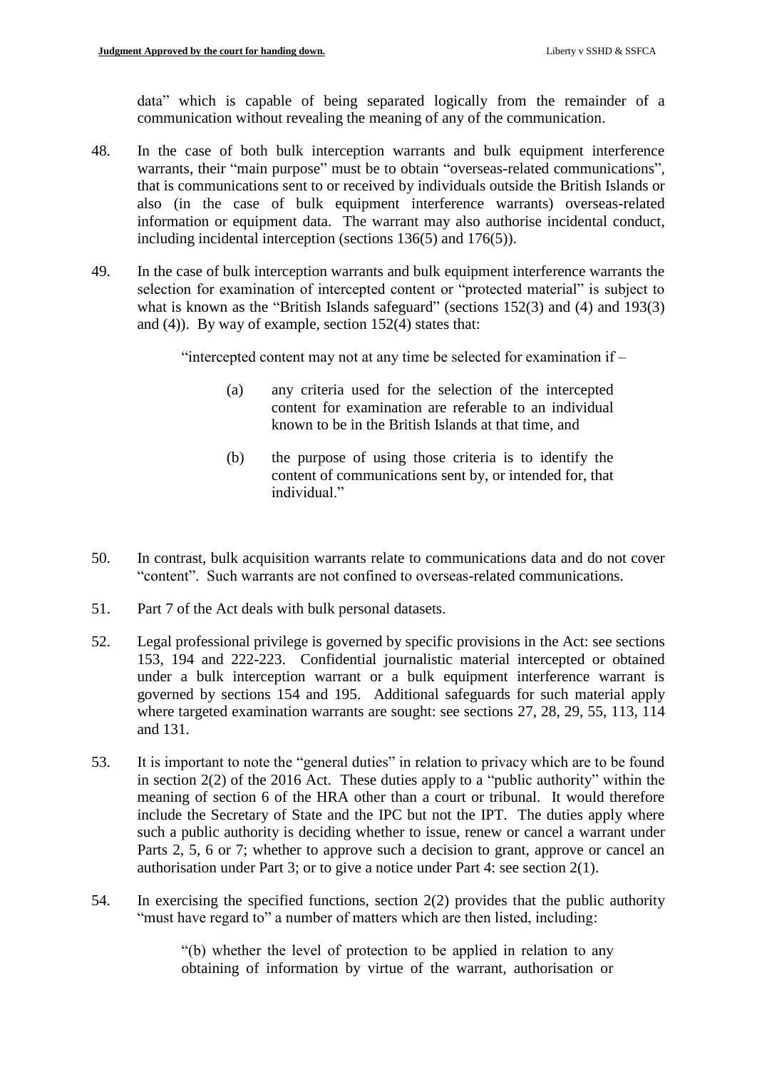data" which is capable of being separated logically from the remainder of a communication without revealing the meaning of any of the communication.

48. In the case of both bulk interception warrants and bulk equipment interference warrants, their "main purpose" must be to obtain "overseas-related communications", that is communications sent to or received by individuals outside the British Islands or also (in the case of bulk equipment interference warrants) overseas-related information or equipment data. The warrant may also authorise incidental conduct, including incidental interception (sections 136(5) and 176(5)).

49. In the case of bulk interception warrants and bulk equipment interference warrants the selection for examination of intercepted content or "protected material" is subject to what is known as the "British Islands safeguard" (sections 152(3) and (4) and 193(3) and (4)). By way of example, section 152(4) states that:

> "intercepted content may not at any time be selected for examination if –
>
> (a) any criteria used for the selection of the intercepted content for examination are referable to an individual known to be in the British Islands at that time, and
>
> (b) the purpose of using those criteria is to identify the content of communications sent by, or intended for, that individual."

50. In contrast, bulk acquisition warrants relate to communications data and do not cover "content". Such warrants are not confined to overseas-related communications.

51. Part 7 of the Act deals with bulk personal datasets.

52. Legal professional privilege is governed by specific provisions in the Act: see sections 153, 194 and 222-223. Confidential journalistic material intercepted or obtained under a bulk interception warrant or a bulk equipment interference warrant is governed by sections 154 and 195. Additional safeguards for such material apply where targeted examination warrants are sought: see sections 27, 28, 29, 55, 113, 114 and 131.

53. It is important to note the "general duties" in relation to privacy which are to be found in section 2(2) of the 2016 Act. These duties apply to a "public authority" within the meaning of section 6 of the HRA other than a court or tribunal. It would therefore include the Secretary of State and the IPC but not the IPT. The duties apply where such a public authority is deciding whether to issue, renew or cancel a warrant under Parts 2, 5, 6 or 7; whether to approve such a decision to grant, approve or cancel an authorisation under Part 3; or to give a notice under Part 4: see section 2(1).

54. In exercising the specified functions, section 2(2) provides that the public authority "must have regard to" a number of matters which are then listed, including:

> "(b) whether the level of protection to be applied in relation to any obtaining of information by virtue of the warrant, authorisation or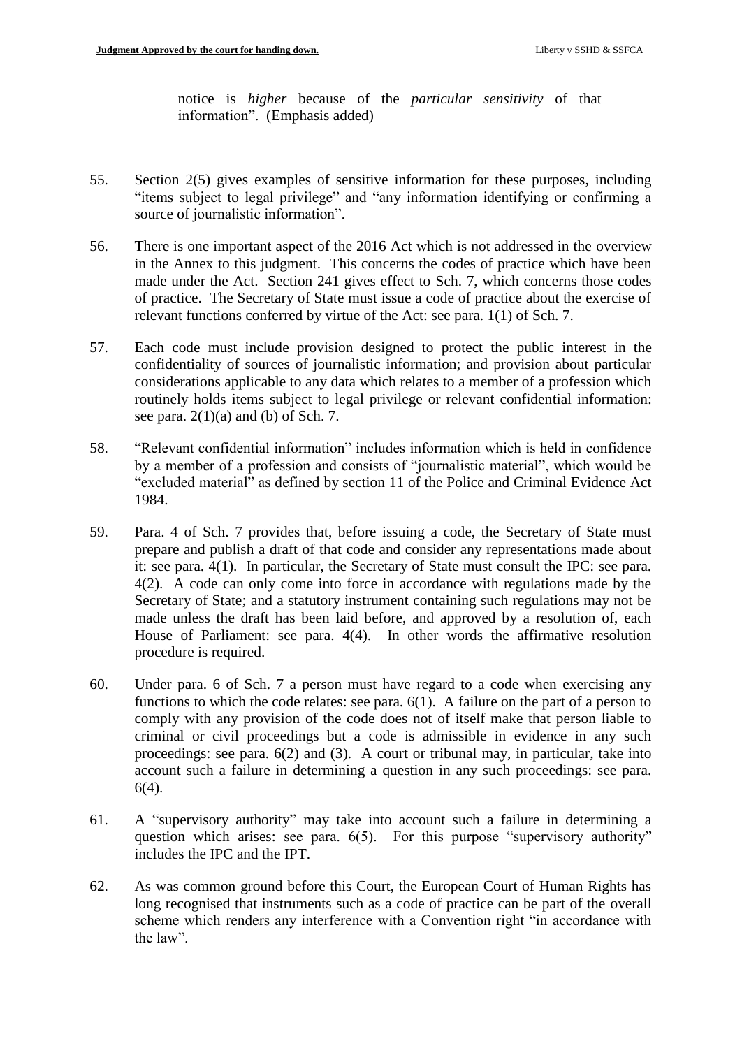notice is *higher* because of the *particular sensitivity* of that information". (Emphasis added)

55. Section 2(5) gives examples of sensitive information for these purposes, including "items subject to legal privilege" and "any information identifying or confirming a source of journalistic information".

56. There is one important aspect of the 2016 Act which is not addressed in the overview in the Annex to this judgment. This concerns the codes of practice which have been made under the Act. Section 241 gives effect to Sch. 7, which concerns those codes of practice. The Secretary of State must issue a code of practice about the exercise of relevant functions conferred by virtue of the Act: see para. 1(1) of Sch. 7.

57. Each code must include provision designed to protect the public interest in the confidentiality of sources of journalistic information; and provision about particular considerations applicable to any data which relates to a member of a profession which routinely holds items subject to legal privilege or relevant confidential information: see para. 2(1)(a) and (b) of Sch. 7.

58. "Relevant confidential information" includes information which is held in confidence by a member of a profession and consists of "journalistic material", which would be "excluded material" as defined by section 11 of the Police and Criminal Evidence Act 1984.

59. Para. 4 of Sch. 7 provides that, before issuing a code, the Secretary of State must prepare and publish a draft of that code and consider any representations made about it: see para. 4(1). In particular, the Secretary of State must consult the IPC: see para. 4(2). A code can only come into force in accordance with regulations made by the Secretary of State; and a statutory instrument containing such regulations may not be made unless the draft has been laid before, and approved by a resolution of, each House of Parliament: see para. 4(4). In other words the affirmative resolution procedure is required.

60. Under para. 6 of Sch. 7 a person must have regard to a code when exercising any functions to which the code relates: see para. 6(1). A failure on the part of a person to comply with any provision of the code does not of itself make that person liable to criminal or civil proceedings but a code is admissible in evidence in any such proceedings: see para. 6(2) and (3). A court or tribunal may, in particular, take into account such a failure in determining a question in any such proceedings: see para. 6(4).

61. A "supervisory authority" may take into account such a failure in determining a question which arises: see para. 6(5). For this purpose "supervisory authority" includes the IPC and the IPT.

62. As was common ground before this Court, the European Court of Human Rights has long recognised that instruments such as a code of practice can be part of the overall scheme which renders any interference with a Convention right "in accordance with the law".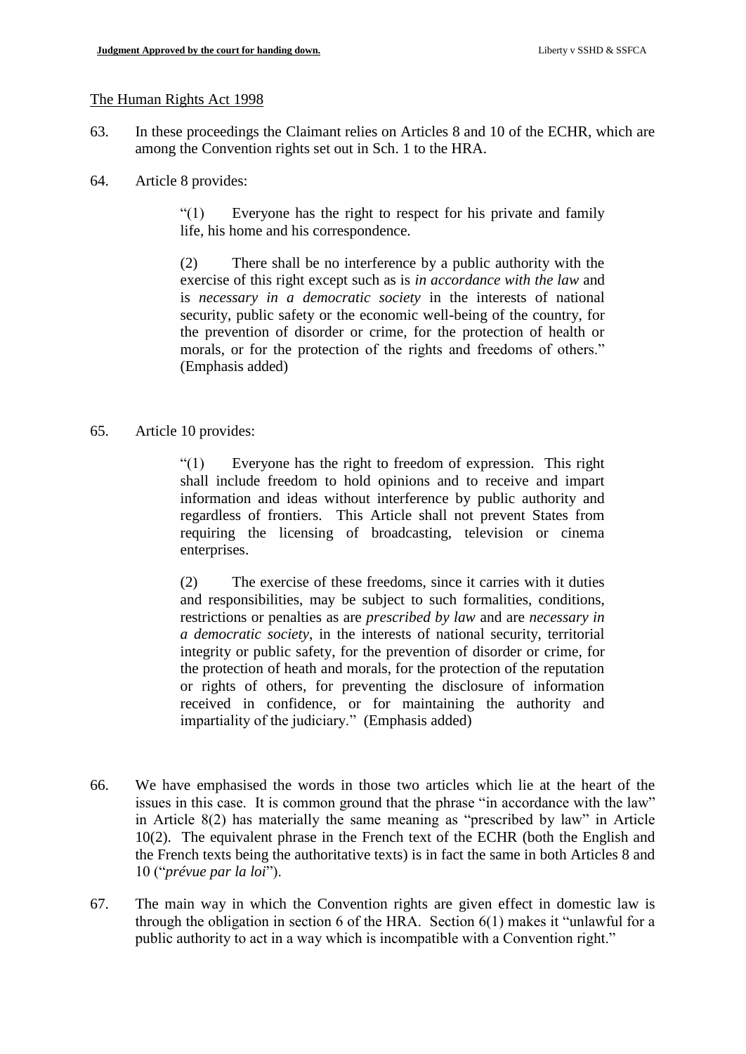The Human Rights Act 1998

63. In these proceedings the Claimant relies on Articles 8 and 10 of the ECHR, which are among the Convention rights set out in Sch. 1 to the HRA.

64. Article 8 provides:

> "(1) Everyone has the right to respect for his private and family life, his home and his correspondence.
>
> (2) There shall be no interference by a public authority with the exercise of this right except such as is *in accordance with the law* and is *necessary in a democratic society* in the interests of national security, public safety or the economic well-being of the country, for the prevention of disorder or crime, for the protection of health or morals, or for the protection of the rights and freedoms of others." (Emphasis added)

65. Article 10 provides:

> "(1) Everyone has the right to freedom of expression. This right shall include freedom to hold opinions and to receive and impart information and ideas without interference by public authority and regardless of frontiers. This Article shall not prevent States from requiring the licensing of broadcasting, television or cinema enterprises.
>
> (2) The exercise of these freedoms, since it carries with it duties and responsibilities, may be subject to such formalities, conditions, restrictions or penalties as are *prescribed by law* and are *necessary in a democratic society*, in the interests of national security, territorial integrity or public safety, for the prevention of disorder or crime, for the protection of heath and morals, for the protection of the reputation or rights of others, for preventing the disclosure of information received in confidence, or for maintaining the authority and impartiality of the judiciary." (Emphasis added)

66. We have emphasised the words in those two articles which lie at the heart of the issues in this case. It is common ground that the phrase "in accordance with the law" in Article 8(2) has materially the same meaning as "prescribed by law" in Article 10(2). The equivalent phrase in the French text of the ECHR (both the English and the French texts being the authoritative texts) is in fact the same in both Articles 8 and 10 ("*prévue par la loi*").

67. The main way in which the Convention rights are given effect in domestic law is through the obligation in section 6 of the HRA. Section 6(1) makes it "unlawful for a public authority to act in a way which is incompatible with a Convention right."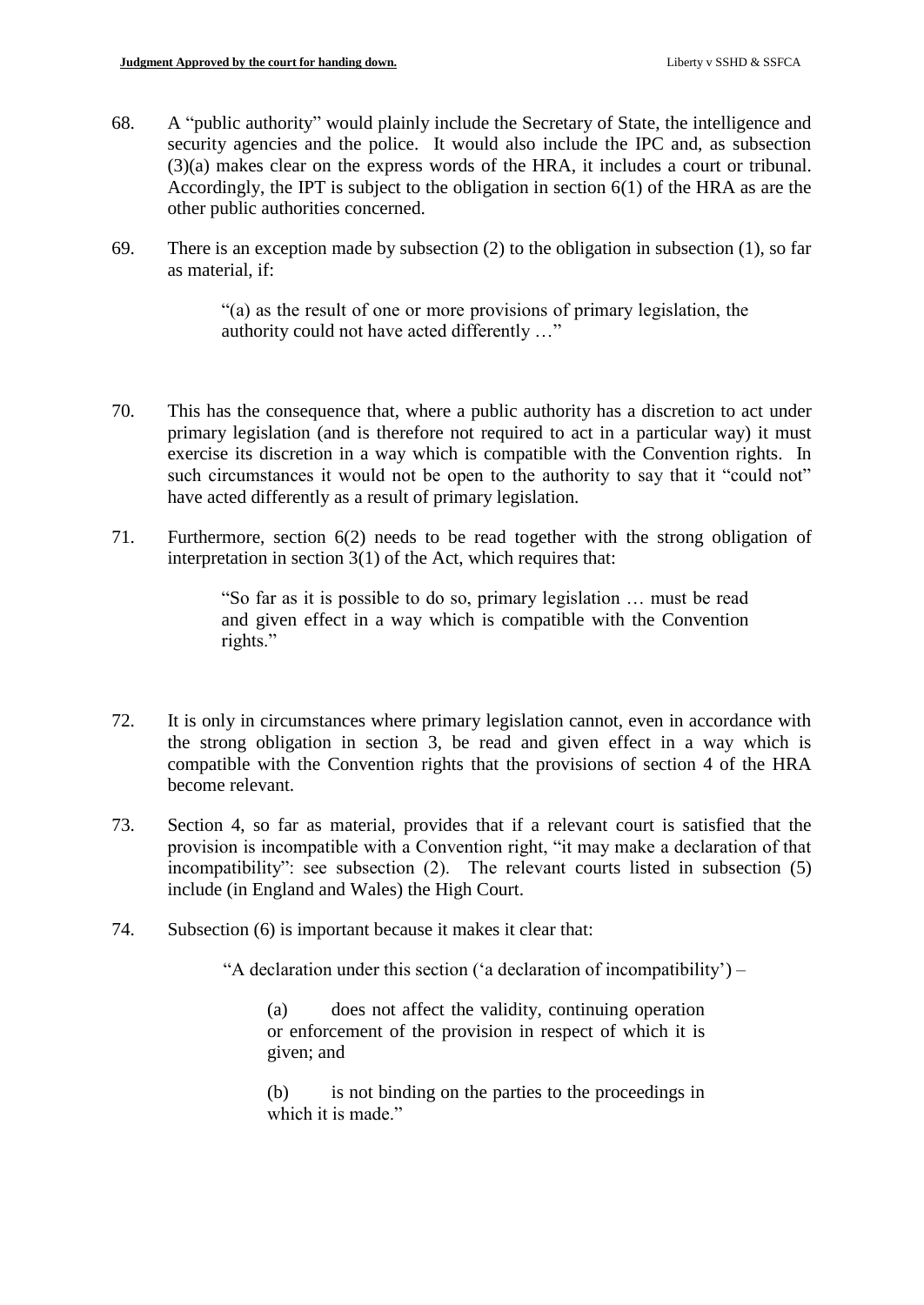68. A "public authority" would plainly include the Secretary of State, the intelligence and security agencies and the police. It would also include the IPC and, as subsection (3)(a) makes clear on the express words of the HRA, it includes a court or tribunal. Accordingly, the IPT is subject to the obligation in section 6(1) of the HRA as are the other public authorities concerned.

69. There is an exception made by subsection (2) to the obligation in subsection (1), so far as material, if:

> "(a) as the result of one or more provisions of primary legislation, the authority could not have acted differently …"

70. This has the consequence that, where a public authority has a discretion to act under primary legislation (and is therefore not required to act in a particular way) it must exercise its discretion in a way which is compatible with the Convention rights. In such circumstances it would not be open to the authority to say that it "could not" have acted differently as a result of primary legislation.

71. Furthermore, section 6(2) needs to be read together with the strong obligation of interpretation in section 3(1) of the Act, which requires that:

> "So far as it is possible to do so, primary legislation … must be read and given effect in a way which is compatible with the Convention rights."

72. It is only in circumstances where primary legislation cannot, even in accordance with the strong obligation in section 3, be read and given effect in a way which is compatible with the Convention rights that the provisions of section 4 of the HRA become relevant.

73. Section 4, so far as material, provides that if a relevant court is satisfied that the provision is incompatible with a Convention right, "it may make a declaration of that incompatibility": see subsection (2). The relevant courts listed in subsection (5) include (in England and Wales) the High Court.

74. Subsection (6) is important because it makes it clear that:

> "A declaration under this section ('a declaration of incompatibility') –
>
> (a) does not affect the validity, continuing operation or enforcement of the provision in respect of which it is given; and
>
> (b) is not binding on the parties to the proceedings in which it is made."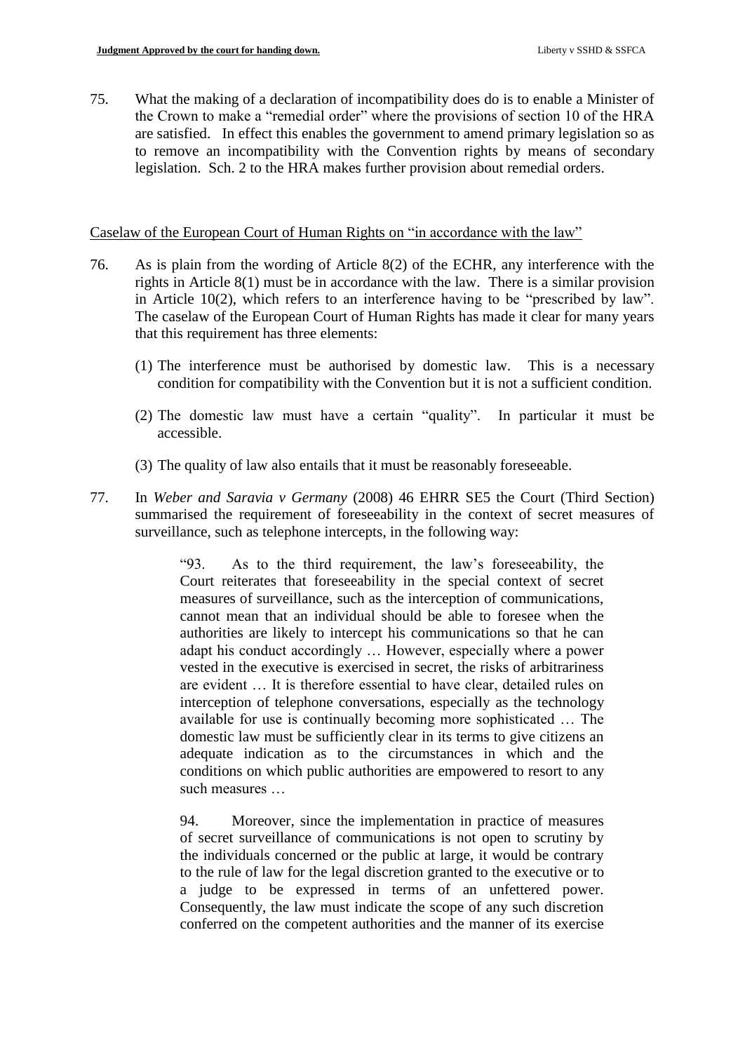75. What the making of a declaration of incompatibility does do is to enable a Minister of the Crown to make a "remedial order" where the provisions of section 10 of the HRA are satisfied. In effect this enables the government to amend primary legislation so as to remove an incompatibility with the Convention rights by means of secondary legislation. Sch. 2 to the HRA makes further provision about remedial orders.

Caselaw of the European Court of Human Rights on "in accordance with the law"

76. As is plain from the wording of Article 8(2) of the ECHR, any interference with the rights in Article 8(1) must be in accordance with the law. There is a similar provision in Article 10(2), which refers to an interference having to be "prescribed by law". The caselaw of the European Court of Human Rights has made it clear for many years that this requirement has three elements:

   (1) The interference must be authorised by domestic law. This is a necessary condition for compatibility with the Convention but it is not a sufficient condition.

   (2) The domestic law must have a certain "quality". In particular it must be accessible.

   (3) The quality of law also entails that it must be reasonably foreseeable.

77. In *Weber and Saravia v Germany* (2008) 46 EHRR SE5 the Court (Third Section) summarised the requirement of foreseeability in the context of secret measures of surveillance, such as telephone intercepts, in the following way:

> "93. As to the third requirement, the law's foreseeability, the Court reiterates that foreseeability in the special context of secret measures of surveillance, such as the interception of communications, cannot mean that an individual should be able to foresee when the authorities are likely to intercept his communications so that he can adapt his conduct accordingly … However, especially where a power vested in the executive is exercised in secret, the risks of arbitrariness are evident … It is therefore essential to have clear, detailed rules on interception of telephone conversations, especially as the technology available for use is continually becoming more sophisticated … The domestic law must be sufficiently clear in its terms to give citizens an adequate indication as to the circumstances in which and the conditions on which public authorities are empowered to resort to any such measures …
>
> 94. Moreover, since the implementation in practice of measures of secret surveillance of communications is not open to scrutiny by the individuals concerned or the public at large, it would be contrary to the rule of law for the legal discretion granted to the executive or to a judge to be expressed in terms of an unfettered power. Consequently, the law must indicate the scope of any such discretion conferred on the competent authorities and the manner of its exercise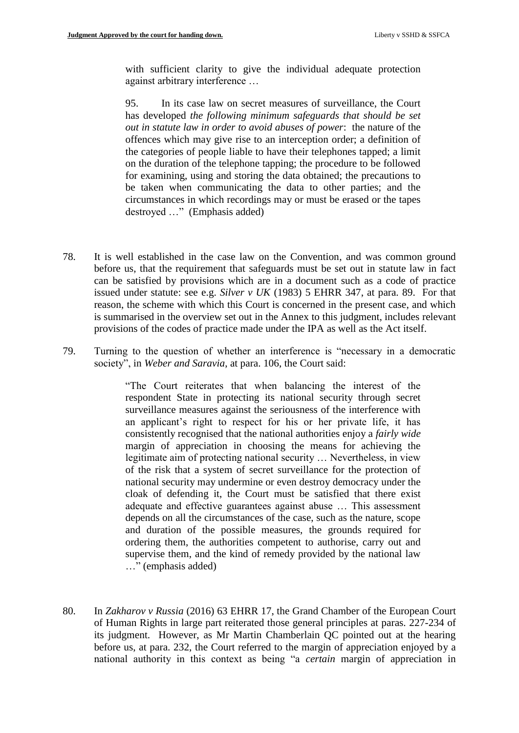> with sufficient clarity to give the individual adequate protection against arbitrary interference …
>
> 95. In its case law on secret measures of surveillance, the Court has developed *the following minimum safeguards that should be set out in statute law in order to avoid abuses of power*: the nature of the offences which may give rise to an interception order; a definition of the categories of people liable to have their telephones tapped; a limit on the duration of the telephone tapping; the procedure to be followed for examining, using and storing the data obtained; the precautions to be taken when communicating the data to other parties; and the circumstances in which recordings may or must be erased or the tapes destroyed …" (Emphasis added)

78. It is well established in the case law on the Convention, and was common ground before us, that the requirement that safeguards must be set out in statute law in fact can be satisfied by provisions which are in a document such as a code of practice issued under statute: see e.g. *Silver v UK* (1983) 5 EHRR 347, at para. 89. For that reason, the scheme with which this Court is concerned in the present case, and which is summarised in the overview set out in the Annex to this judgment, includes relevant provisions of the codes of practice made under the IPA as well as the Act itself.

79. Turning to the question of whether an interference is "necessary in a democratic society", in *Weber and Saravia*, at para. 106, the Court said:

> "The Court reiterates that when balancing the interest of the respondent State in protecting its national security through secret surveillance measures against the seriousness of the interference with an applicant's right to respect for his or her private life, it has consistently recognised that the national authorities enjoy a *fairly wide* margin of appreciation in choosing the means for achieving the legitimate aim of protecting national security … Nevertheless, in view of the risk that a system of secret surveillance for the protection of national security may undermine or even destroy democracy under the cloak of defending it, the Court must be satisfied that there exist adequate and effective guarantees against abuse … This assessment depends on all the circumstances of the case, such as the nature, scope and duration of the possible measures, the grounds required for ordering them, the authorities competent to authorise, carry out and supervise them, and the kind of remedy provided by the national law …" (emphasis added)

80. In *Zakharov v Russia* (2016) 63 EHRR 17, the Grand Chamber of the European Court of Human Rights in large part reiterated those general principles at paras. 227-234 of its judgment. However, as Mr Martin Chamberlain QC pointed out at the hearing before us, at para. 232, the Court referred to the margin of appreciation enjoyed by a national authority in this context as being "a *certain* margin of appreciation in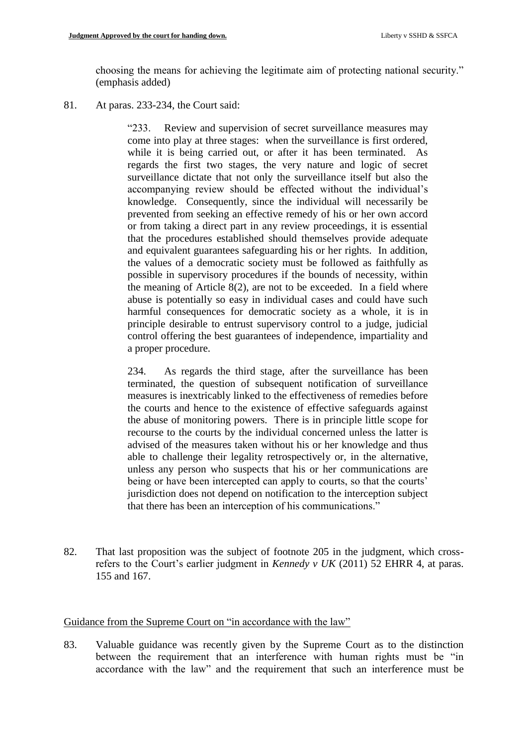choosing the means for achieving the legitimate aim of protecting national security." (emphasis added)

81. At paras. 233-234, the Court said:

> "233. Review and supervision of secret surveillance measures may come into play at three stages: when the surveillance is first ordered, while it is being carried out, or after it has been terminated. As regards the first two stages, the very nature and logic of secret surveillance dictate that not only the surveillance itself but also the accompanying review should be effected without the individual's knowledge. Consequently, since the individual will necessarily be prevented from seeking an effective remedy of his or her own accord or from taking a direct part in any review proceedings, it is essential that the procedures established should themselves provide adequate and equivalent guarantees safeguarding his or her rights. In addition, the values of a democratic society must be followed as faithfully as possible in supervisory procedures if the bounds of necessity, within the meaning of Article 8(2), are not to be exceeded. In a field where abuse is potentially so easy in individual cases and could have such harmful consequences for democratic society as a whole, it is in principle desirable to entrust supervisory control to a judge, judicial control offering the best guarantees of independence, impartiality and a proper procedure.
>
> 234. As regards the third stage, after the surveillance has been terminated, the question of subsequent notification of surveillance measures is inextricably linked to the effectiveness of remedies before the courts and hence to the existence of effective safeguards against the abuse of monitoring powers. There is in principle little scope for recourse to the courts by the individual concerned unless the latter is advised of the measures taken without his or her knowledge and thus able to challenge their legality retrospectively or, in the alternative, unless any person who suspects that his or her communications are being or have been intercepted can apply to courts, so that the courts' jurisdiction does not depend on notification to the interception subject that there has been an interception of his communications."

82. That last proposition was the subject of footnote 205 in the judgment, which cross-refers to the Court's earlier judgment in *Kennedy v UK* (2011) 52 EHRR 4, at paras. 155 and 167.

Guidance from the Supreme Court on "in accordance with the law"

83. Valuable guidance was recently given by the Supreme Court as to the distinction between the requirement that an interference with human rights must be "in accordance with the law" and the requirement that such an interference must be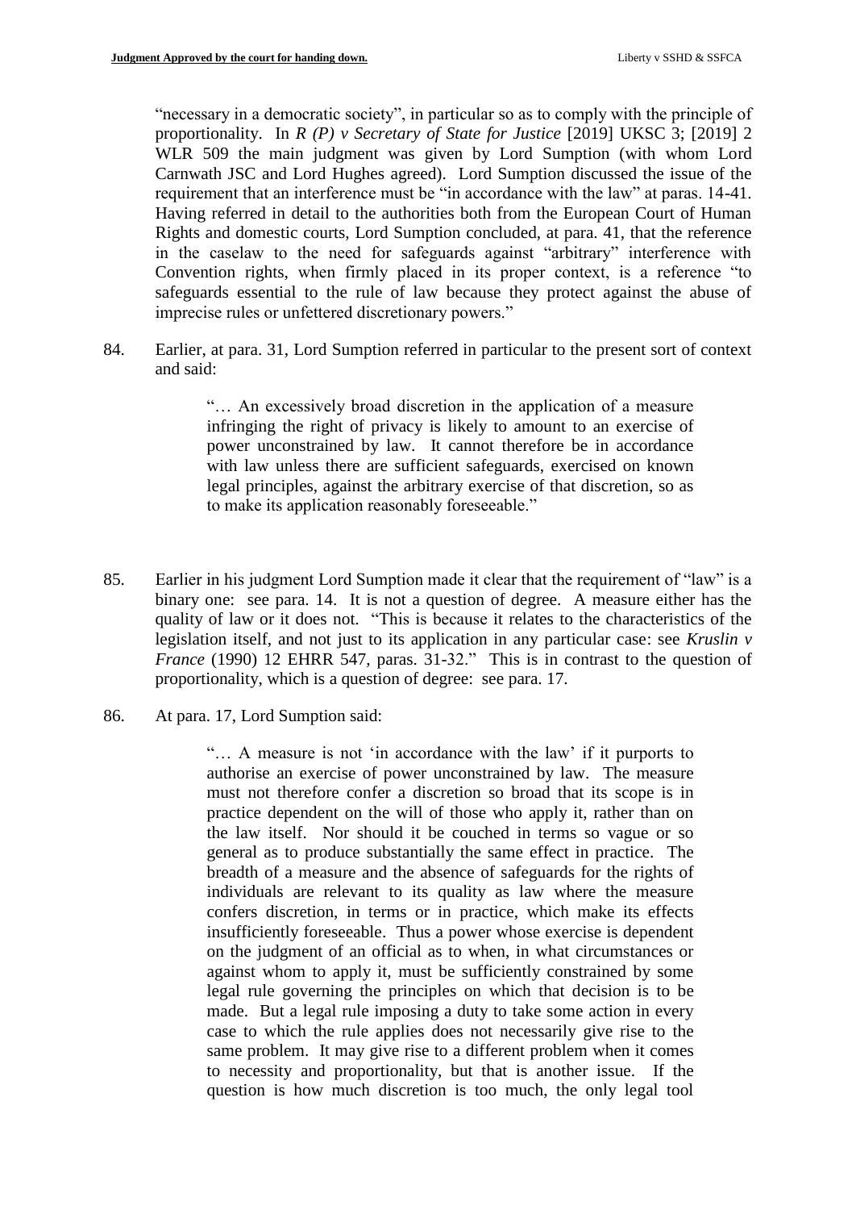"necessary in a democratic society", in particular so as to comply with the principle of proportionality. In *R (P) v Secretary of State for Justice* [2019] UKSC 3; [2019] 2 WLR 509 the main judgment was given by Lord Sumption (with whom Lord Carnwath JSC and Lord Hughes agreed). Lord Sumption discussed the issue of the requirement that an interference must be "in accordance with the law" at paras. 14-41. Having referred in detail to the authorities both from the European Court of Human Rights and domestic courts, Lord Sumption concluded, at para. 41, that the reference in the caselaw to the need for safeguards against "arbitrary" interference with Convention rights, when firmly placed in its proper context, is a reference "to safeguards essential to the rule of law because they protect against the abuse of imprecise rules or unfettered discretionary powers."

84. Earlier, at para. 31, Lord Sumption referred in particular to the present sort of context and said:

> "… An excessively broad discretion in the application of a measure infringing the right of privacy is likely to amount to an exercise of power unconstrained by law. It cannot therefore be in accordance with law unless there are sufficient safeguards, exercised on known legal principles, against the arbitrary exercise of that discretion, so as to make its application reasonably foreseeable."

85. Earlier in his judgment Lord Sumption made it clear that the requirement of "law" is a binary one: see para. 14. It is not a question of degree. A measure either has the quality of law or it does not. "This is because it relates to the characteristics of the legislation itself, and not just to its application in any particular case: see *Kruslin v France* (1990) 12 EHRR 547, paras. 31-32." This is in contrast to the question of proportionality, which is a question of degree: see para. 17.

86. At para. 17, Lord Sumption said:

> "… A measure is not 'in accordance with the law' if it purports to authorise an exercise of power unconstrained by law. The measure must not therefore confer a discretion so broad that its scope is in practice dependent on the will of those who apply it, rather than on the law itself. Nor should it be couched in terms so vague or so general as to produce substantially the same effect in practice. The breadth of a measure and the absence of safeguards for the rights of individuals are relevant to its quality as law where the measure confers discretion, in terms or in practice, which make its effects insufficiently foreseeable. Thus a power whose exercise is dependent on the judgment of an official as to when, in what circumstances or against whom to apply it, must be sufficiently constrained by some legal rule governing the principles on which that decision is to be made. But a legal rule imposing a duty to take some action in every case to which the rule applies does not necessarily give rise to the same problem. It may give rise to a different problem when it comes to necessity and proportionality, but that is another issue. If the question is how much discretion is too much, the only legal tool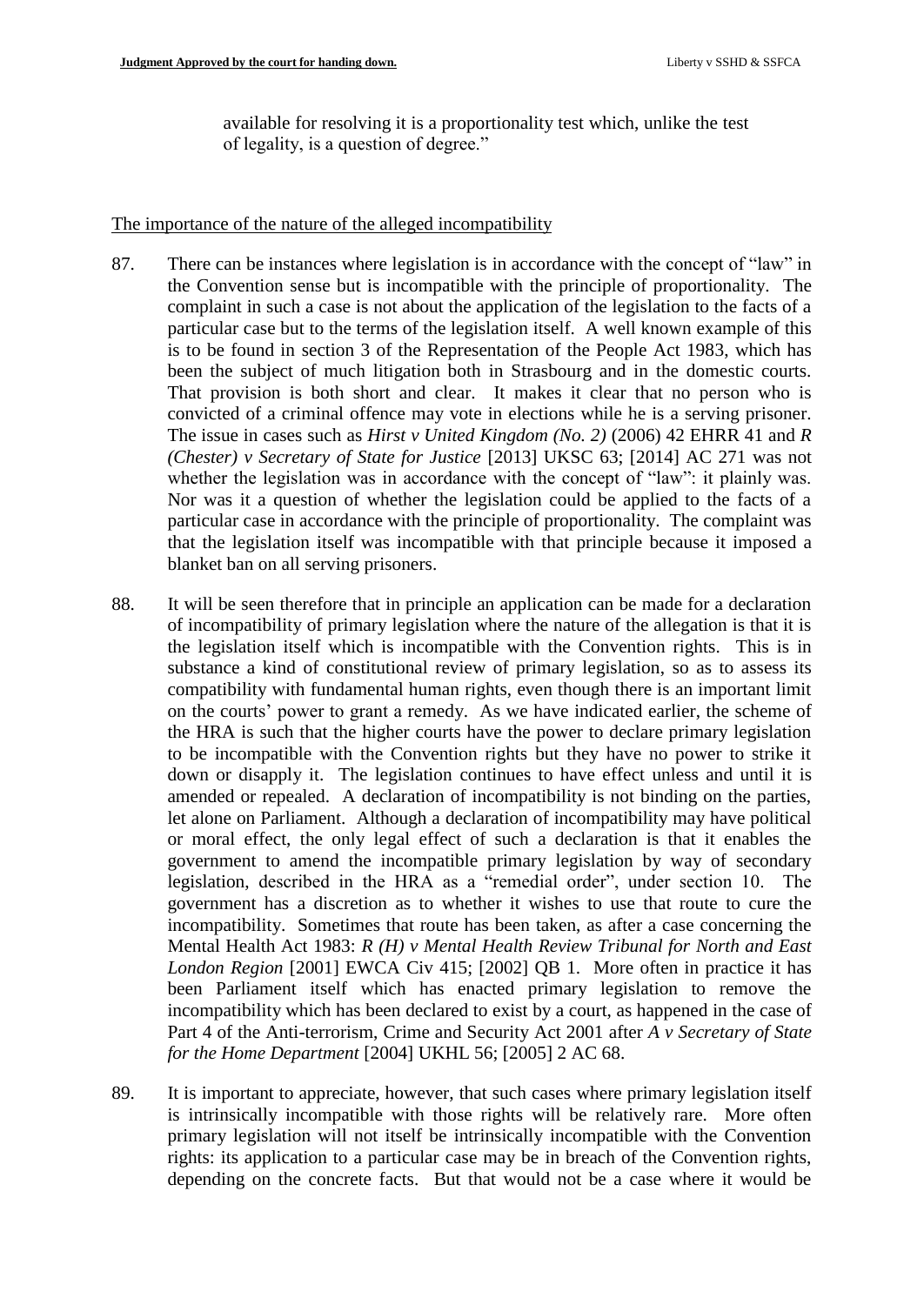available for resolving it is a proportionality test which, unlike the test of legality, is a question of degree."

## The importance of the nature of the alleged incompatibility

87. There can be instances where legislation is in accordance with the concept of "law" in the Convention sense but is incompatible with the principle of proportionality. The complaint in such a case is not about the application of the legislation to the facts of a particular case but to the terms of the legislation itself. A well known example of this is to be found in section 3 of the Representation of the People Act 1983, which has been the subject of much litigation both in Strasbourg and in the domestic courts. That provision is both short and clear. It makes it clear that no person who is convicted of a criminal offence may vote in elections while he is a serving prisoner. The issue in cases such as *Hirst v United Kingdom (No. 2)* (2006) 42 EHRR 41 and *R (Chester) v Secretary of State for Justice* [2013] UKSC 63; [2014] AC 271 was not whether the legislation was in accordance with the concept of "law": it plainly was. Nor was it a question of whether the legislation could be applied to the facts of a particular case in accordance with the principle of proportionality. The complaint was that the legislation itself was incompatible with that principle because it imposed a blanket ban on all serving prisoners.

88. It will be seen therefore that in principle an application can be made for a declaration of incompatibility of primary legislation where the nature of the allegation is that it is the legislation itself which is incompatible with the Convention rights. This is in substance a kind of constitutional review of primary legislation, so as to assess its compatibility with fundamental human rights, even though there is an important limit on the courts' power to grant a remedy. As we have indicated earlier, the scheme of the HRA is such that the higher courts have the power to declare primary legislation to be incompatible with the Convention rights but they have no power to strike it down or disapply it. The legislation continues to have effect unless and until it is amended or repealed. A declaration of incompatibility is not binding on the parties, let alone on Parliament. Although a declaration of incompatibility may have political or moral effect, the only legal effect of such a declaration is that it enables the government to amend the incompatible primary legislation by way of secondary legislation, described in the HRA as a "remedial order", under section 10. The government has a discretion as to whether it wishes to use that route to cure the incompatibility. Sometimes that route has been taken, as after a case concerning the Mental Health Act 1983: *R (H) v Mental Health Review Tribunal for North and East London Region* [2001] EWCA Civ 415; [2002] QB 1. More often in practice it has been Parliament itself which has enacted primary legislation to remove the incompatibility which has been declared to exist by a court, as happened in the case of Part 4 of the Anti-terrorism, Crime and Security Act 2001 after *A v Secretary of State for the Home Department* [2004] UKHL 56; [2005] 2 AC 68.

89. It is important to appreciate, however, that such cases where primary legislation itself is intrinsically incompatible with those rights will be relatively rare. More often primary legislation will not itself be intrinsically incompatible with the Convention rights: its application to a particular case may be in breach of the Convention rights, depending on the concrete facts. But that would not be a case where it would be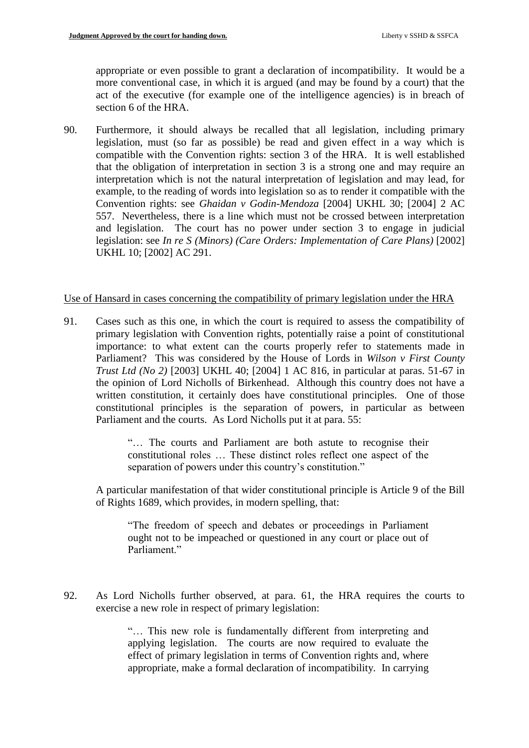appropriate or even possible to grant a declaration of incompatibility. It would be a more conventional case, in which it is argued (and may be found by a court) that the act of the executive (for example one of the intelligence agencies) is in breach of section 6 of the HRA.

90. Furthermore, it should always be recalled that all legislation, including primary legislation, must (so far as possible) be read and given effect in a way which is compatible with the Convention rights: section 3 of the HRA. It is well established that the obligation of interpretation in section 3 is a strong one and may require an interpretation which is not the natural interpretation of legislation and may lead, for example, to the reading of words into legislation so as to render it compatible with the Convention rights: see *Ghaidan v Godin-Mendoza* [2004] UKHL 30; [2004] 2 AC 557. Nevertheless, there is a line which must not be crossed between interpretation and legislation. The court has no power under section 3 to engage in judicial legislation: see *In re S (Minors) (Care Orders: Implementation of Care Plans)* [2002] UKHL 10; [2002] AC 291.

<u>Use of Hansard in cases concerning the compatibility of primary legislation under the HRA</u>

91. Cases such as this one, in which the court is required to assess the compatibility of primary legislation with Convention rights, potentially raise a point of constitutional importance: to what extent can the courts properly refer to statements made in Parliament? This was considered by the House of Lords in *Wilson v First County Trust Ltd (No 2)* [2003] UKHL 40; [2004] 1 AC 816, in particular at paras. 51-67 in the opinion of Lord Nicholls of Birkenhead. Although this country does not have a written constitution, it certainly does have constitutional principles. One of those constitutional principles is the separation of powers, in particular as between Parliament and the courts. As Lord Nicholls put it at para. 55:

> "… The courts and Parliament are both astute to recognise their constitutional roles … These distinct roles reflect one aspect of the separation of powers under this country's constitution."

A particular manifestation of that wider constitutional principle is Article 9 of the Bill of Rights 1689, which provides, in modern spelling, that:

> "The freedom of speech and debates or proceedings in Parliament ought not to be impeached or questioned in any court or place out of Parliament."

92. As Lord Nicholls further observed, at para. 61, the HRA requires the courts to exercise a new role in respect of primary legislation:

> "… This new role is fundamentally different from interpreting and applying legislation. The courts are now required to evaluate the effect of primary legislation in terms of Convention rights and, where appropriate, make a formal declaration of incompatibility. In carrying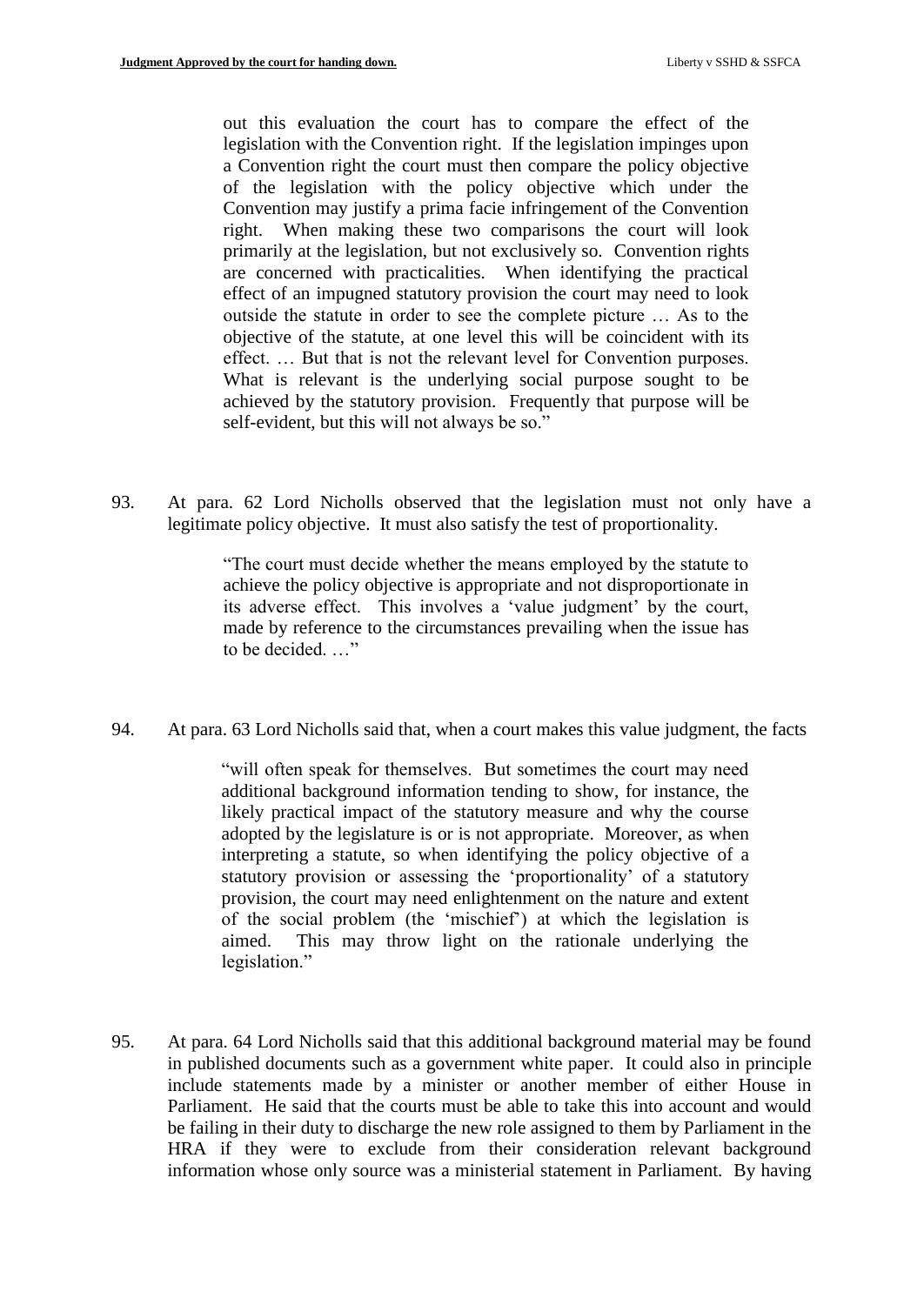> out this evaluation the court has to compare the effect of the legislation with the Convention right. If the legislation impinges upon a Convention right the court must then compare the policy objective of the legislation with the policy objective which under the Convention may justify a prima facie infringement of the Convention right. When making these two comparisons the court will look primarily at the legislation, but not exclusively so. Convention rights are concerned with practicalities. When identifying the practical effect of an impugned statutory provision the court may need to look outside the statute in order to see the complete picture … As to the objective of the statute, at one level this will be coincident with its effect. … But that is not the relevant level for Convention purposes. What is relevant is the underlying social purpose sought to be achieved by the statutory provision. Frequently that purpose will be self-evident, but this will not always be so."

93. At para. 62 Lord Nicholls observed that the legislation must not only have a legitimate policy objective. It must also satisfy the test of proportionality.

> "The court must decide whether the means employed by the statute to achieve the policy objective is appropriate and not disproportionate in its adverse effect. This involves a 'value judgment' by the court, made by reference to the circumstances prevailing when the issue has to be decided. …"

94. At para. 63 Lord Nicholls said that, when a court makes this value judgment, the facts

> "will often speak for themselves. But sometimes the court may need additional background information tending to show, for instance, the likely practical impact of the statutory measure and why the course adopted by the legislature is or is not appropriate. Moreover, as when interpreting a statute, so when identifying the policy objective of a statutory provision or assessing the 'proportionality' of a statutory provision, the court may need enlightenment on the nature and extent of the social problem (the 'mischief') at which the legislation is aimed. This may throw light on the rationale underlying the legislation."

95. At para. 64 Lord Nicholls said that this additional background material may be found in published documents such as a government white paper. It could also in principle include statements made by a minister or another member of either House in Parliament. He said that the courts must be able to take this into account and would be failing in their duty to discharge the new role assigned to them by Parliament in the HRA if they were to exclude from their consideration relevant background information whose only source was a ministerial statement in Parliament. By having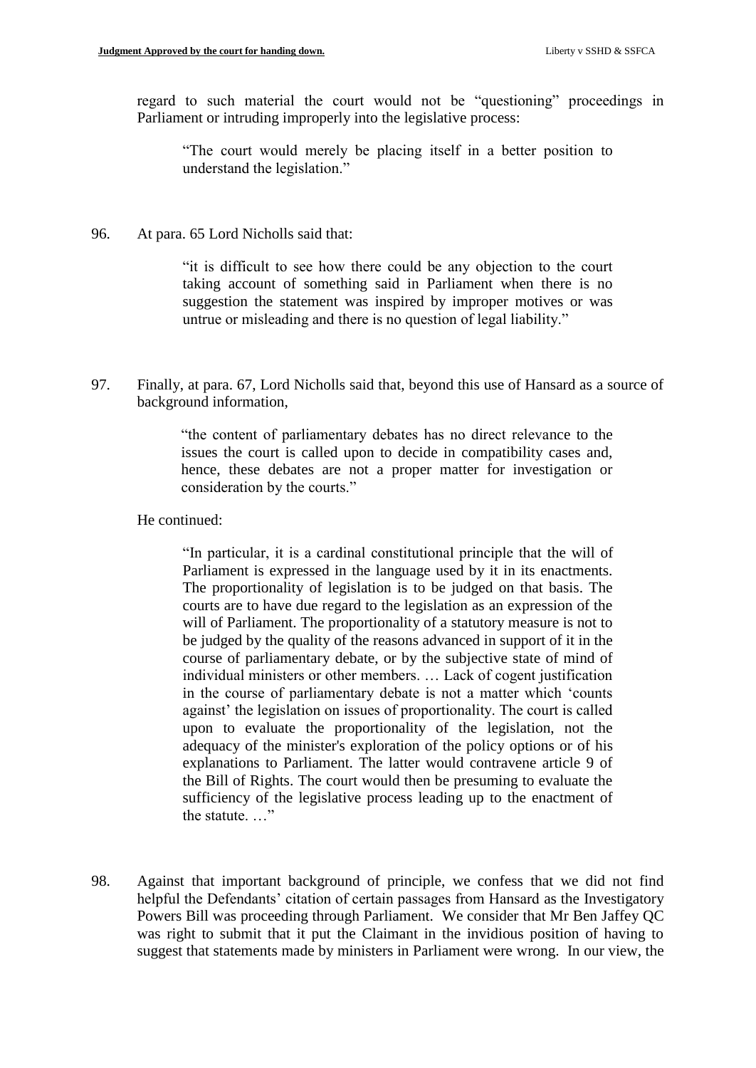regard to such material the court would not be "questioning" proceedings in Parliament or intruding improperly into the legislative process:

> "The court would merely be placing itself in a better position to understand the legislation."

96. At para. 65 Lord Nicholls said that:

> "it is difficult to see how there could be any objection to the court taking account of something said in Parliament when there is no suggestion the statement was inspired by improper motives or was untrue or misleading and there is no question of legal liability."

97. Finally, at para. 67, Lord Nicholls said that, beyond this use of Hansard as a source of background information,

> "the content of parliamentary debates has no direct relevance to the issues the court is called upon to decide in compatibility cases and, hence, these debates are not a proper matter for investigation or consideration by the courts."

He continued:

> "In particular, it is a cardinal constitutional principle that the will of Parliament is expressed in the language used by it in its enactments. The proportionality of legislation is to be judged on that basis. The courts are to have due regard to the legislation as an expression of the will of Parliament. The proportionality of a statutory measure is not to be judged by the quality of the reasons advanced in support of it in the course of parliamentary debate, or by the subjective state of mind of individual ministers or other members. … Lack of cogent justification in the course of parliamentary debate is not a matter which 'counts against' the legislation on issues of proportionality. The court is called upon to evaluate the proportionality of the legislation, not the adequacy of the minister's exploration of the policy options or of his explanations to Parliament. The latter would contravene article 9 of the Bill of Rights. The court would then be presuming to evaluate the sufficiency of the legislative process leading up to the enactment of the statute. …"

98. Against that important background of principle, we confess that we did not find helpful the Defendants' citation of certain passages from Hansard as the Investigatory Powers Bill was proceeding through Parliament. We consider that Mr Ben Jaffey QC was right to submit that it put the Claimant in the invidious position of having to suggest that statements made by ministers in Parliament were wrong. In our view, the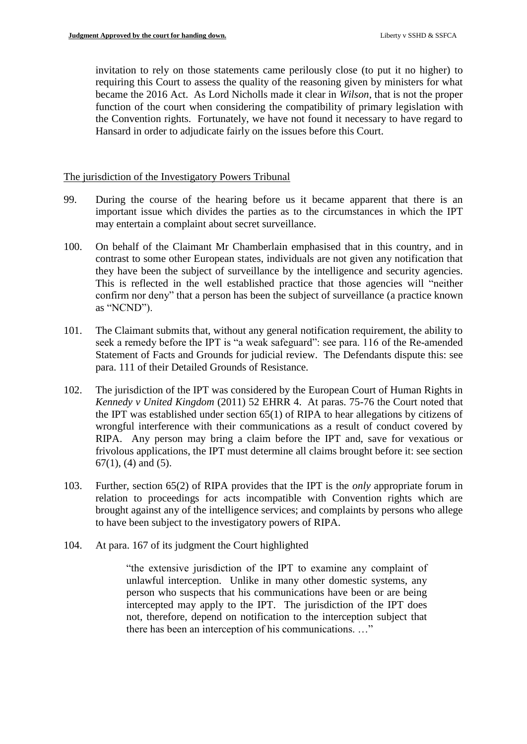invitation to rely on those statements came perilously close (to put it no higher) to requiring this Court to assess the quality of the reasoning given by ministers for what became the 2016 Act. As Lord Nicholls made it clear in *Wilson*, that is not the proper function of the court when considering the compatibility of primary legislation with the Convention rights. Fortunately, we have not found it necessary to have regard to Hansard in order to adjudicate fairly on the issues before this Court.

The jurisdiction of the Investigatory Powers Tribunal

99. During the course of the hearing before us it became apparent that there is an important issue which divides the parties as to the circumstances in which the IPT may entertain a complaint about secret surveillance.

100. On behalf of the Claimant Mr Chamberlain emphasised that in this country, and in contrast to some other European states, individuals are not given any notification that they have been the subject of surveillance by the intelligence and security agencies. This is reflected in the well established practice that those agencies will "neither confirm nor deny" that a person has been the subject of surveillance (a practice known as "NCND").

101. The Claimant submits that, without any general notification requirement, the ability to seek a remedy before the IPT is "a weak safeguard": see para. 116 of the Re-amended Statement of Facts and Grounds for judicial review. The Defendants dispute this: see para. 111 of their Detailed Grounds of Resistance.

102. The jurisdiction of the IPT was considered by the European Court of Human Rights in *Kennedy v United Kingdom* (2011) 52 EHRR 4. At paras. 75-76 the Court noted that the IPT was established under section 65(1) of RIPA to hear allegations by citizens of wrongful interference with their communications as a result of conduct covered by RIPA. Any person may bring a claim before the IPT and, save for vexatious or frivolous applications, the IPT must determine all claims brought before it: see section 67(1), (4) and (5).

103. Further, section 65(2) of RIPA provides that the IPT is the *only* appropriate forum in relation to proceedings for acts incompatible with Convention rights which are brought against any of the intelligence services; and complaints by persons who allege to have been subject to the investigatory powers of RIPA.

104. At para. 167 of its judgment the Court highlighted

> "the extensive jurisdiction of the IPT to examine any complaint of unlawful interception. Unlike in many other domestic systems, any person who suspects that his communications have been or are being intercepted may apply to the IPT. The jurisdiction of the IPT does not, therefore, depend on notification to the interception subject that there has been an interception of his communications. …"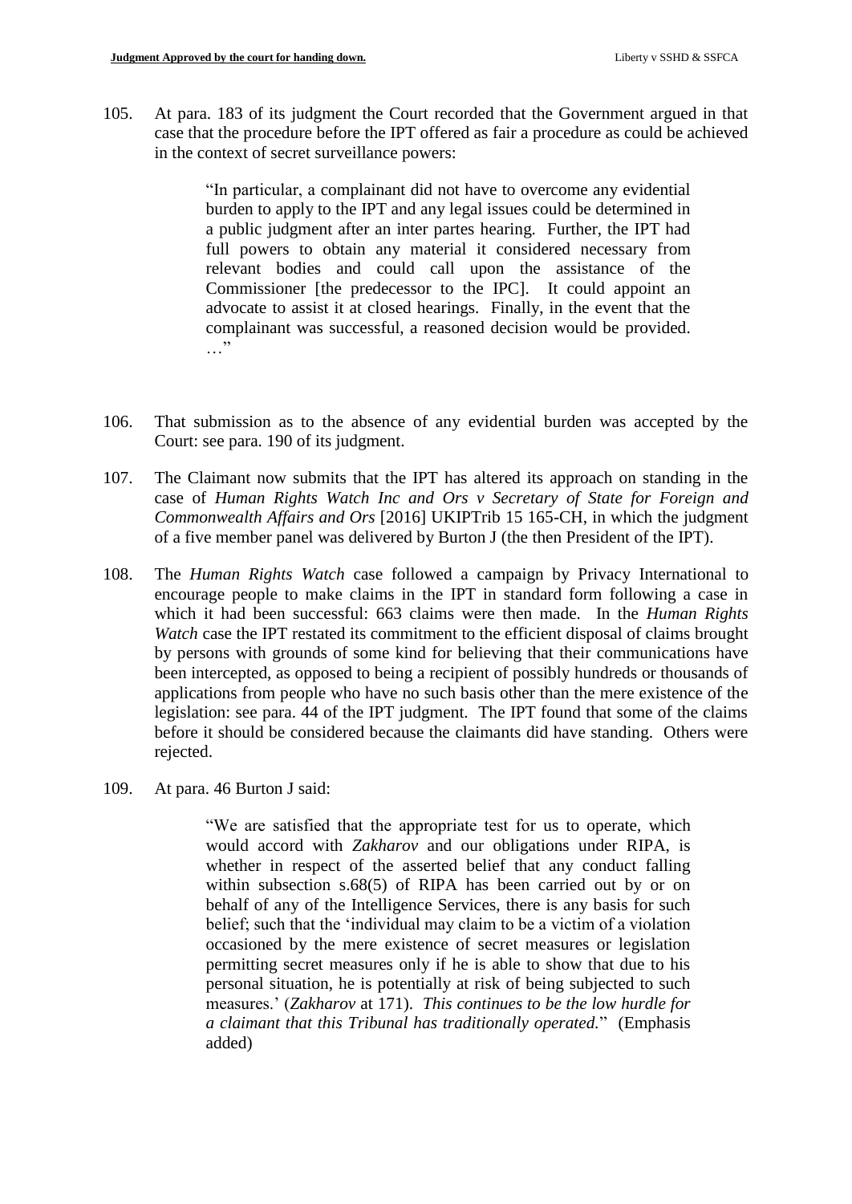105. At para. 183 of its judgment the Court recorded that the Government argued in that case that the procedure before the IPT offered as fair a procedure as could be achieved in the context of secret surveillance powers:

> "In particular, a complainant did not have to overcome any evidential burden to apply to the IPT and any legal issues could be determined in a public judgment after an inter partes hearing. Further, the IPT had full powers to obtain any material it considered necessary from relevant bodies and could call upon the assistance of the Commissioner [the predecessor to the IPC]. It could appoint an advocate to assist it at closed hearings. Finally, in the event that the complainant was successful, a reasoned decision would be provided. …"

106. That submission as to the absence of any evidential burden was accepted by the Court: see para. 190 of its judgment.

107. The Claimant now submits that the IPT has altered its approach on standing in the case of *Human Rights Watch Inc and Ors v Secretary of State for Foreign and Commonwealth Affairs and Ors* [2016] UKIPTrib 15 165-CH, in which the judgment of a five member panel was delivered by Burton J (the then President of the IPT).

108. The *Human Rights Watch* case followed a campaign by Privacy International to encourage people to make claims in the IPT in standard form following a case in which it had been successful: 663 claims were then made. In the *Human Rights Watch* case the IPT restated its commitment to the efficient disposal of claims brought by persons with grounds of some kind for believing that their communications have been intercepted, as opposed to being a recipient of possibly hundreds or thousands of applications from people who have no such basis other than the mere existence of the legislation: see para. 44 of the IPT judgment. The IPT found that some of the claims before it should be considered because the claimants did have standing. Others were rejected.

109. At para. 46 Burton J said:

> "We are satisfied that the appropriate test for us to operate, which would accord with *Zakharov* and our obligations under RIPA, is whether in respect of the asserted belief that any conduct falling within subsection s.68(5) of RIPA has been carried out by or on behalf of any of the Intelligence Services, there is any basis for such belief; such that the 'individual may claim to be a victim of a violation occasioned by the mere existence of secret measures or legislation permitting secret measures only if he is able to show that due to his personal situation, he is potentially at risk of being subjected to such measures.' (*Zakharov* at 171). *This continues to be the low hurdle for a claimant that this Tribunal has traditionally operated.*" (Emphasis added)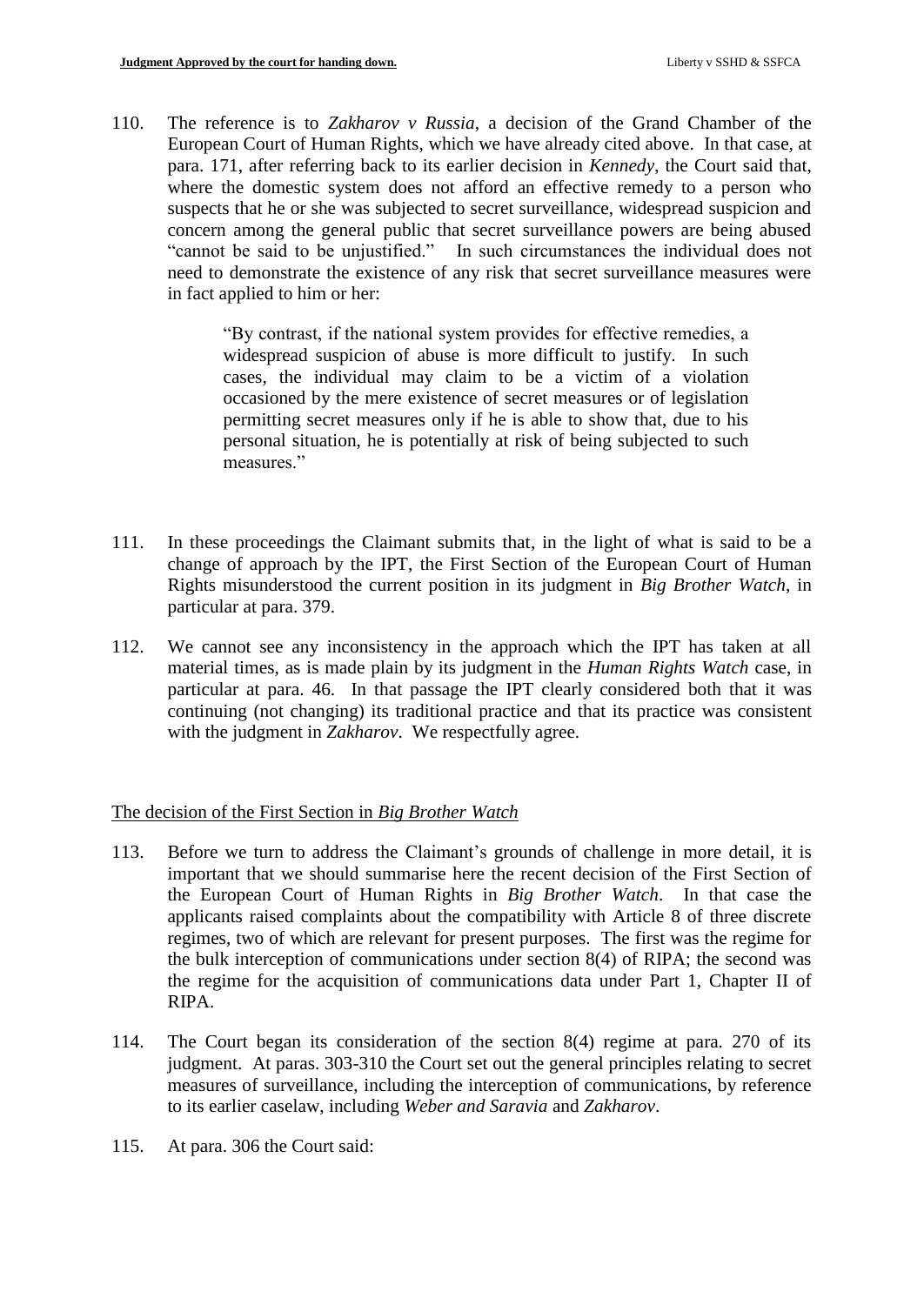110. The reference is to *Zakharov v Russia*, a decision of the Grand Chamber of the European Court of Human Rights, which we have already cited above. In that case, at para. 171, after referring back to its earlier decision in *Kennedy*, the Court said that, where the domestic system does not afford an effective remedy to a person who suspects that he or she was subjected to secret surveillance, widespread suspicion and concern among the general public that secret surveillance powers are being abused "cannot be said to be unjustified." In such circumstances the individual does not need to demonstrate the existence of any risk that secret surveillance measures were in fact applied to him or her:

> "By contrast, if the national system provides for effective remedies, a widespread suspicion of abuse is more difficult to justify. In such cases, the individual may claim to be a victim of a violation occasioned by the mere existence of secret measures or of legislation permitting secret measures only if he is able to show that, due to his personal situation, he is potentially at risk of being subjected to such measures."

111. In these proceedings the Claimant submits that, in the light of what is said to be a change of approach by the IPT, the First Section of the European Court of Human Rights misunderstood the current position in its judgment in *Big Brother Watch*, in particular at para. 379.

112. We cannot see any inconsistency in the approach which the IPT has taken at all material times, as is made plain by its judgment in the *Human Rights Watch* case, in particular at para. 46. In that passage the IPT clearly considered both that it was continuing (not changing) its traditional practice and that its practice was consistent with the judgment in *Zakharov*. We respectfully agree.

<u>The decision of the First Section in *Big Brother Watch*</u>

113. Before we turn to address the Claimant's grounds of challenge in more detail, it is important that we should summarise here the recent decision of the First Section of the European Court of Human Rights in *Big Brother Watch*. In that case the applicants raised complaints about the compatibility with Article 8 of three discrete regimes, two of which are relevant for present purposes. The first was the regime for the bulk interception of communications under section 8(4) of RIPA; the second was the regime for the acquisition of communications data under Part 1, Chapter II of RIPA.

114. The Court began its consideration of the section 8(4) regime at para. 270 of its judgment. At paras. 303-310 the Court set out the general principles relating to secret measures of surveillance, including the interception of communications, by reference to its earlier caselaw, including *Weber and Saravia* and *Zakharov*.

115. At para. 306 the Court said: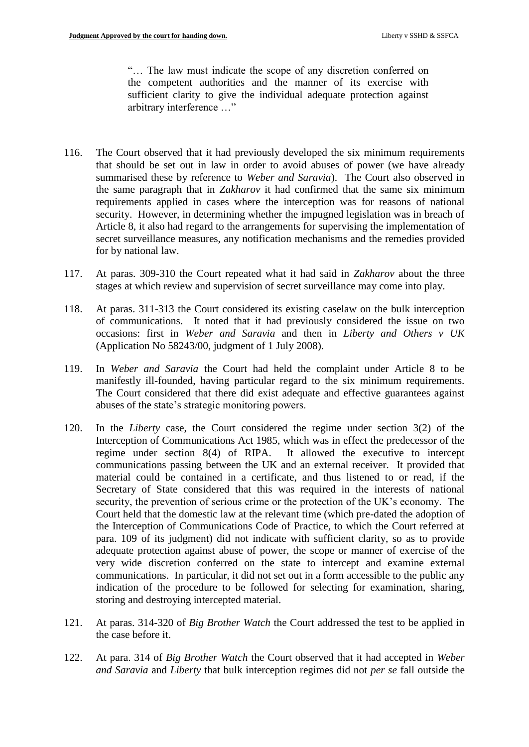> "… The law must indicate the scope of any discretion conferred on the competent authorities and the manner of its exercise with sufficient clarity to give the individual adequate protection against arbitrary interference …"

116. The Court observed that it had previously developed the six minimum requirements that should be set out in law in order to avoid abuses of power (we have already summarised these by reference to *Weber and Saravia*). The Court also observed in the same paragraph that in *Zakharov* it had confirmed that the same six minimum requirements applied in cases where the interception was for reasons of national security. However, in determining whether the impugned legislation was in breach of Article 8, it also had regard to the arrangements for supervising the implementation of secret surveillance measures, any notification mechanisms and the remedies provided for by national law.

117. At paras. 309-310 the Court repeated what it had said in *Zakharov* about the three stages at which review and supervision of secret surveillance may come into play.

118. At paras. 311-313 the Court considered its existing caselaw on the bulk interception of communications. It noted that it had previously considered the issue on two occasions: first in *Weber and Saravia* and then in *Liberty and Others v UK* (Application No 58243/00, judgment of 1 July 2008).

119. In *Weber and Saravia* the Court had held the complaint under Article 8 to be manifestly ill-founded, having particular regard to the six minimum requirements. The Court considered that there did exist adequate and effective guarantees against abuses of the state's strategic monitoring powers.

120. In the *Liberty* case, the Court considered the regime under section 3(2) of the Interception of Communications Act 1985, which was in effect the predecessor of the regime under section 8(4) of RIPA. It allowed the executive to intercept communications passing between the UK and an external receiver. It provided that material could be contained in a certificate, and thus listened to or read, if the Secretary of State considered that this was required in the interests of national security, the prevention of serious crime or the protection of the UK's economy. The Court held that the domestic law at the relevant time (which pre-dated the adoption of the Interception of Communications Code of Practice, to which the Court referred at para. 109 of its judgment) did not indicate with sufficient clarity, so as to provide adequate protection against abuse of power, the scope or manner of exercise of the very wide discretion conferred on the state to intercept and examine external communications. In particular, it did not set out in a form accessible to the public any indication of the procedure to be followed for selecting for examination, sharing, storing and destroying intercepted material.

121. At paras. 314-320 of *Big Brother Watch* the Court addressed the test to be applied in the case before it.

122. At para. 314 of *Big Brother Watch* the Court observed that it had accepted in *Weber and Saravia* and *Liberty* that bulk interception regimes did not *per se* fall outside the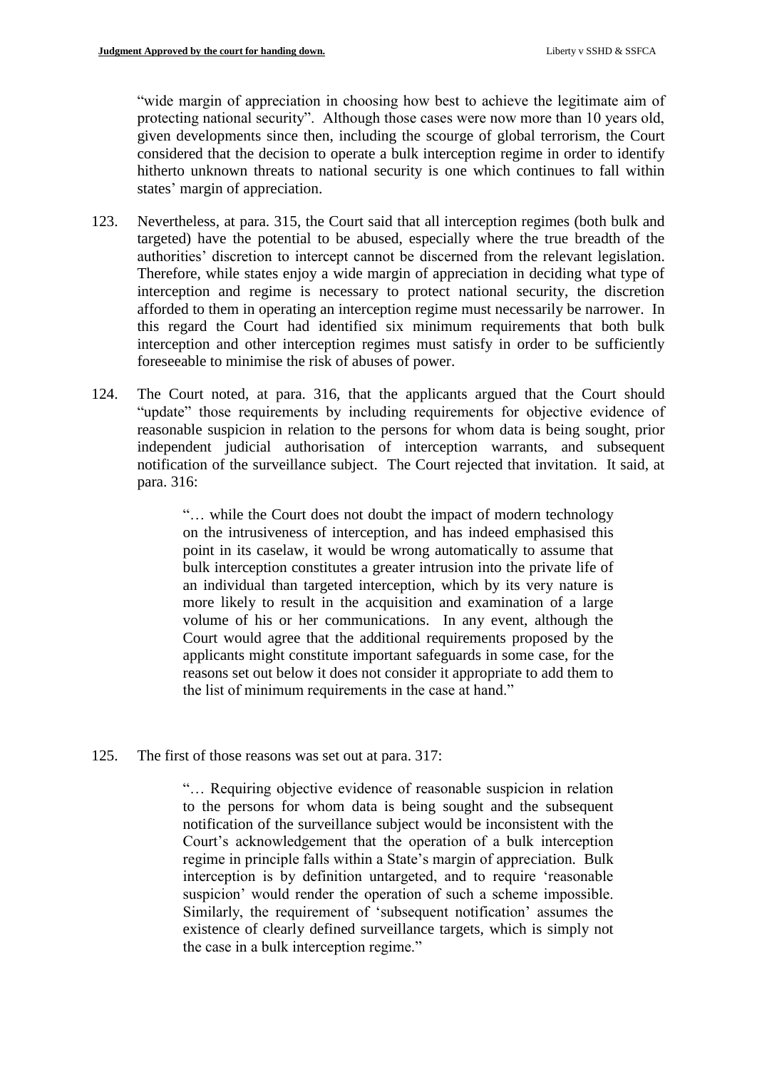"wide margin of appreciation in choosing how best to achieve the legitimate aim of protecting national security". Although those cases were now more than 10 years old, given developments since then, including the scourge of global terrorism, the Court considered that the decision to operate a bulk interception regime in order to identify hitherto unknown threats to national security is one which continues to fall within states' margin of appreciation.

123. Nevertheless, at para. 315, the Court said that all interception regimes (both bulk and targeted) have the potential to be abused, especially where the true breadth of the authorities' discretion to intercept cannot be discerned from the relevant legislation. Therefore, while states enjoy a wide margin of appreciation in deciding what type of interception and regime is necessary to protect national security, the discretion afforded to them in operating an interception regime must necessarily be narrower. In this regard the Court had identified six minimum requirements that both bulk interception and other interception regimes must satisfy in order to be sufficiently foreseeable to minimise the risk of abuses of power.

124. The Court noted, at para. 316, that the applicants argued that the Court should "update" those requirements by including requirements for objective evidence of reasonable suspicion in relation to the persons for whom data is being sought, prior independent judicial authorisation of interception warrants, and subsequent notification of the surveillance subject. The Court rejected that invitation. It said, at para. 316:

> "… while the Court does not doubt the impact of modern technology on the intrusiveness of interception, and has indeed emphasised this point in its caselaw, it would be wrong automatically to assume that bulk interception constitutes a greater intrusion into the private life of an individual than targeted interception, which by its very nature is more likely to result in the acquisition and examination of a large volume of his or her communications. In any event, although the Court would agree that the additional requirements proposed by the applicants might constitute important safeguards in some case, for the reasons set out below it does not consider it appropriate to add them to the list of minimum requirements in the case at hand."

125. The first of those reasons was set out at para. 317:

> "… Requiring objective evidence of reasonable suspicion in relation to the persons for whom data is being sought and the subsequent notification of the surveillance subject would be inconsistent with the Court's acknowledgement that the operation of a bulk interception regime in principle falls within a State's margin of appreciation. Bulk interception is by definition untargeted, and to require 'reasonable suspicion' would render the operation of such a scheme impossible. Similarly, the requirement of 'subsequent notification' assumes the existence of clearly defined surveillance targets, which is simply not the case in a bulk interception regime."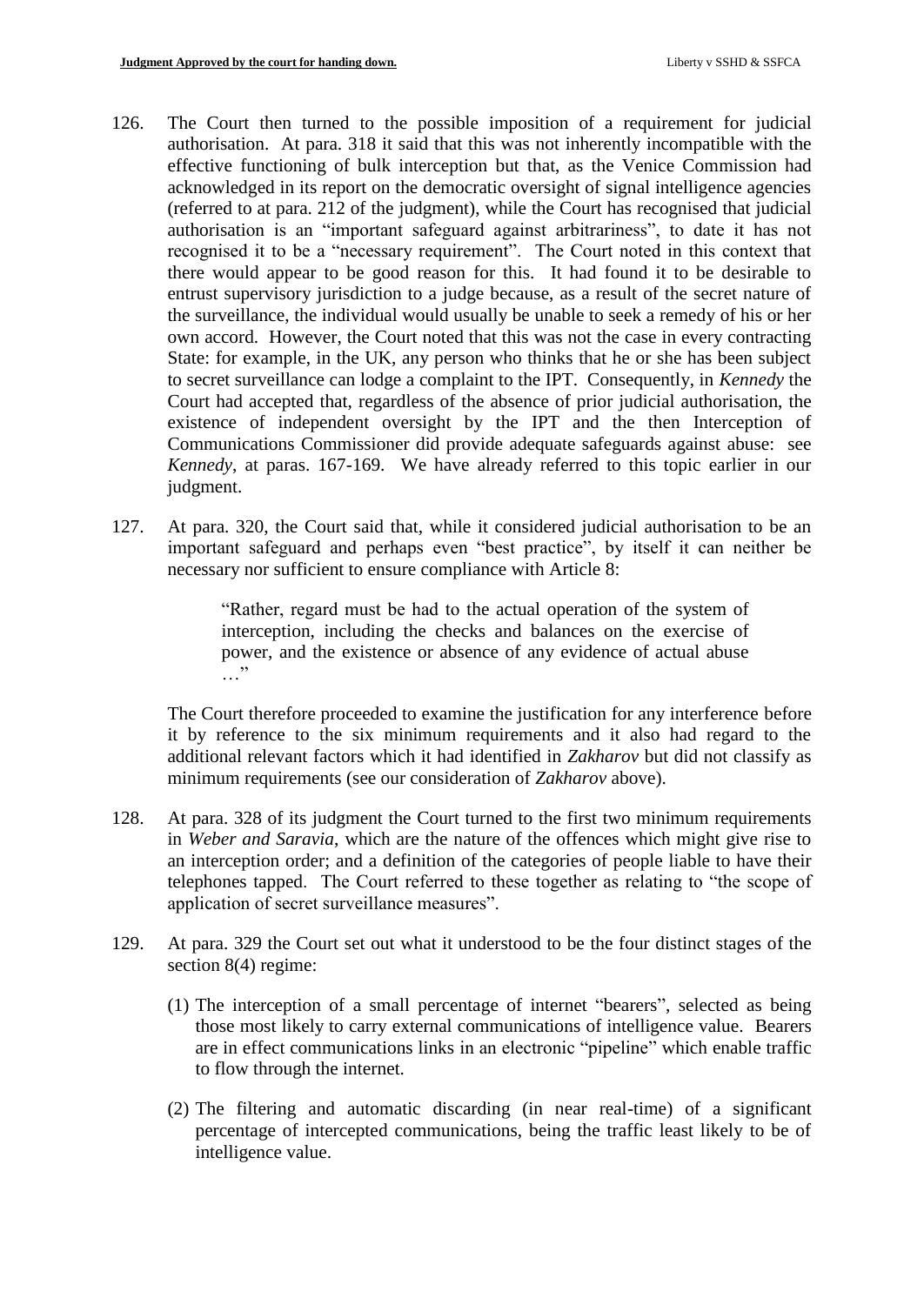126. The Court then turned to the possible imposition of a requirement for judicial authorisation. At para. 318 it said that this was not inherently incompatible with the effective functioning of bulk interception but that, as the Venice Commission had acknowledged in its report on the democratic oversight of signal intelligence agencies (referred to at para. 212 of the judgment), while the Court has recognised that judicial authorisation is an "important safeguard against arbitrariness", to date it has not recognised it to be a "necessary requirement". The Court noted in this context that there would appear to be good reason for this. It had found it to be desirable to entrust supervisory jurisdiction to a judge because, as a result of the secret nature of the surveillance, the individual would usually be unable to seek a remedy of his or her own accord. However, the Court noted that this was not the case in every contracting State: for example, in the UK, any person who thinks that he or she has been subject to secret surveillance can lodge a complaint to the IPT. Consequently, in *Kennedy* the Court had accepted that, regardless of the absence of prior judicial authorisation, the existence of independent oversight by the IPT and the then Interception of Communications Commissioner did provide adequate safeguards against abuse: see *Kennedy*, at paras. 167-169. We have already referred to this topic earlier in our judgment.

127. At para. 320, the Court said that, while it considered judicial authorisation to be an important safeguard and perhaps even "best practice", by itself it can neither be necessary nor sufficient to ensure compliance with Article 8:

> "Rather, regard must be had to the actual operation of the system of interception, including the checks and balances on the exercise of power, and the existence or absence of any evidence of actual abuse …"

The Court therefore proceeded to examine the justification for any interference before it by reference to the six minimum requirements and it also had regard to the additional relevant factors which it had identified in *Zakharov* but did not classify as minimum requirements (see our consideration of *Zakharov* above).

128. At para. 328 of its judgment the Court turned to the first two minimum requirements in *Weber and Saravia*, which are the nature of the offences which might give rise to an interception order; and a definition of the categories of people liable to have their telephones tapped. The Court referred to these together as relating to "the scope of application of secret surveillance measures".

129. At para. 329 the Court set out what it understood to be the four distinct stages of the section 8(4) regime:

(1) The interception of a small percentage of internet "bearers", selected as being those most likely to carry external communications of intelligence value. Bearers are in effect communications links in an electronic "pipeline" which enable traffic to flow through the internet.

(2) The filtering and automatic discarding (in near real-time) of a significant percentage of intercepted communications, being the traffic least likely to be of intelligence value.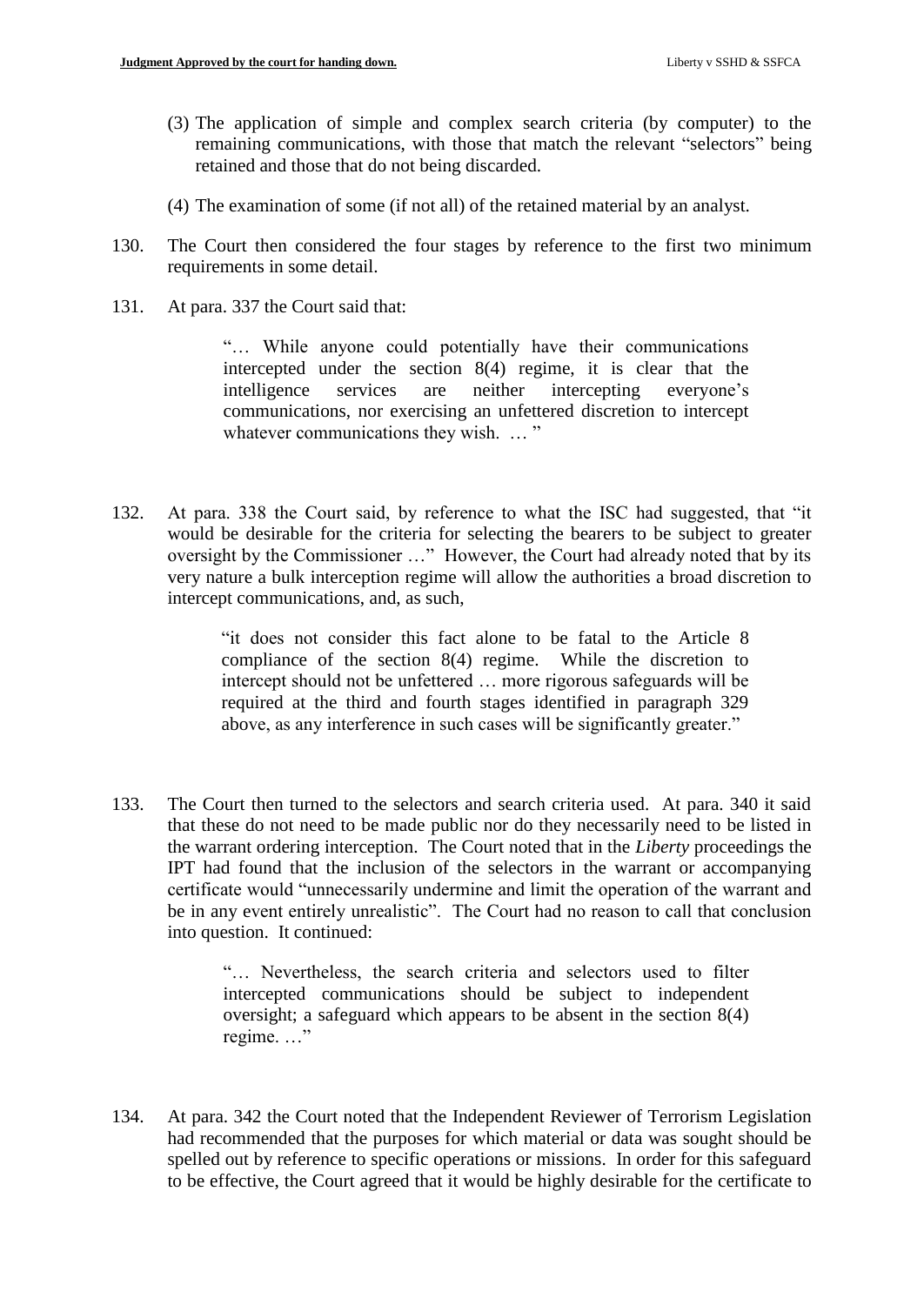(3) The application of simple and complex search criteria (by computer) to the remaining communications, with those that match the relevant "selectors" being retained and those that do not being discarded.

(4) The examination of some (if not all) of the retained material by an analyst.

130. The Court then considered the four stages by reference to the first two minimum requirements in some detail.

131. At para. 337 the Court said that:

> "… While anyone could potentially have their communications intercepted under the section 8(4) regime, it is clear that the intelligence services are neither intercepting everyone's communications, nor exercising an unfettered discretion to intercept whatever communications they wish. … "

132. At para. 338 the Court said, by reference to what the ISC had suggested, that "it would be desirable for the criteria for selecting the bearers to be subject to greater oversight by the Commissioner …" However, the Court had already noted that by its very nature a bulk interception regime will allow the authorities a broad discretion to intercept communications, and, as such,

> "it does not consider this fact alone to be fatal to the Article 8 compliance of the section 8(4) regime. While the discretion to intercept should not be unfettered … more rigorous safeguards will be required at the third and fourth stages identified in paragraph 329 above, as any interference in such cases will be significantly greater."

133. The Court then turned to the selectors and search criteria used. At para. 340 it said that these do not need to be made public nor do they necessarily need to be listed in the warrant ordering interception. The Court noted that in the *Liberty* proceedings the IPT had found that the inclusion of the selectors in the warrant or accompanying certificate would "unnecessarily undermine and limit the operation of the warrant and be in any event entirely unrealistic". The Court had no reason to call that conclusion into question. It continued:

> "… Nevertheless, the search criteria and selectors used to filter intercepted communications should be subject to independent oversight; a safeguard which appears to be absent in the section 8(4) regime. …"

134. At para. 342 the Court noted that the Independent Reviewer of Terrorism Legislation had recommended that the purposes for which material or data was sought should be spelled out by reference to specific operations or missions. In order for this safeguard to be effective, the Court agreed that it would be highly desirable for the certificate to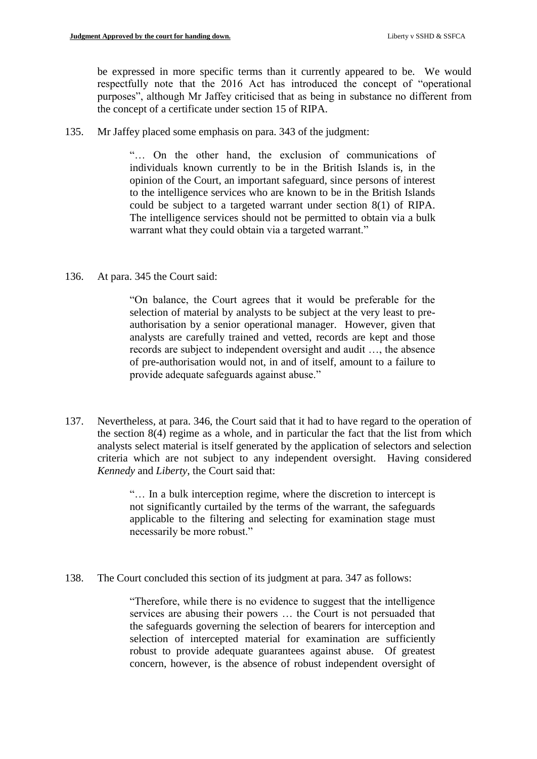be expressed in more specific terms than it currently appeared to be. We would respectfully note that the 2016 Act has introduced the concept of "operational purposes", although Mr Jaffey criticised that as being in substance no different from the concept of a certificate under section 15 of RIPA.

135. Mr Jaffey placed some emphasis on para. 343 of the judgment:

> "… On the other hand, the exclusion of communications of individuals known currently to be in the British Islands is, in the opinion of the Court, an important safeguard, since persons of interest to the intelligence services who are known to be in the British Islands could be subject to a targeted warrant under section 8(1) of RIPA. The intelligence services should not be permitted to obtain via a bulk warrant what they could obtain via a targeted warrant."

136. At para. 345 the Court said:

> "On balance, the Court agrees that it would be preferable for the selection of material by analysts to be subject at the very least to pre-authorisation by a senior operational manager. However, given that analysts are carefully trained and vetted, records are kept and those records are subject to independent oversight and audit …, the absence of pre-authorisation would not, in and of itself, amount to a failure to provide adequate safeguards against abuse."

137. Nevertheless, at para. 346, the Court said that it had to have regard to the operation of the section 8(4) regime as a whole, and in particular the fact that the list from which analysts select material is itself generated by the application of selectors and selection criteria which are not subject to any independent oversight. Having considered *Kennedy* and *Liberty*, the Court said that:

> "… In a bulk interception regime, where the discretion to intercept is not significantly curtailed by the terms of the warrant, the safeguards applicable to the filtering and selecting for examination stage must necessarily be more robust."

138. The Court concluded this section of its judgment at para. 347 as follows:

> "Therefore, while there is no evidence to suggest that the intelligence services are abusing their powers … the Court is not persuaded that the safeguards governing the selection of bearers for interception and selection of intercepted material for examination are sufficiently robust to provide adequate guarantees against abuse. Of greatest concern, however, is the absence of robust independent oversight of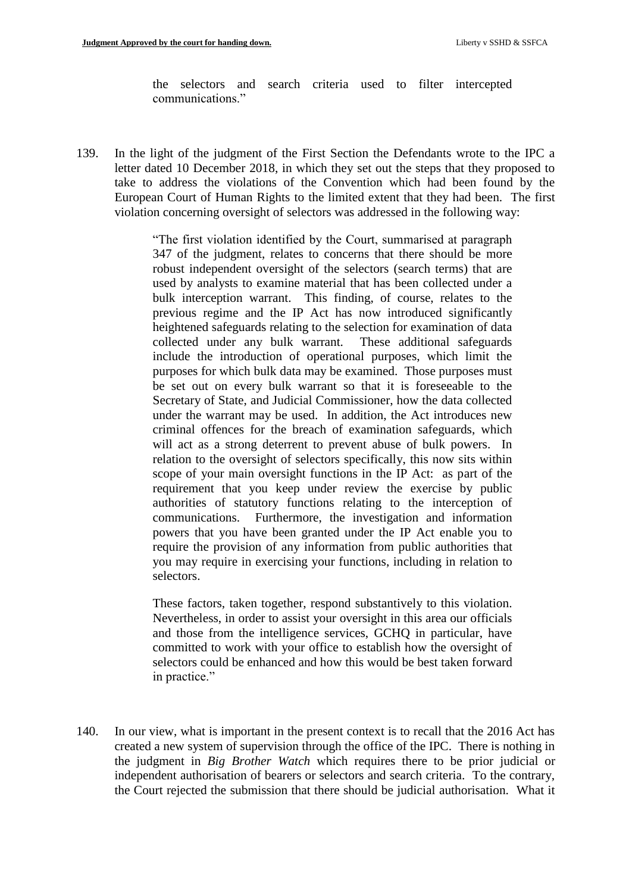> the selectors and search criteria used to filter intercepted communications."

139. In the light of the judgment of the First Section the Defendants wrote to the IPC a letter dated 10 December 2018, in which they set out the steps that they proposed to take to address the violations of the Convention which had been found by the European Court of Human Rights to the limited extent that they had been. The first violation concerning oversight of selectors was addressed in the following way:

> "The first violation identified by the Court, summarised at paragraph 347 of the judgment, relates to concerns that there should be more robust independent oversight of the selectors (search terms) that are used by analysts to examine material that has been collected under a bulk interception warrant. This finding, of course, relates to the previous regime and the IP Act has now introduced significantly heightened safeguards relating to the selection for examination of data collected under any bulk warrant. These additional safeguards include the introduction of operational purposes, which limit the purposes for which bulk data may be examined. Those purposes must be set out on every bulk warrant so that it is foreseeable to the Secretary of State, and Judicial Commissioner, how the data collected under the warrant may be used. In addition, the Act introduces new criminal offences for the breach of examination safeguards, which will act as a strong deterrent to prevent abuse of bulk powers. In relation to the oversight of selectors specifically, this now sits within scope of your main oversight functions in the IP Act: as part of the requirement that you keep under review the exercise by public authorities of statutory functions relating to the interception of communications. Furthermore, the investigation and information powers that you have been granted under the IP Act enable you to require the provision of any information from public authorities that you may require in exercising your functions, including in relation to selectors.
>
> These factors, taken together, respond substantively to this violation. Nevertheless, in order to assist your oversight in this area our officials and those from the intelligence services, GCHQ in particular, have committed to work with your office to establish how the oversight of selectors could be enhanced and how this would be best taken forward in practice."

140. In our view, what is important in the present context is to recall that the 2016 Act has created a new system of supervision through the office of the IPC. There is nothing in the judgment in *Big Brother Watch* which requires there to be prior judicial or independent authorisation of bearers or selectors and search criteria. To the contrary, the Court rejected the submission that there should be judicial authorisation. What it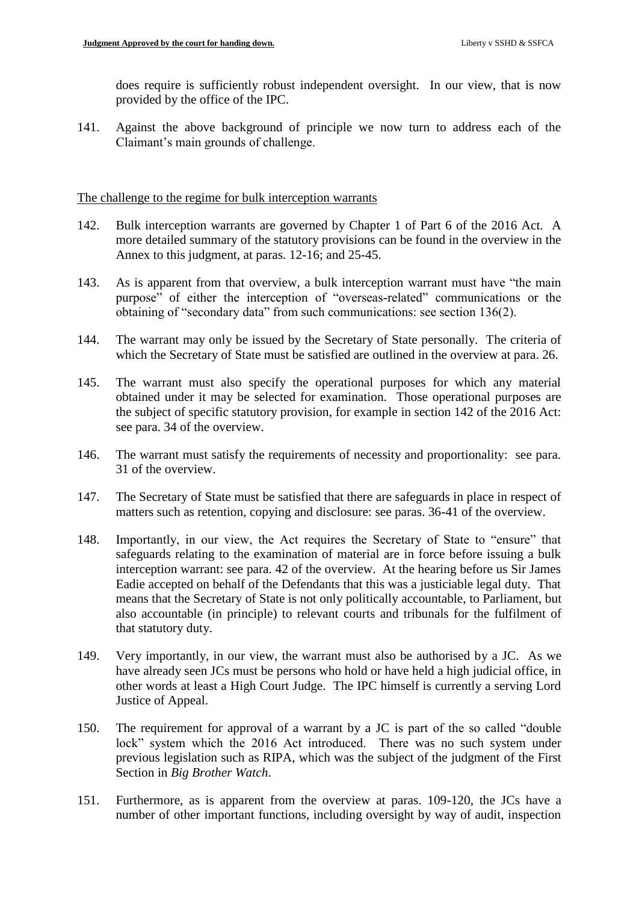does require is sufficiently robust independent oversight. In our view, that is now provided by the office of the IPC.

141. Against the above background of principle we now turn to address each of the Claimant's main grounds of challenge.

## The challenge to the regime for bulk interception warrants

142. Bulk interception warrants are governed by Chapter 1 of Part 6 of the 2016 Act. A more detailed summary of the statutory provisions can be found in the overview in the Annex to this judgment, at paras. 12-16; and 25-45.

143. As is apparent from that overview, a bulk interception warrant must have "the main purpose" of either the interception of "overseas-related" communications or the obtaining of "secondary data" from such communications: see section 136(2).

144. The warrant may only be issued by the Secretary of State personally. The criteria of which the Secretary of State must be satisfied are outlined in the overview at para. 26.

145. The warrant must also specify the operational purposes for which any material obtained under it may be selected for examination. Those operational purposes are the subject of specific statutory provision, for example in section 142 of the 2016 Act: see para. 34 of the overview.

146. The warrant must satisfy the requirements of necessity and proportionality: see para. 31 of the overview.

147. The Secretary of State must be satisfied that there are safeguards in place in respect of matters such as retention, copying and disclosure: see paras. 36-41 of the overview.

148. Importantly, in our view, the Act requires the Secretary of State to "ensure" that safeguards relating to the examination of material are in force before issuing a bulk interception warrant: see para. 42 of the overview. At the hearing before us Sir James Eadie accepted on behalf of the Defendants that this was a justiciable legal duty. That means that the Secretary of State is not only politically accountable, to Parliament, but also accountable (in principle) to relevant courts and tribunals for the fulfilment of that statutory duty.

149. Very importantly, in our view, the warrant must also be authorised by a JC. As we have already seen JCs must be persons who hold or have held a high judicial office, in other words at least a High Court Judge. The IPC himself is currently a serving Lord Justice of Appeal.

150. The requirement for approval of a warrant by a JC is part of the so called "double lock" system which the 2016 Act introduced. There was no such system under previous legislation such as RIPA, which was the subject of the judgment of the First Section in *Big Brother Watch*.

151. Furthermore, as is apparent from the overview at paras. 109-120, the JCs have a number of other important functions, including oversight by way of audit, inspection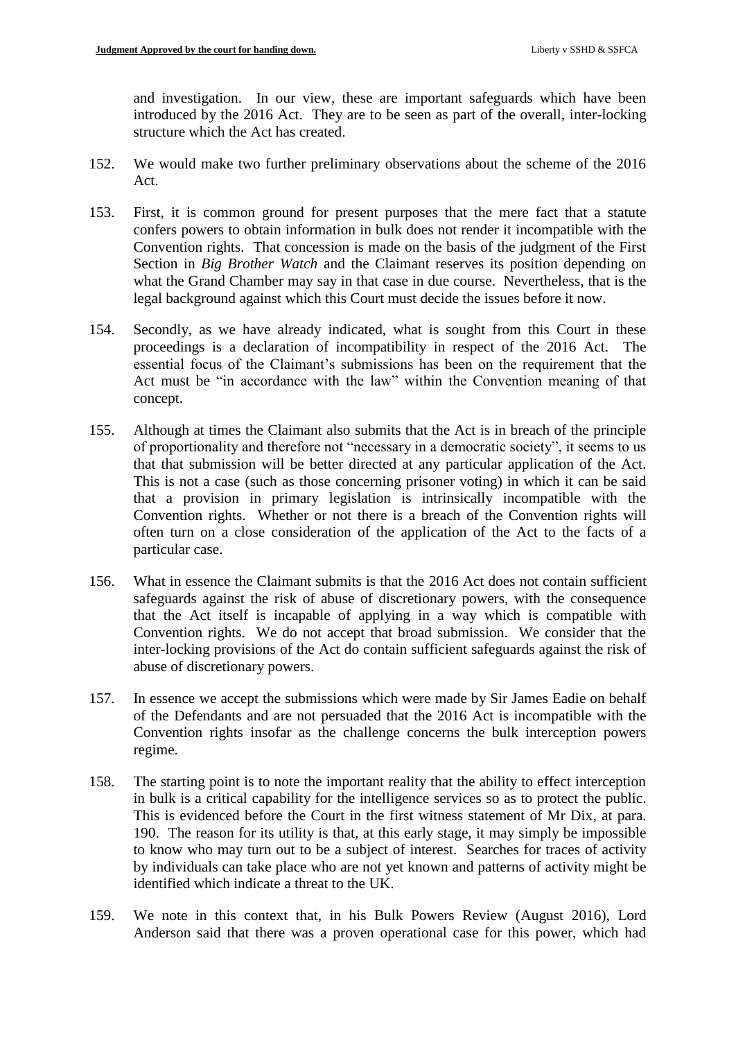and investigation. In our view, these are important safeguards which have been introduced by the 2016 Act. They are to be seen as part of the overall, inter-locking structure which the Act has created.

152. We would make two further preliminary observations about the scheme of the 2016 Act.

153. First, it is common ground for present purposes that the mere fact that a statute confers powers to obtain information in bulk does not render it incompatible with the Convention rights. That concession is made on the basis of the judgment of the First Section in *Big Brother Watch* and the Claimant reserves its position depending on what the Grand Chamber may say in that case in due course. Nevertheless, that is the legal background against which this Court must decide the issues before it now.

154. Secondly, as we have already indicated, what is sought from this Court in these proceedings is a declaration of incompatibility in respect of the 2016 Act. The essential focus of the Claimant's submissions has been on the requirement that the Act must be "in accordance with the law" within the Convention meaning of that concept.

155. Although at times the Claimant also submits that the Act is in breach of the principle of proportionality and therefore not "necessary in a democratic society", it seems to us that that submission will be better directed at any particular application of the Act. This is not a case (such as those concerning prisoner voting) in which it can be said that a provision in primary legislation is intrinsically incompatible with the Convention rights. Whether or not there is a breach of the Convention rights will often turn on a close consideration of the application of the Act to the facts of a particular case.

156. What in essence the Claimant submits is that the 2016 Act does not contain sufficient safeguards against the risk of abuse of discretionary powers, with the consequence that the Act itself is incapable of applying in a way which is compatible with Convention rights. We do not accept that broad submission. We consider that the inter-locking provisions of the Act do contain sufficient safeguards against the risk of abuse of discretionary powers.

157. In essence we accept the submissions which were made by Sir James Eadie on behalf of the Defendants and are not persuaded that the 2016 Act is incompatible with the Convention rights insofar as the challenge concerns the bulk interception powers regime.

158. The starting point is to note the important reality that the ability to effect interception in bulk is a critical capability for the intelligence services so as to protect the public. This is evidenced before the Court in the first witness statement of Mr Dix, at para. 190. The reason for its utility is that, at this early stage, it may simply be impossible to know who may turn out to be a subject of interest. Searches for traces of activity by individuals can take place who are not yet known and patterns of activity might be identified which indicate a threat to the UK.

159. We note in this context that, in his Bulk Powers Review (August 2016), Lord Anderson said that there was a proven operational case for this power, which had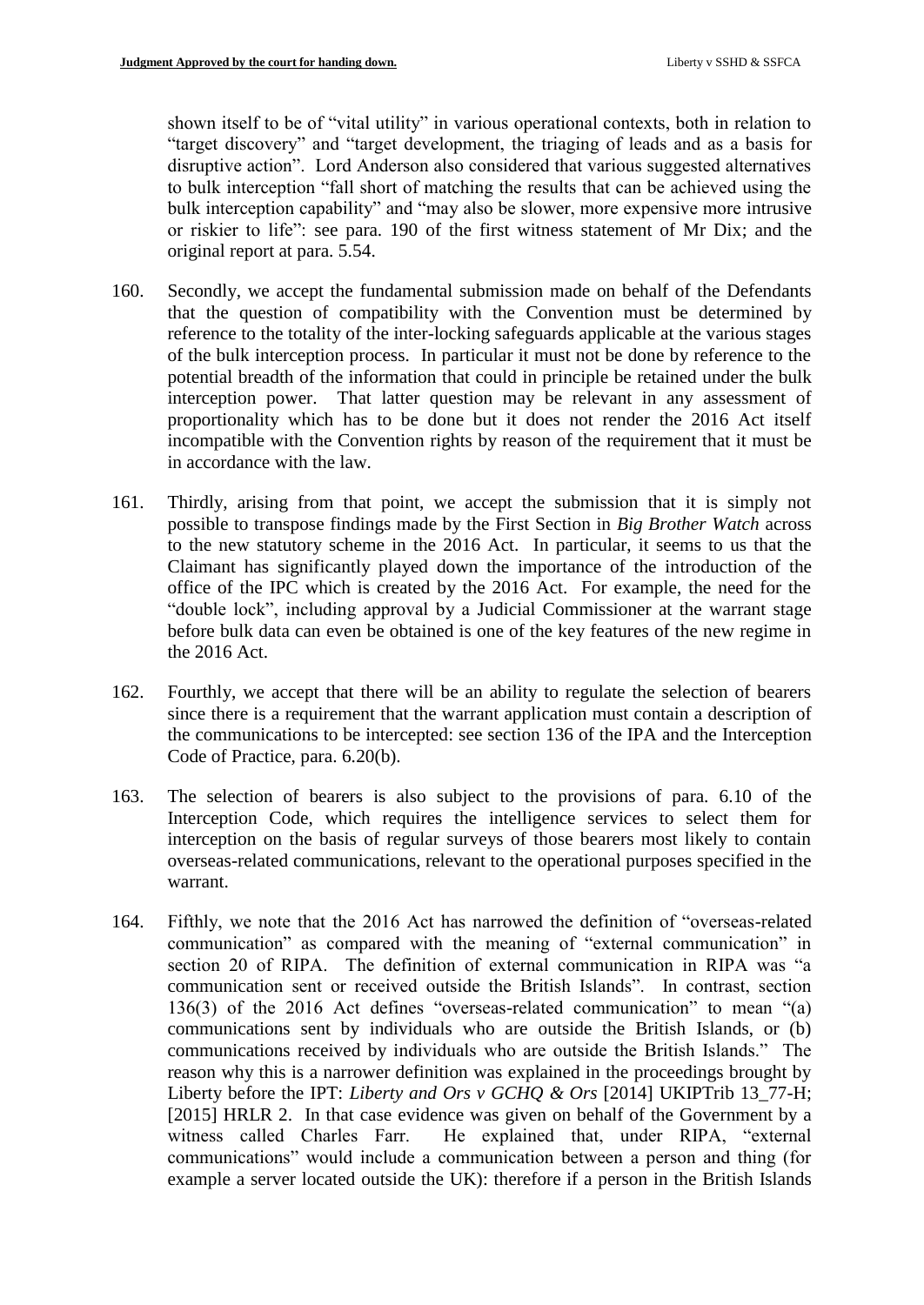shown itself to be of "vital utility" in various operational contexts, both in relation to "target discovery" and "target development, the triaging of leads and as a basis for disruptive action". Lord Anderson also considered that various suggested alternatives to bulk interception "fall short of matching the results that can be achieved using the bulk interception capability" and "may also be slower, more expensive more intrusive or riskier to life": see para. 190 of the first witness statement of Mr Dix; and the original report at para. 5.54.

160. Secondly, we accept the fundamental submission made on behalf of the Defendants that the question of compatibility with the Convention must be determined by reference to the totality of the inter-locking safeguards applicable at the various stages of the bulk interception process. In particular it must not be done by reference to the potential breadth of the information that could in principle be retained under the bulk interception power. That latter question may be relevant in any assessment of proportionality which has to be done but it does not render the 2016 Act itself incompatible with the Convention rights by reason of the requirement that it must be in accordance with the law.

161. Thirdly, arising from that point, we accept the submission that it is simply not possible to transpose findings made by the First Section in *Big Brother Watch* across to the new statutory scheme in the 2016 Act. In particular, it seems to us that the Claimant has significantly played down the importance of the introduction of the office of the IPC which is created by the 2016 Act. For example, the need for the "double lock", including approval by a Judicial Commissioner at the warrant stage before bulk data can even be obtained is one of the key features of the new regime in the 2016 Act.

162. Fourthly, we accept that there will be an ability to regulate the selection of bearers since there is a requirement that the warrant application must contain a description of the communications to be intercepted: see section 136 of the IPA and the Interception Code of Practice, para. 6.20(b).

163. The selection of bearers is also subject to the provisions of para. 6.10 of the Interception Code, which requires the intelligence services to select them for interception on the basis of regular surveys of those bearers most likely to contain overseas-related communications, relevant to the operational purposes specified in the warrant.

164. Fifthly, we note that the 2016 Act has narrowed the definition of "overseas-related communication" as compared with the meaning of "external communication" in section 20 of RIPA. The definition of external communication in RIPA was "a communication sent or received outside the British Islands". In contrast, section 136(3) of the 2016 Act defines "overseas-related communication" to mean "(a) communications sent by individuals who are outside the British Islands, or (b) communications received by individuals who are outside the British Islands." The reason why this is a narrower definition was explained in the proceedings brought by Liberty before the IPT: *Liberty and Ors v GCHQ & Ors* [2014] UKIPTrib 13_77-H; [2015] HRLR 2. In that case evidence was given on behalf of the Government by a witness called Charles Farr. He explained that, under RIPA, "external communications" would include a communication between a person and thing (for example a server located outside the UK): therefore if a person in the British Islands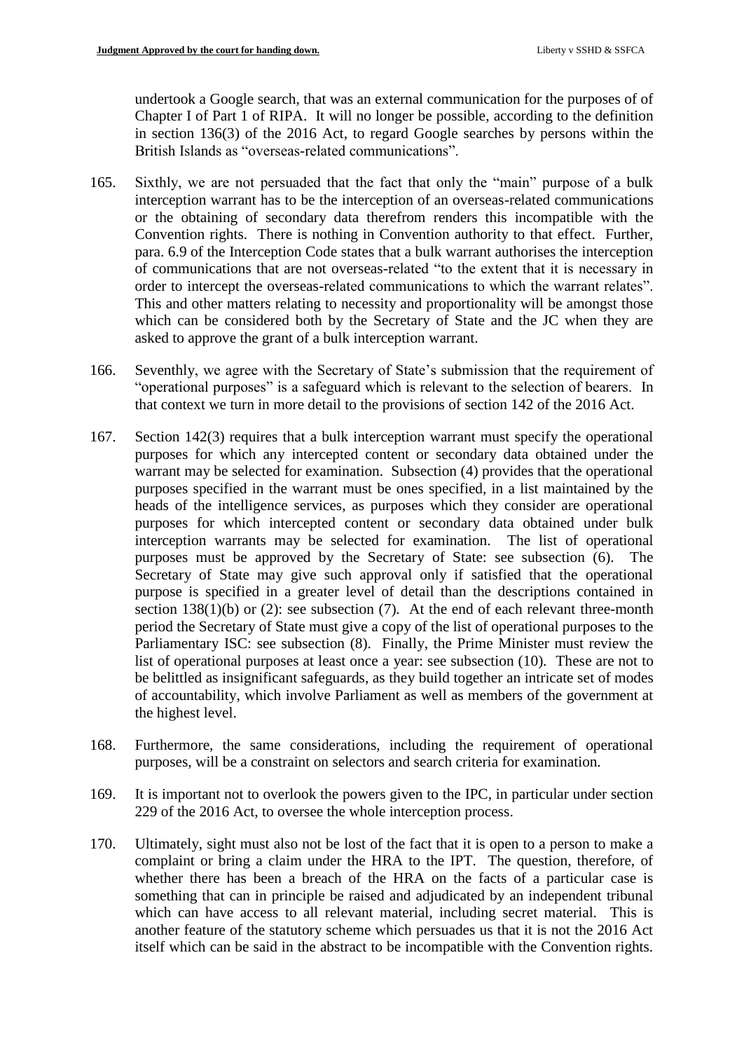undertook a Google search, that was an external communication for the purposes of of Chapter I of Part 1 of RIPA. It will no longer be possible, according to the definition in section 136(3) of the 2016 Act, to regard Google searches by persons within the British Islands as "overseas-related communications".

165. Sixthly, we are not persuaded that the fact that only the "main" purpose of a bulk interception warrant has to be the interception of an overseas-related communications or the obtaining of secondary data therefrom renders this incompatible with the Convention rights. There is nothing in Convention authority to that effect. Further, para. 6.9 of the Interception Code states that a bulk warrant authorises the interception of communications that are not overseas-related "to the extent that it is necessary in order to intercept the overseas-related communications to which the warrant relates". This and other matters relating to necessity and proportionality will be amongst those which can be considered both by the Secretary of State and the JC when they are asked to approve the grant of a bulk interception warrant.

166. Seventhly, we agree with the Secretary of State's submission that the requirement of "operational purposes" is a safeguard which is relevant to the selection of bearers. In that context we turn in more detail to the provisions of section 142 of the 2016 Act.

167. Section 142(3) requires that a bulk interception warrant must specify the operational purposes for which any intercepted content or secondary data obtained under the warrant may be selected for examination. Subsection (4) provides that the operational purposes specified in the warrant must be ones specified, in a list maintained by the heads of the intelligence services, as purposes which they consider are operational purposes for which intercepted content or secondary data obtained under bulk interception warrants may be selected for examination. The list of operational purposes must be approved by the Secretary of State: see subsection (6). The Secretary of State may give such approval only if satisfied that the operational purpose is specified in a greater level of detail than the descriptions contained in section 138(1)(b) or (2): see subsection (7). At the end of each relevant three-month period the Secretary of State must give a copy of the list of operational purposes to the Parliamentary ISC: see subsection (8). Finally, the Prime Minister must review the list of operational purposes at least once a year: see subsection (10). These are not to be belittled as insignificant safeguards, as they build together an intricate set of modes of accountability, which involve Parliament as well as members of the government at the highest level.

168. Furthermore, the same considerations, including the requirement of operational purposes, will be a constraint on selectors and search criteria for examination.

169. It is important not to overlook the powers given to the IPC, in particular under section 229 of the 2016 Act, to oversee the whole interception process.

170. Ultimately, sight must also not be lost of the fact that it is open to a person to make a complaint or bring a claim under the HRA to the IPT. The question, therefore, of whether there has been a breach of the HRA on the facts of a particular case is something that can in principle be raised and adjudicated by an independent tribunal which can have access to all relevant material, including secret material. This is another feature of the statutory scheme which persuades us that it is not the 2016 Act itself which can be said in the abstract to be incompatible with the Convention rights.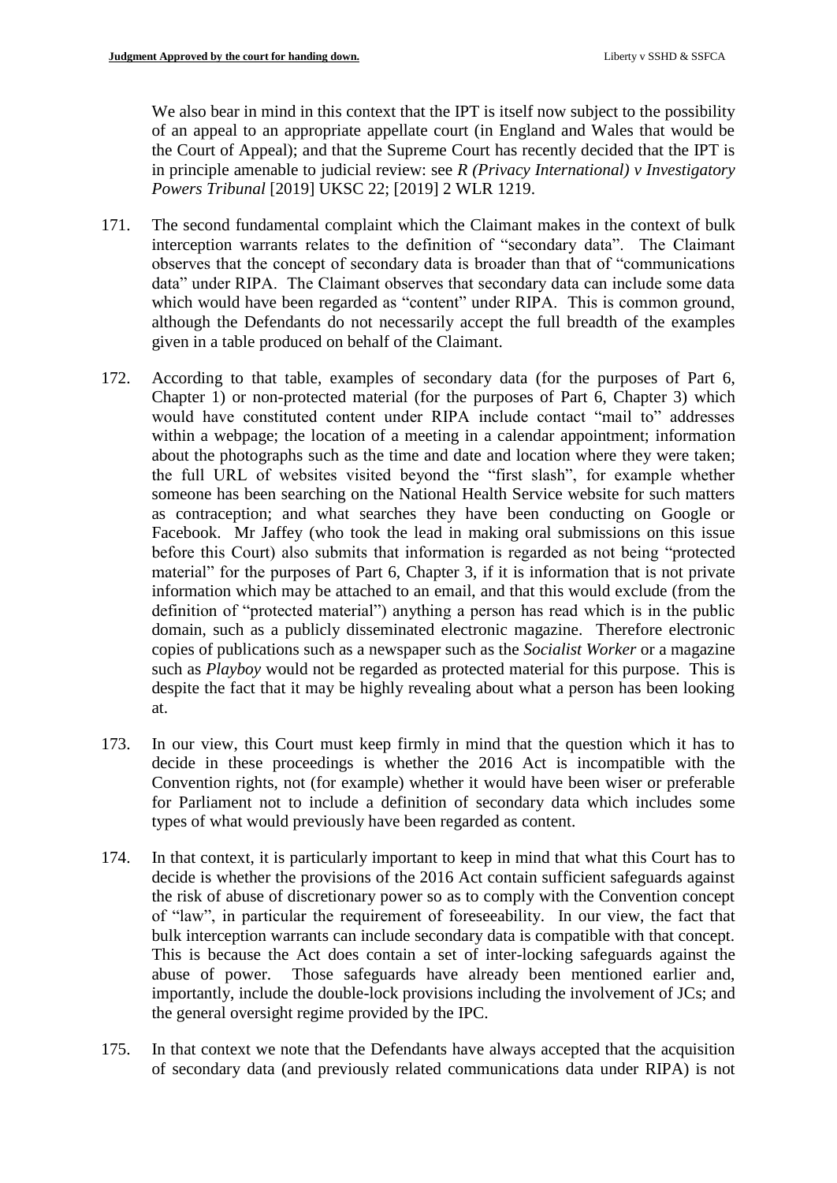We also bear in mind in this context that the IPT is itself now subject to the possibility of an appeal to an appropriate appellate court (in England and Wales that would be the Court of Appeal); and that the Supreme Court has recently decided that the IPT is in principle amenable to judicial review: see *R (Privacy International) v Investigatory Powers Tribunal* [2019] UKSC 22; [2019] 2 WLR 1219.

171. The second fundamental complaint which the Claimant makes in the context of bulk interception warrants relates to the definition of "secondary data". The Claimant observes that the concept of secondary data is broader than that of "communications data" under RIPA. The Claimant observes that secondary data can include some data which would have been regarded as "content" under RIPA. This is common ground, although the Defendants do not necessarily accept the full breadth of the examples given in a table produced on behalf of the Claimant.

172. According to that table, examples of secondary data (for the purposes of Part 6, Chapter 1) or non-protected material (for the purposes of Part 6, Chapter 3) which would have constituted content under RIPA include contact "mail to" addresses within a webpage; the location of a meeting in a calendar appointment; information about the photographs such as the time and date and location where they were taken; the full URL of websites visited beyond the "first slash", for example whether someone has been searching on the National Health Service website for such matters as contraception; and what searches they have been conducting on Google or Facebook. Mr Jaffey (who took the lead in making oral submissions on this issue before this Court) also submits that information is regarded as not being "protected material" for the purposes of Part 6, Chapter 3, if it is information that is not private information which may be attached to an email, and that this would exclude (from the definition of "protected material") anything a person has read which is in the public domain, such as a publicly disseminated electronic magazine. Therefore electronic copies of publications such as a newspaper such as the *Socialist Worker* or a magazine such as *Playboy* would not be regarded as protected material for this purpose. This is despite the fact that it may be highly revealing about what a person has been looking at.

173. In our view, this Court must keep firmly in mind that the question which it has to decide in these proceedings is whether the 2016 Act is incompatible with the Convention rights, not (for example) whether it would have been wiser or preferable for Parliament not to include a definition of secondary data which includes some types of what would previously have been regarded as content.

174. In that context, it is particularly important to keep in mind that what this Court has to decide is whether the provisions of the 2016 Act contain sufficient safeguards against the risk of abuse of discretionary power so as to comply with the Convention concept of "law", in particular the requirement of foreseeability. In our view, the fact that bulk interception warrants can include secondary data is compatible with that concept. This is because the Act does contain a set of inter-locking safeguards against the abuse of power. Those safeguards have already been mentioned earlier and, importantly, include the double-lock provisions including the involvement of JCs; and the general oversight regime provided by the IPC.

175. In that context we note that the Defendants have always accepted that the acquisition of secondary data (and previously related communications data under RIPA) is not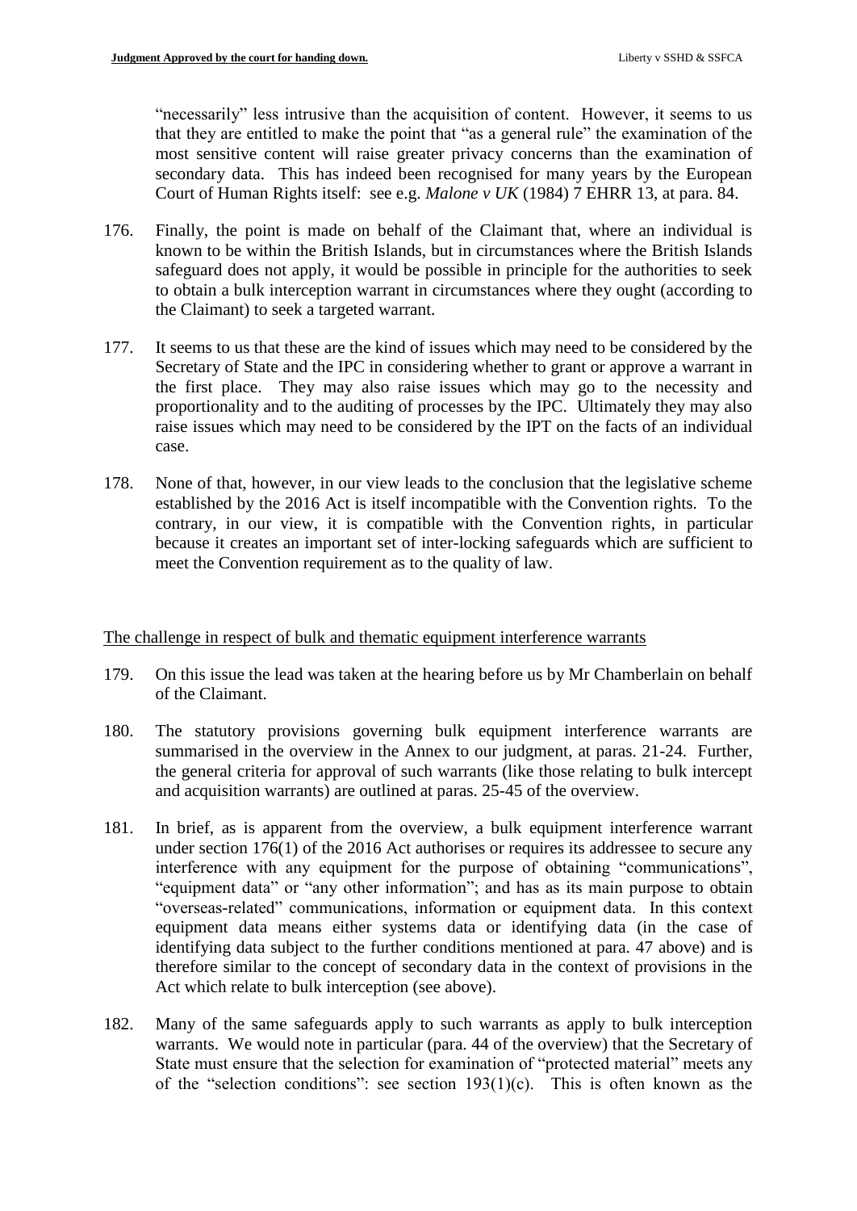"necessarily" less intrusive than the acquisition of content. However, it seems to us that they are entitled to make the point that "as a general rule" the examination of the most sensitive content will raise greater privacy concerns than the examination of secondary data. This has indeed been recognised for many years by the European Court of Human Rights itself: see e.g. *Malone v UK* (1984) 7 EHRR 13, at para. 84.

176. Finally, the point is made on behalf of the Claimant that, where an individual is known to be within the British Islands, but in circumstances where the British Islands safeguard does not apply, it would be possible in principle for the authorities to seek to obtain a bulk interception warrant in circumstances where they ought (according to the Claimant) to seek a targeted warrant.

177. It seems to us that these are the kind of issues which may need to be considered by the Secretary of State and the IPC in considering whether to grant or approve a warrant in the first place. They may also raise issues which may go to the necessity and proportionality and to the auditing of processes by the IPC. Ultimately they may also raise issues which may need to be considered by the IPT on the facts of an individual case.

178. None of that, however, in our view leads to the conclusion that the legislative scheme established by the 2016 Act is itself incompatible with the Convention rights. To the contrary, in our view, it is compatible with the Convention rights, in particular because it creates an important set of inter-locking safeguards which are sufficient to meet the Convention requirement as to the quality of law.

<u>The challenge in respect of bulk and thematic equipment interference warrants</u>

179. On this issue the lead was taken at the hearing before us by Mr Chamberlain on behalf of the Claimant.

180. The statutory provisions governing bulk equipment interference warrants are summarised in the overview in the Annex to our judgment, at paras. 21-24. Further, the general criteria for approval of such warrants (like those relating to bulk intercept and acquisition warrants) are outlined at paras. 25-45 of the overview.

181. In brief, as is apparent from the overview, a bulk equipment interference warrant under section 176(1) of the 2016 Act authorises or requires its addressee to secure any interference with any equipment for the purpose of obtaining "communications", "equipment data" or "any other information"; and has as its main purpose to obtain "overseas-related" communications, information or equipment data. In this context equipment data means either systems data or identifying data (in the case of identifying data subject to the further conditions mentioned at para. 47 above) and is therefore similar to the concept of secondary data in the context of provisions in the Act which relate to bulk interception (see above).

182. Many of the same safeguards apply to such warrants as apply to bulk interception warrants. We would note in particular (para. 44 of the overview) that the Secretary of State must ensure that the selection for examination of "protected material" meets any of the "selection conditions": see section 193(1)(c). This is often known as the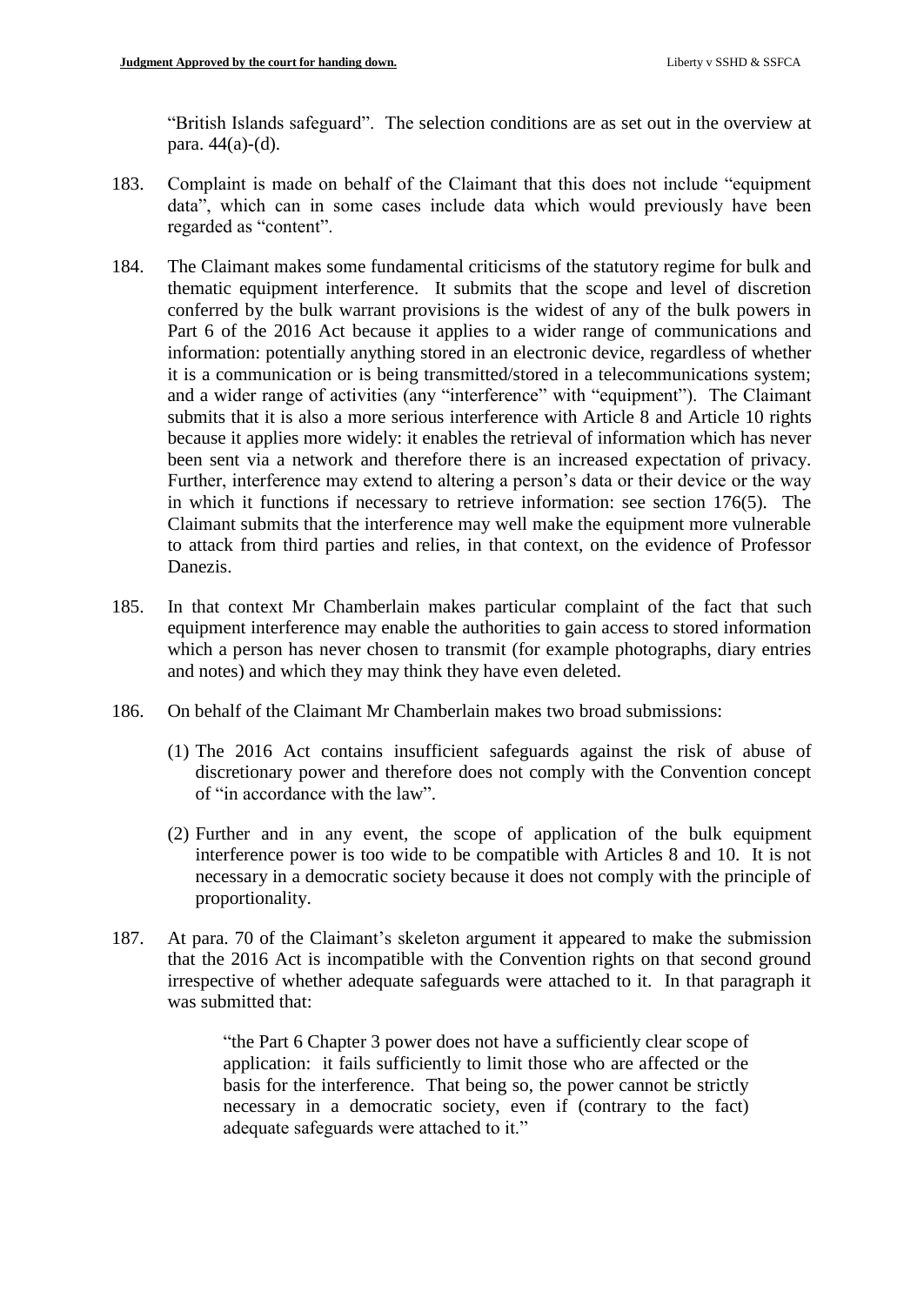"British Islands safeguard". The selection conditions are as set out in the overview at para. 44(a)-(d).

183. Complaint is made on behalf of the Claimant that this does not include "equipment data", which can in some cases include data which would previously have been regarded as "content".

184. The Claimant makes some fundamental criticisms of the statutory regime for bulk and thematic equipment interference. It submits that the scope and level of discretion conferred by the bulk warrant provisions is the widest of any of the bulk powers in Part 6 of the 2016 Act because it applies to a wider range of communications and information: potentially anything stored in an electronic device, regardless of whether it is a communication or is being transmitted/stored in a telecommunications system; and a wider range of activities (any "interference" with "equipment"). The Claimant submits that it is also a more serious interference with Article 8 and Article 10 rights because it applies more widely: it enables the retrieval of information which has never been sent via a network and therefore there is an increased expectation of privacy. Further, interference may extend to altering a person's data or their device or the way in which it functions if necessary to retrieve information: see section 176(5). The Claimant submits that the interference may well make the equipment more vulnerable to attack from third parties and relies, in that context, on the evidence of Professor Danezis.

185. In that context Mr Chamberlain makes particular complaint of the fact that such equipment interference may enable the authorities to gain access to stored information which a person has never chosen to transmit (for example photographs, diary entries and notes) and which they may think they have even deleted.

186. On behalf of the Claimant Mr Chamberlain makes two broad submissions:

    (1) The 2016 Act contains insufficient safeguards against the risk of abuse of discretionary power and therefore does not comply with the Convention concept of "in accordance with the law".

    (2) Further and in any event, the scope of application of the bulk equipment interference power is too wide to be compatible with Articles 8 and 10. It is not necessary in a democratic society because it does not comply with the principle of proportionality.

187. At para. 70 of the Claimant's skeleton argument it appeared to make the submission that the 2016 Act is incompatible with the Convention rights on that second ground irrespective of whether adequate safeguards were attached to it. In that paragraph it was submitted that:

> "the Part 6 Chapter 3 power does not have a sufficiently clear scope of application: it fails sufficiently to limit those who are affected or the basis for the interference. That being so, the power cannot be strictly necessary in a democratic society, even if (contrary to the fact) adequate safeguards were attached to it."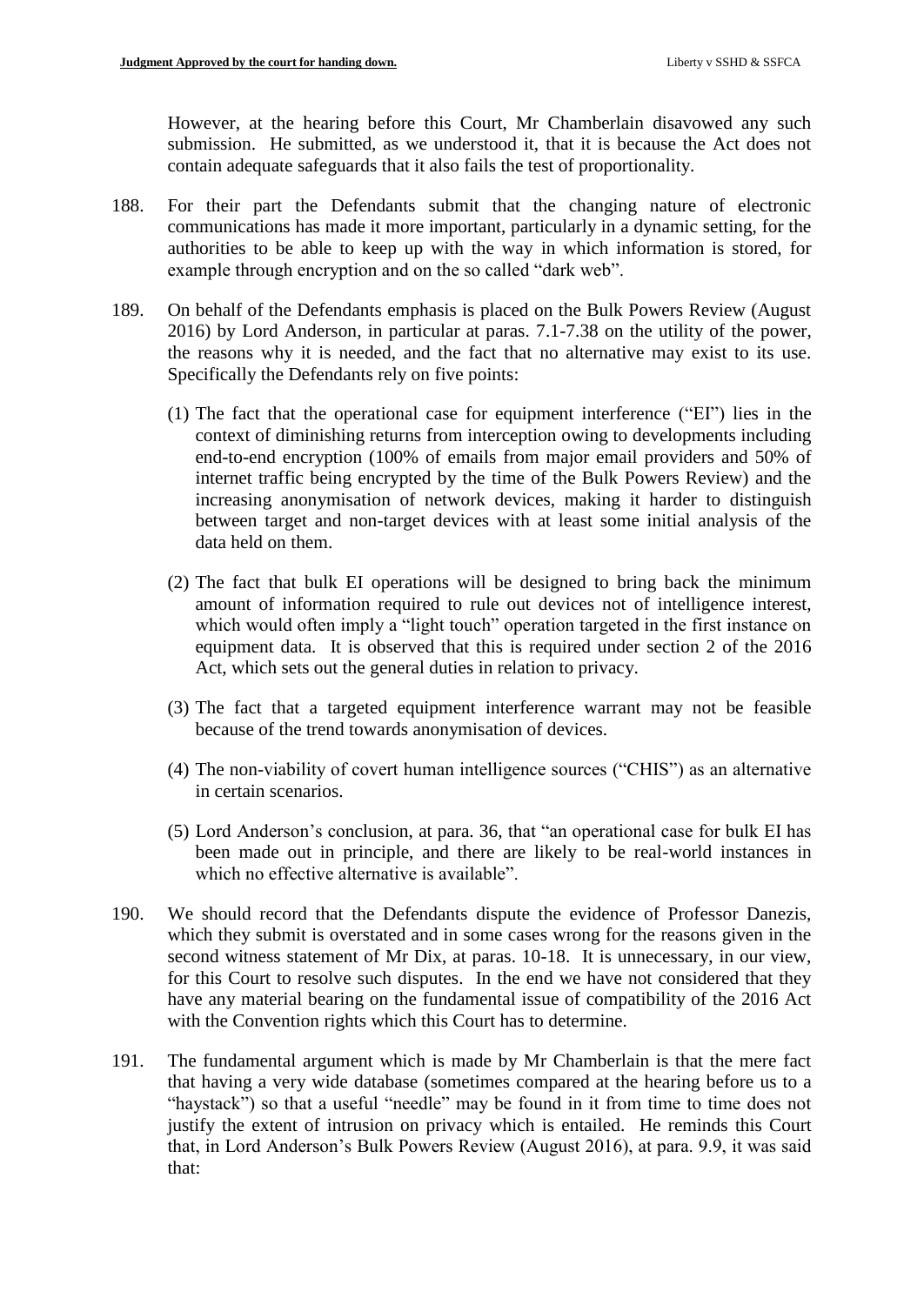However, at the hearing before this Court, Mr Chamberlain disavowed any such submission. He submitted, as we understood it, that it is because the Act does not contain adequate safeguards that it also fails the test of proportionality.

188. For their part the Defendants submit that the changing nature of electronic communications has made it more important, particularly in a dynamic setting, for the authorities to be able to keep up with the way in which information is stored, for example through encryption and on the so called "dark web".

189. On behalf of the Defendants emphasis is placed on the Bulk Powers Review (August 2016) by Lord Anderson, in particular at paras. 7.1-7.38 on the utility of the power, the reasons why it is needed, and the fact that no alternative may exist to its use. Specifically the Defendants rely on five points:

    (1) The fact that the operational case for equipment interference ("EI") lies in the context of diminishing returns from interception owing to developments including end-to-end encryption (100% of emails from major email providers and 50% of internet traffic being encrypted by the time of the Bulk Powers Review) and the increasing anonymisation of network devices, making it harder to distinguish between target and non-target devices with at least some initial analysis of the data held on them.

    (2) The fact that bulk EI operations will be designed to bring back the minimum amount of information required to rule out devices not of intelligence interest, which would often imply a "light touch" operation targeted in the first instance on equipment data. It is observed that this is required under section 2 of the 2016 Act, which sets out the general duties in relation to privacy.

    (3) The fact that a targeted equipment interference warrant may not be feasible because of the trend towards anonymisation of devices.

    (4) The non-viability of covert human intelligence sources ("CHIS") as an alternative in certain scenarios.

    (5) Lord Anderson's conclusion, at para. 36, that "an operational case for bulk EI has been made out in principle, and there are likely to be real-world instances in which no effective alternative is available".

190. We should record that the Defendants dispute the evidence of Professor Danezis, which they submit is overstated and in some cases wrong for the reasons given in the second witness statement of Mr Dix, at paras. 10-18. It is unnecessary, in our view, for this Court to resolve such disputes. In the end we have not considered that they have any material bearing on the fundamental issue of compatibility of the 2016 Act with the Convention rights which this Court has to determine.

191. The fundamental argument which is made by Mr Chamberlain is that the mere fact that having a very wide database (sometimes compared at the hearing before us to a "haystack") so that a useful "needle" may be found in it from time to time does not justify the extent of intrusion on privacy which is entailed. He reminds this Court that, in Lord Anderson's Bulk Powers Review (August 2016), at para. 9.9, it was said that: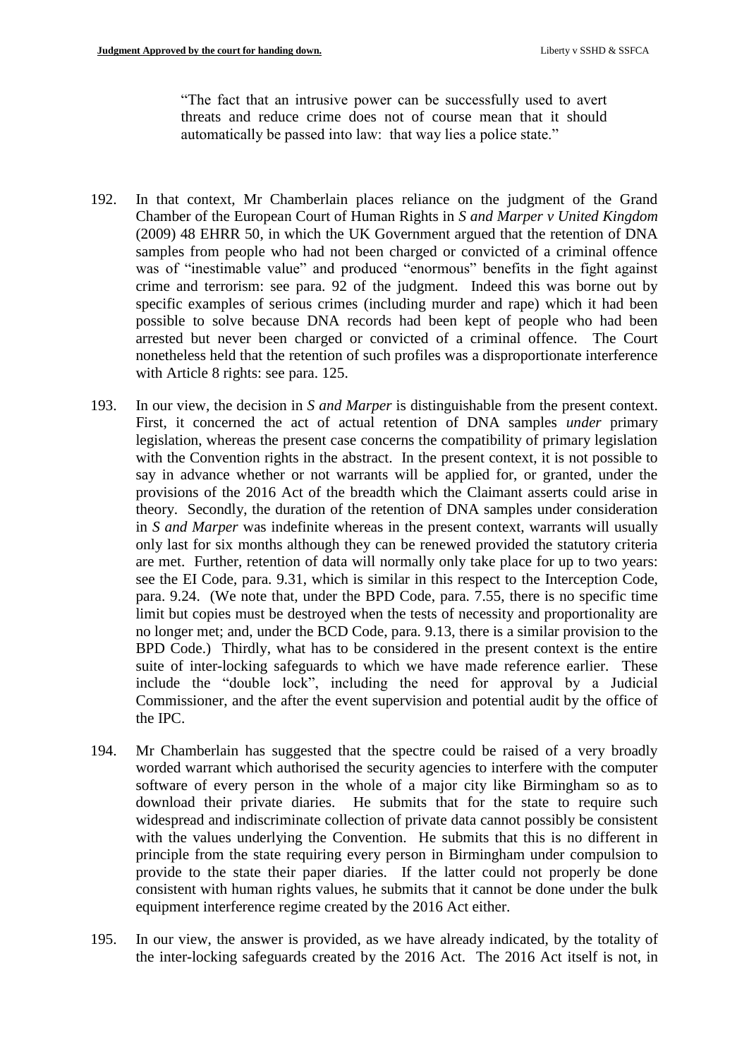> "The fact that an intrusive power can be successfully used to avert threats and reduce crime does not of course mean that it should automatically be passed into law: that way lies a police state."

192. In that context, Mr Chamberlain places reliance on the judgment of the Grand Chamber of the European Court of Human Rights in *S and Marper v United Kingdom* (2009) 48 EHRR 50, in which the UK Government argued that the retention of DNA samples from people who had not been charged or convicted of a criminal offence was of "inestimable value" and produced "enormous" benefits in the fight against crime and terrorism: see para. 92 of the judgment. Indeed this was borne out by specific examples of serious crimes (including murder and rape) which it had been possible to solve because DNA records had been kept of people who had been arrested but never been charged or convicted of a criminal offence. The Court nonetheless held that the retention of such profiles was a disproportionate interference with Article 8 rights: see para. 125.

193. In our view, the decision in *S and Marper* is distinguishable from the present context. First, it concerned the act of actual retention of DNA samples *under* primary legislation, whereas the present case concerns the compatibility of primary legislation with the Convention rights in the abstract. In the present context, it is not possible to say in advance whether or not warrants will be applied for, or granted, under the provisions of the 2016 Act of the breadth which the Claimant asserts could arise in theory. Secondly, the duration of the retention of DNA samples under consideration in *S and Marper* was indefinite whereas in the present context, warrants will usually only last for six months although they can be renewed provided the statutory criteria are met. Further, retention of data will normally only take place for up to two years: see the EI Code, para. 9.31, which is similar in this respect to the Interception Code, para. 9.24. (We note that, under the BPD Code, para. 7.55, there is no specific time limit but copies must be destroyed when the tests of necessity and proportionality are no longer met; and, under the BCD Code, para. 9.13, there is a similar provision to the BPD Code.) Thirdly, what has to be considered in the present context is the entire suite of inter-locking safeguards to which we have made reference earlier. These include the "double lock", including the need for approval by a Judicial Commissioner, and the after the event supervision and potential audit by the office of the IPC.

194. Mr Chamberlain has suggested that the spectre could be raised of a very broadly worded warrant which authorised the security agencies to interfere with the computer software of every person in the whole of a major city like Birmingham so as to download their private diaries. He submits that for the state to require such widespread and indiscriminate collection of private data cannot possibly be consistent with the values underlying the Convention. He submits that this is no different in principle from the state requiring every person in Birmingham under compulsion to provide to the state their paper diaries. If the latter could not properly be done consistent with human rights values, he submits that it cannot be done under the bulk equipment interference regime created by the 2016 Act either.

195. In our view, the answer is provided, as we have already indicated, by the totality of the inter-locking safeguards created by the 2016 Act. The 2016 Act itself is not, in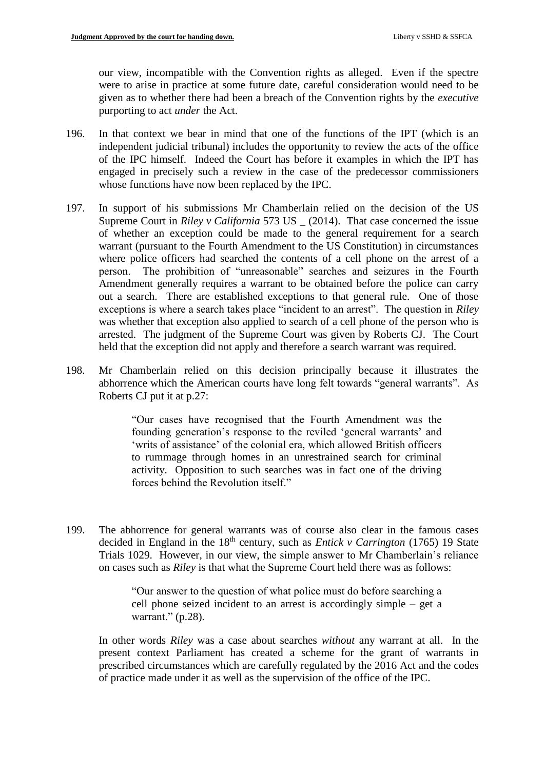our view, incompatible with the Convention rights as alleged. Even if the spectre were to arise in practice at some future date, careful consideration would need to be given as to whether there had been a breach of the Convention rights by the *executive* purporting to act *under* the Act.

196. In that context we bear in mind that one of the functions of the IPT (which is an independent judicial tribunal) includes the opportunity to review the acts of the office of the IPC himself. Indeed the Court has before it examples in which the IPT has engaged in precisely such a review in the case of the predecessor commissioners whose functions have now been replaced by the IPC.

197. In support of his submissions Mr Chamberlain relied on the decision of the US Supreme Court in *Riley v California* 573 US _ (2014). That case concerned the issue of whether an exception could be made to the general requirement for a search warrant (pursuant to the Fourth Amendment to the US Constitution) in circumstances where police officers had searched the contents of a cell phone on the arrest of a person. The prohibition of "unreasonable" searches and seizures in the Fourth Amendment generally requires a warrant to be obtained before the police can carry out a search. There are established exceptions to that general rule. One of those exceptions is where a search takes place "incident to an arrest". The question in *Riley* was whether that exception also applied to search of a cell phone of the person who is arrested. The judgment of the Supreme Court was given by Roberts CJ. The Court held that the exception did not apply and therefore a search warrant was required.

198. Mr Chamberlain relied on this decision principally because it illustrates the abhorrence which the American courts have long felt towards "general warrants". As Roberts CJ put it at p.27:

> "Our cases have recognised that the Fourth Amendment was the founding generation's response to the reviled 'general warrants' and 'writs of assistance' of the colonial era, which allowed British officers to rummage through homes in an unrestrained search for criminal activity. Opposition to such searches was in fact one of the driving forces behind the Revolution itself."

199. The abhorrence for general warrants was of course also clear in the famous cases decided in England in the 18th century, such as *Entick v Carrington* (1765) 19 State Trials 1029. However, in our view, the simple answer to Mr Chamberlain's reliance on cases such as *Riley* is that what the Supreme Court held there was as follows:

> "Our answer to the question of what police must do before searching a cell phone seized incident to an arrest is accordingly simple – get a warrant." (p.28).

In other words *Riley* was a case about searches *without* any warrant at all. In the present context Parliament has created a scheme for the grant of warrants in prescribed circumstances which are carefully regulated by the 2016 Act and the codes of practice made under it as well as the supervision of the office of the IPC.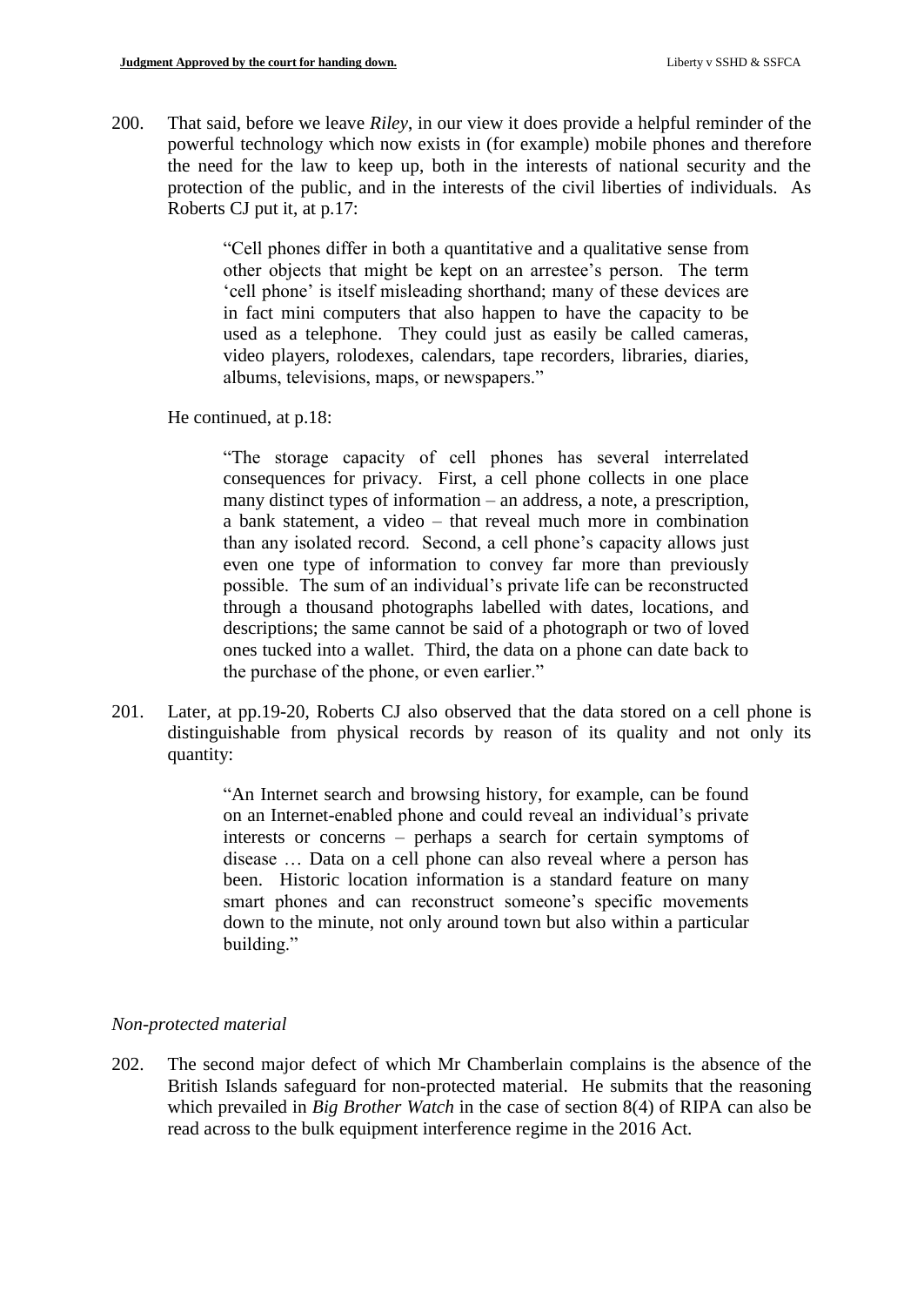200. That said, before we leave *Riley*, in our view it does provide a helpful reminder of the powerful technology which now exists in (for example) mobile phones and therefore the need for the law to keep up, both in the interests of national security and the protection of the public, and in the interests of the civil liberties of individuals. As Roberts CJ put it, at p.17:

> "Cell phones differ in both a quantitative and a qualitative sense from other objects that might be kept on an arrestee's person. The term 'cell phone' is itself misleading shorthand; many of these devices are in fact mini computers that also happen to have the capacity to be used as a telephone. They could just as easily be called cameras, video players, rolodexes, calendars, tape recorders, libraries, diaries, albums, televisions, maps, or newspapers."

He continued, at p.18:

> "The storage capacity of cell phones has several interrelated consequences for privacy. First, a cell phone collects in one place many distinct types of information – an address, a note, a prescription, a bank statement, a video – that reveal much more in combination than any isolated record. Second, a cell phone's capacity allows just even one type of information to convey far more than previously possible. The sum of an individual's private life can be reconstructed through a thousand photographs labelled with dates, locations, and descriptions; the same cannot be said of a photograph or two of loved ones tucked into a wallet. Third, the data on a phone can date back to the purchase of the phone, or even earlier."

201. Later, at pp.19-20, Roberts CJ also observed that the data stored on a cell phone is distinguishable from physical records by reason of its quality and not only its quantity:

> "An Internet search and browsing history, for example, can be found on an Internet-enabled phone and could reveal an individual's private interests or concerns – perhaps a search for certain symptoms of disease … Data on a cell phone can also reveal where a person has been. Historic location information is a standard feature on many smart phones and can reconstruct someone's specific movements down to the minute, not only around town but also within a particular building."

*Non-protected material*

202. The second major defect of which Mr Chamberlain complains is the absence of the British Islands safeguard for non-protected material. He submits that the reasoning which prevailed in *Big Brother Watch* in the case of section 8(4) of RIPA can also be read across to the bulk equipment interference regime in the 2016 Act.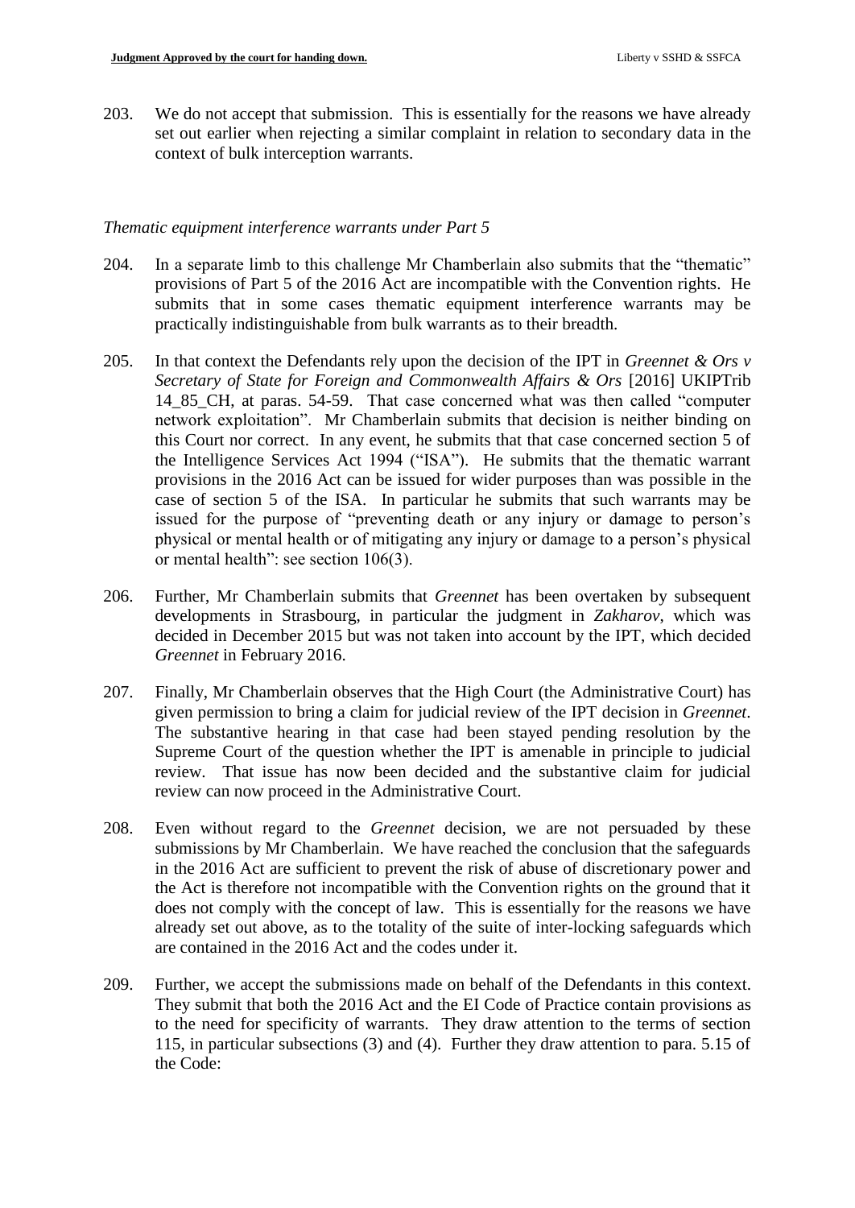203. We do not accept that submission. This is essentially for the reasons we have already set out earlier when rejecting a similar complaint in relation to secondary data in the context of bulk interception warrants.

*Thematic equipment interference warrants under Part 5*

204. In a separate limb to this challenge Mr Chamberlain also submits that the "thematic" provisions of Part 5 of the 2016 Act are incompatible with the Convention rights. He submits that in some cases thematic equipment interference warrants may be practically indistinguishable from bulk warrants as to their breadth.

205. In that context the Defendants rely upon the decision of the IPT in *Greennet & Ors v Secretary of State for Foreign and Commonwealth Affairs & Ors* [2016] UKIPTrib 14_85_CH, at paras. 54-59. That case concerned what was then called "computer network exploitation". Mr Chamberlain submits that decision is neither binding on this Court nor correct. In any event, he submits that that case concerned section 5 of the Intelligence Services Act 1994 ("ISA"). He submits that the thematic warrant provisions in the 2016 Act can be issued for wider purposes than was possible in the case of section 5 of the ISA. In particular he submits that such warrants may be issued for the purpose of "preventing death or any injury or damage to person's physical or mental health or of mitigating any injury or damage to a person's physical or mental health": see section 106(3).

206. Further, Mr Chamberlain submits that *Greennet* has been overtaken by subsequent developments in Strasbourg, in particular the judgment in *Zakharov*, which was decided in December 2015 but was not taken into account by the IPT, which decided *Greennet* in February 2016.

207. Finally, Mr Chamberlain observes that the High Court (the Administrative Court) has given permission to bring a claim for judicial review of the IPT decision in *Greennet*. The substantive hearing in that case had been stayed pending resolution by the Supreme Court of the question whether the IPT is amenable in principle to judicial review. That issue has now been decided and the substantive claim for judicial review can now proceed in the Administrative Court.

208. Even without regard to the *Greennet* decision, we are not persuaded by these submissions by Mr Chamberlain. We have reached the conclusion that the safeguards in the 2016 Act are sufficient to prevent the risk of abuse of discretionary power and the Act is therefore not incompatible with the Convention rights on the ground that it does not comply with the concept of law. This is essentially for the reasons we have already set out above, as to the totality of the suite of inter-locking safeguards which are contained in the 2016 Act and the codes under it.

209. Further, we accept the submissions made on behalf of the Defendants in this context. They submit that both the 2016 Act and the EI Code of Practice contain provisions as to the need for specificity of warrants. They draw attention to the terms of section 115, in particular subsections (3) and (4). Further they draw attention to para. 5.15 of the Code: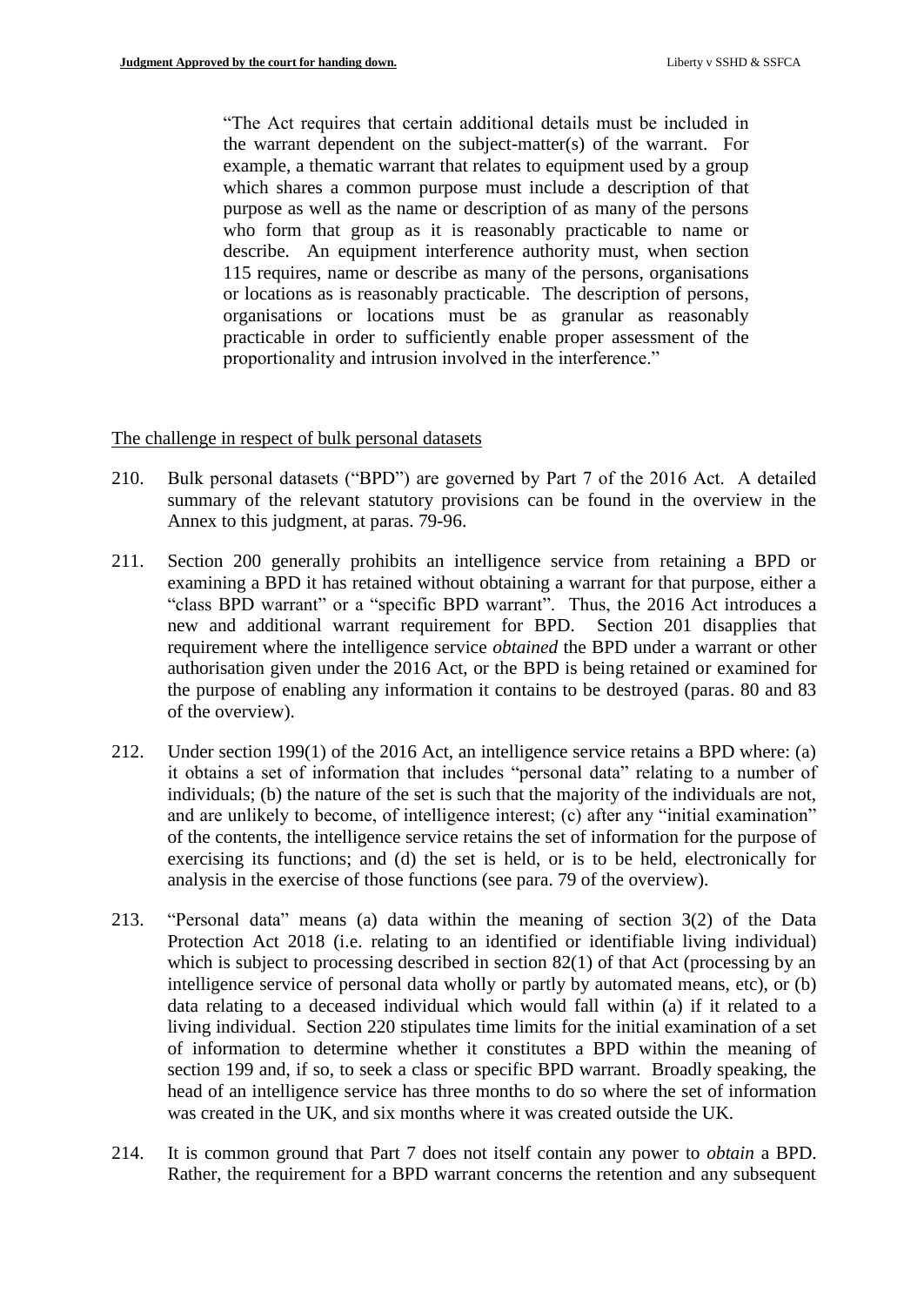> "The Act requires that certain additional details must be included in the warrant dependent on the subject-matter(s) of the warrant. For example, a thematic warrant that relates to equipment used by a group which shares a common purpose must include a description of that purpose as well as the name or description of as many of the persons who form that group as it is reasonably practicable to name or describe. An equipment interference authority must, when section 115 requires, name or describe as many of the persons, organisations or locations as is reasonably practicable. The description of persons, organisations or locations must be as granular as reasonably practicable in order to sufficiently enable proper assessment of the proportionality and intrusion involved in the interference."

The challenge in respect of bulk personal datasets

210. Bulk personal datasets ("BPD") are governed by Part 7 of the 2016 Act. A detailed summary of the relevant statutory provisions can be found in the overview in the Annex to this judgment, at paras. 79-96.

211. Section 200 generally prohibits an intelligence service from retaining a BPD or examining a BPD it has retained without obtaining a warrant for that purpose, either a "class BPD warrant" or a "specific BPD warrant". Thus, the 2016 Act introduces a new and additional warrant requirement for BPD. Section 201 disapplies that requirement where the intelligence service *obtained* the BPD under a warrant or other authorisation given under the 2016 Act, or the BPD is being retained or examined for the purpose of enabling any information it contains to be destroyed (paras. 80 and 83 of the overview).

212. Under section 199(1) of the 2016 Act, an intelligence service retains a BPD where: (a) it obtains a set of information that includes "personal data" relating to a number of individuals; (b) the nature of the set is such that the majority of the individuals are not, and are unlikely to become, of intelligence interest; (c) after any "initial examination" of the contents, the intelligence service retains the set of information for the purpose of exercising its functions; and (d) the set is held, or is to be held, electronically for analysis in the exercise of those functions (see para. 79 of the overview).

213. "Personal data" means (a) data within the meaning of section 3(2) of the Data Protection Act 2018 (i.e. relating to an identified or identifiable living individual) which is subject to processing described in section 82(1) of that Act (processing by an intelligence service of personal data wholly or partly by automated means, etc), or (b) data relating to a deceased individual which would fall within (a) if it related to a living individual. Section 220 stipulates time limits for the initial examination of a set of information to determine whether it constitutes a BPD within the meaning of section 199 and, if so, to seek a class or specific BPD warrant. Broadly speaking, the head of an intelligence service has three months to do so where the set of information was created in the UK, and six months where it was created outside the UK.

214. It is common ground that Part 7 does not itself contain any power to *obtain* a BPD. Rather, the requirement for a BPD warrant concerns the retention and any subsequent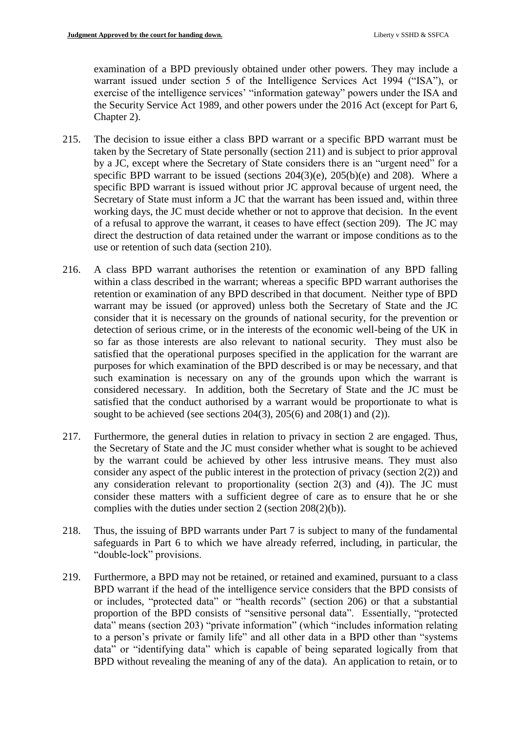examination of a BPD previously obtained under other powers. They may include a warrant issued under section 5 of the Intelligence Services Act 1994 ("ISA"), or exercise of the intelligence services' "information gateway" powers under the ISA and the Security Service Act 1989, and other powers under the 2016 Act (except for Part 6, Chapter 2).

215. The decision to issue either a class BPD warrant or a specific BPD warrant must be taken by the Secretary of State personally (section 211) and is subject to prior approval by a JC, except where the Secretary of State considers there is an "urgent need" for a specific BPD warrant to be issued (sections 204(3)(e), 205(b)(e) and 208). Where a specific BPD warrant is issued without prior JC approval because of urgent need, the Secretary of State must inform a JC that the warrant has been issued and, within three working days, the JC must decide whether or not to approve that decision. In the event of a refusal to approve the warrant, it ceases to have effect (section 209). The JC may direct the destruction of data retained under the warrant or impose conditions as to the use or retention of such data (section 210).

216. A class BPD warrant authorises the retention or examination of any BPD falling within a class described in the warrant; whereas a specific BPD warrant authorises the retention or examination of any BPD described in that document. Neither type of BPD warrant may be issued (or approved) unless both the Secretary of State and the JC consider that it is necessary on the grounds of national security, for the prevention or detection of serious crime, or in the interests of the economic well-being of the UK in so far as those interests are also relevant to national security. They must also be satisfied that the operational purposes specified in the application for the warrant are purposes for which examination of the BPD described is or may be necessary, and that such examination is necessary on any of the grounds upon which the warrant is considered necessary. In addition, both the Secretary of State and the JC must be satisfied that the conduct authorised by a warrant would be proportionate to what is sought to be achieved (see sections 204(3), 205(6) and 208(1) and (2)).

217. Furthermore, the general duties in relation to privacy in section 2 are engaged. Thus, the Secretary of State and the JC must consider whether what is sought to be achieved by the warrant could be achieved by other less intrusive means. They must also consider any aspect of the public interest in the protection of privacy (section 2(2)) and any consideration relevant to proportionality (section 2(3) and (4)). The JC must consider these matters with a sufficient degree of care as to ensure that he or she complies with the duties under section 2 (section 208(2)(b)).

218. Thus, the issuing of BPD warrants under Part 7 is subject to many of the fundamental safeguards in Part 6 to which we have already referred, including, in particular, the "double-lock" provisions.

219. Furthermore, a BPD may not be retained, or retained and examined, pursuant to a class BPD warrant if the head of the intelligence service considers that the BPD consists of or includes, "protected data" or "health records" (section 206) or that a substantial proportion of the BPD consists of "sensitive personal data". Essentially, "protected data" means (section 203) "private information" (which "includes information relating to a person's private or family life" and all other data in a BPD other than "systems data" or "identifying data" which is capable of being separated logically from that BPD without revealing the meaning of any of the data). An application to retain, or to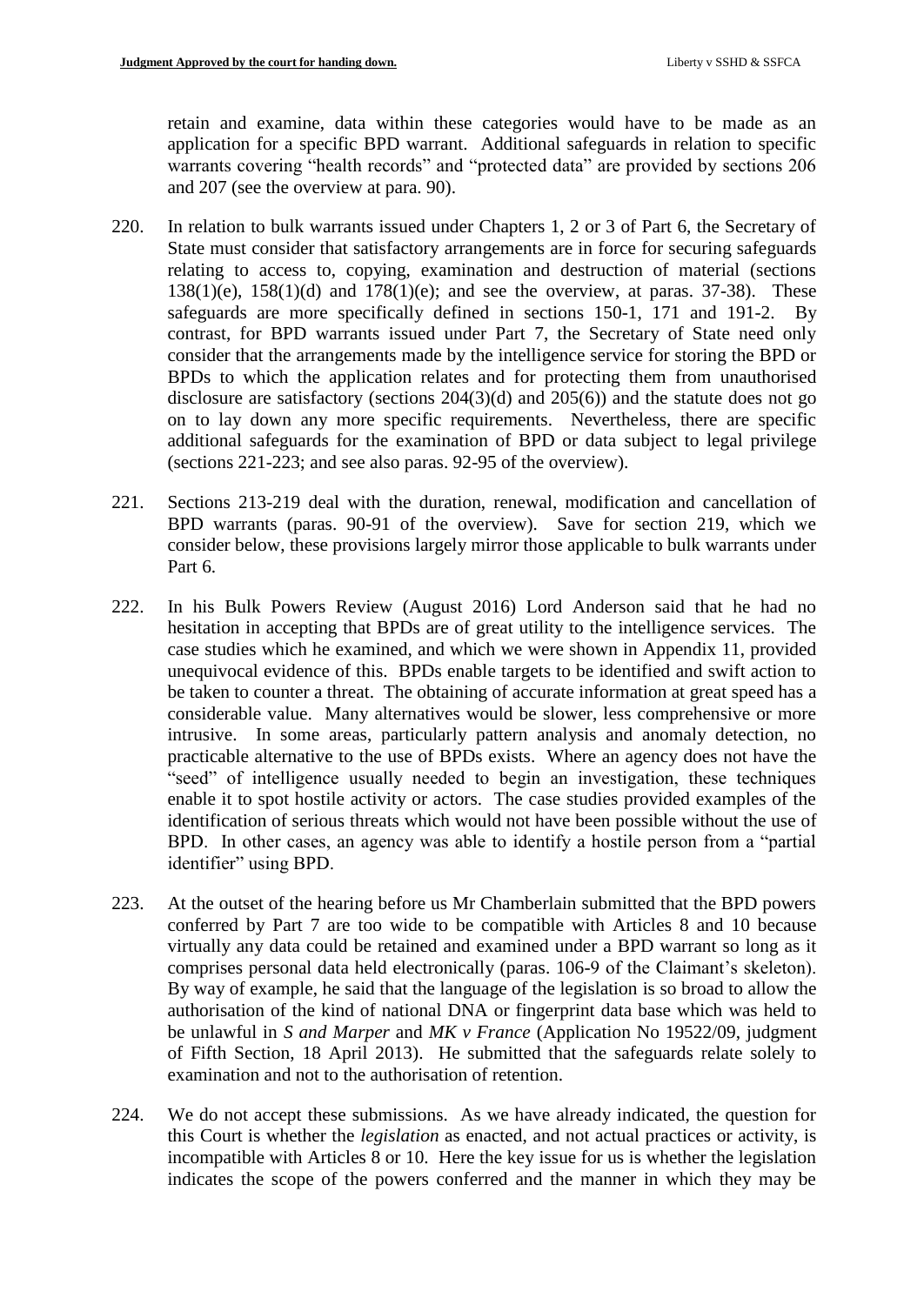retain and examine, data within these categories would have to be made as an application for a specific BPD warrant. Additional safeguards in relation to specific warrants covering "health records" and "protected data" are provided by sections 206 and 207 (see the overview at para. 90).

220. In relation to bulk warrants issued under Chapters 1, 2 or 3 of Part 6, the Secretary of State must consider that satisfactory arrangements are in force for securing safeguards relating to access to, copying, examination and destruction of material (sections 138(1)(e), 158(1)(d) and 178(1)(e); and see the overview, at paras. 37-38). These safeguards are more specifically defined in sections 150-1, 171 and 191-2. By contrast, for BPD warrants issued under Part 7, the Secretary of State need only consider that the arrangements made by the intelligence service for storing the BPD or BPDs to which the application relates and for protecting them from unauthorised disclosure are satisfactory (sections 204(3)(d) and 205(6)) and the statute does not go on to lay down any more specific requirements. Nevertheless, there are specific additional safeguards for the examination of BPD or data subject to legal privilege (sections 221-223; and see also paras. 92-95 of the overview).

221. Sections 213-219 deal with the duration, renewal, modification and cancellation of BPD warrants (paras. 90-91 of the overview). Save for section 219, which we consider below, these provisions largely mirror those applicable to bulk warrants under Part 6.

222. In his Bulk Powers Review (August 2016) Lord Anderson said that he had no hesitation in accepting that BPDs are of great utility to the intelligence services. The case studies which he examined, and which we were shown in Appendix 11, provided unequivocal evidence of this. BPDs enable targets to be identified and swift action to be taken to counter a threat. The obtaining of accurate information at great speed has a considerable value. Many alternatives would be slower, less comprehensive or more intrusive. In some areas, particularly pattern analysis and anomaly detection, no practicable alternative to the use of BPDs exists. Where an agency does not have the "seed" of intelligence usually needed to begin an investigation, these techniques enable it to spot hostile activity or actors. The case studies provided examples of the identification of serious threats which would not have been possible without the use of BPD. In other cases, an agency was able to identify a hostile person from a "partial identifier" using BPD.

223. At the outset of the hearing before us Mr Chamberlain submitted that the BPD powers conferred by Part 7 are too wide to be compatible with Articles 8 and 10 because virtually any data could be retained and examined under a BPD warrant so long as it comprises personal data held electronically (paras. 106-9 of the Claimant's skeleton). By way of example, he said that the language of the legislation is so broad to allow the authorisation of the kind of national DNA or fingerprint data base which was held to be unlawful in *S and Marper* and *MK v France* (Application No 19522/09, judgment of Fifth Section, 18 April 2013). He submitted that the safeguards relate solely to examination and not to the authorisation of retention.

224. We do not accept these submissions. As we have already indicated, the question for this Court is whether the *legislation* as enacted, and not actual practices or activity, is incompatible with Articles 8 or 10. Here the key issue for us is whether the legislation indicates the scope of the powers conferred and the manner in which they may be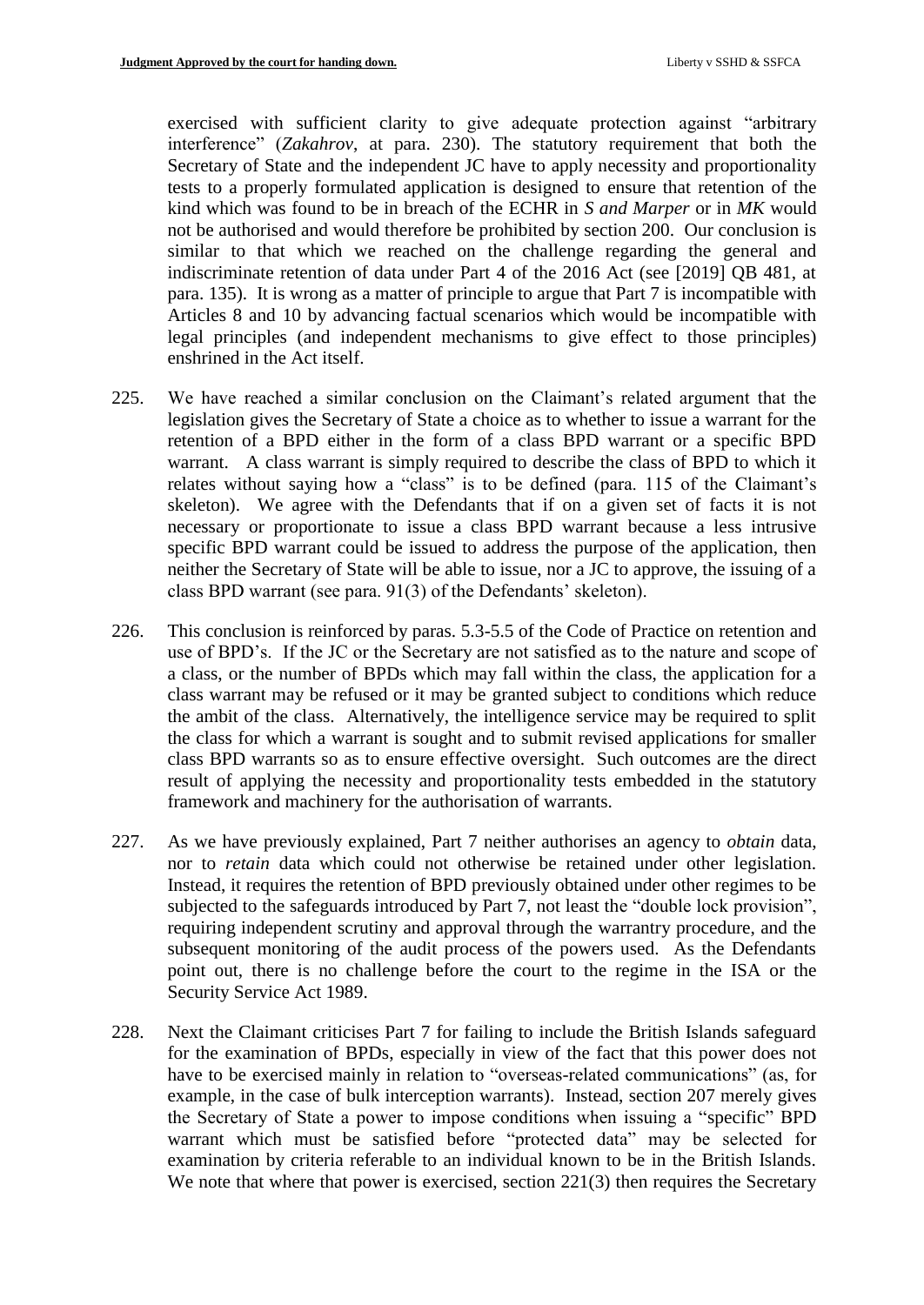exercised with sufficient clarity to give adequate protection against "arbitrary interference" (*Zakahrov*, at para. 230). The statutory requirement that both the Secretary of State and the independent JC have to apply necessity and proportionality tests to a properly formulated application is designed to ensure that retention of the kind which was found to be in breach of the ECHR in *S and Marper* or in *MK* would not be authorised and would therefore be prohibited by section 200. Our conclusion is similar to that which we reached on the challenge regarding the general and indiscriminate retention of data under Part 4 of the 2016 Act (see [2019] QB 481, at para. 135). It is wrong as a matter of principle to argue that Part 7 is incompatible with Articles 8 and 10 by advancing factual scenarios which would be incompatible with legal principles (and independent mechanisms to give effect to those principles) enshrined in the Act itself.

225. We have reached a similar conclusion on the Claimant's related argument that the legislation gives the Secretary of State a choice as to whether to issue a warrant for the retention of a BPD either in the form of a class BPD warrant or a specific BPD warrant. A class warrant is simply required to describe the class of BPD to which it relates without saying how a "class" is to be defined (para. 115 of the Claimant's skeleton). We agree with the Defendants that if on a given set of facts it is not necessary or proportionate to issue a class BPD warrant because a less intrusive specific BPD warrant could be issued to address the purpose of the application, then neither the Secretary of State will be able to issue, nor a JC to approve, the issuing of a class BPD warrant (see para. 91(3) of the Defendants' skeleton).

226. This conclusion is reinforced by paras. 5.3-5.5 of the Code of Practice on retention and use of BPD's. If the JC or the Secretary are not satisfied as to the nature and scope of a class, or the number of BPDs which may fall within the class, the application for a class warrant may be refused or it may be granted subject to conditions which reduce the ambit of the class. Alternatively, the intelligence service may be required to split the class for which a warrant is sought and to submit revised applications for smaller class BPD warrants so as to ensure effective oversight. Such outcomes are the direct result of applying the necessity and proportionality tests embedded in the statutory framework and machinery for the authorisation of warrants.

227. As we have previously explained, Part 7 neither authorises an agency to *obtain* data, nor to *retain* data which could not otherwise be retained under other legislation. Instead, it requires the retention of BPD previously obtained under other regimes to be subjected to the safeguards introduced by Part 7, not least the "double lock provision", requiring independent scrutiny and approval through the warrantry procedure, and the subsequent monitoring of the audit process of the powers used. As the Defendants point out, there is no challenge before the court to the regime in the ISA or the Security Service Act 1989.

228. Next the Claimant criticises Part 7 for failing to include the British Islands safeguard for the examination of BPDs, especially in view of the fact that this power does not have to be exercised mainly in relation to "overseas-related communications" (as, for example, in the case of bulk interception warrants). Instead, section 207 merely gives the Secretary of State a power to impose conditions when issuing a "specific" BPD warrant which must be satisfied before "protected data" may be selected for examination by criteria referable to an individual known to be in the British Islands. We note that where that power is exercised, section 221(3) then requires the Secretary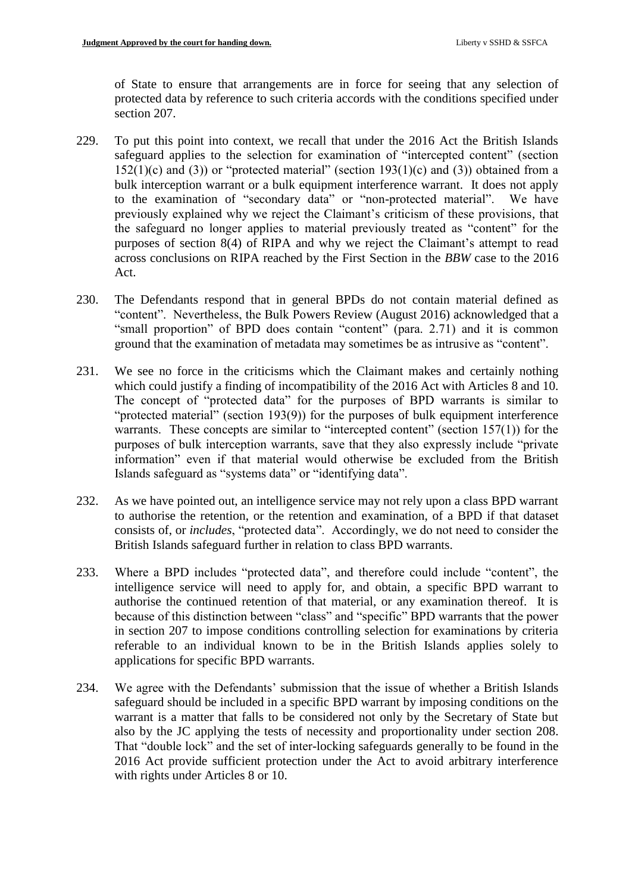of State to ensure that arrangements are in force for seeing that any selection of protected data by reference to such criteria accords with the conditions specified under section 207.

229. To put this point into context, we recall that under the 2016 Act the British Islands safeguard applies to the selection for examination of "intercepted content" (section 152(1)(c) and (3)) or "protected material" (section 193(1)(c) and (3)) obtained from a bulk interception warrant or a bulk equipment interference warrant. It does not apply to the examination of "secondary data" or "non-protected material". We have previously explained why we reject the Claimant's criticism of these provisions, that the safeguard no longer applies to material previously treated as "content" for the purposes of section 8(4) of RIPA and why we reject the Claimant's attempt to read across conclusions on RIPA reached by the First Section in the *BBW* case to the 2016 Act.

230. The Defendants respond that in general BPDs do not contain material defined as "content". Nevertheless, the Bulk Powers Review (August 2016) acknowledged that a "small proportion" of BPD does contain "content" (para. 2.71) and it is common ground that the examination of metadata may sometimes be as intrusive as "content".

231. We see no force in the criticisms which the Claimant makes and certainly nothing which could justify a finding of incompatibility of the 2016 Act with Articles 8 and 10. The concept of "protected data" for the purposes of BPD warrants is similar to "protected material" (section 193(9)) for the purposes of bulk equipment interference warrants. These concepts are similar to "intercepted content" (section 157(1)) for the purposes of bulk interception warrants, save that they also expressly include "private information" even if that material would otherwise be excluded from the British Islands safeguard as "systems data" or "identifying data".

232. As we have pointed out, an intelligence service may not rely upon a class BPD warrant to authorise the retention, or the retention and examination, of a BPD if that dataset consists of, or *includes*, "protected data". Accordingly, we do not need to consider the British Islands safeguard further in relation to class BPD warrants.

233. Where a BPD includes "protected data", and therefore could include "content", the intelligence service will need to apply for, and obtain, a specific BPD warrant to authorise the continued retention of that material, or any examination thereof. It is because of this distinction between "class" and "specific" BPD warrants that the power in section 207 to impose conditions controlling selection for examinations by criteria referable to an individual known to be in the British Islands applies solely to applications for specific BPD warrants.

234. We agree with the Defendants' submission that the issue of whether a British Islands safeguard should be included in a specific BPD warrant by imposing conditions on the warrant is a matter that falls to be considered not only by the Secretary of State but also by the JC applying the tests of necessity and proportionality under section 208. That "double lock" and the set of inter-locking safeguards generally to be found in the 2016 Act provide sufficient protection under the Act to avoid arbitrary interference with rights under Articles 8 or 10.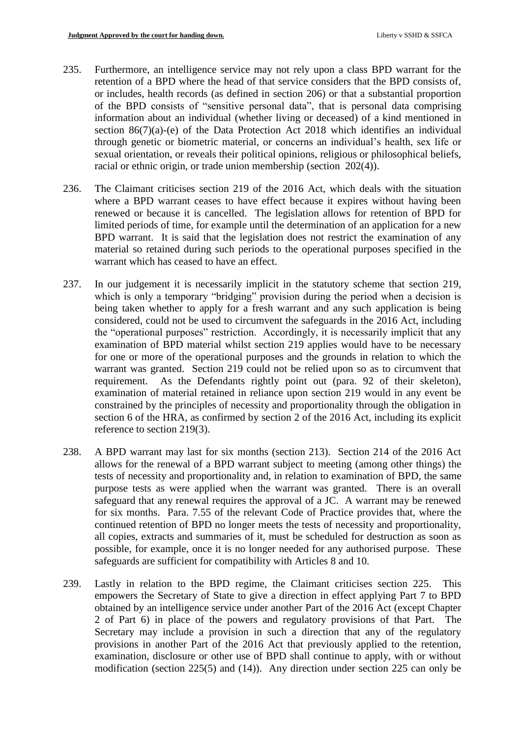235. Furthermore, an intelligence service may not rely upon a class BPD warrant for the retention of a BPD where the head of that service considers that the BPD consists of, or includes, health records (as defined in section 206) or that a substantial proportion of the BPD consists of "sensitive personal data", that is personal data comprising information about an individual (whether living or deceased) of a kind mentioned in section 86(7)(a)-(e) of the Data Protection Act 2018 which identifies an individual through genetic or biometric material, or concerns an individual's health, sex life or sexual orientation, or reveals their political opinions, religious or philosophical beliefs, racial or ethnic origin, or trade union membership (section 202(4)).

236. The Claimant criticises section 219 of the 2016 Act, which deals with the situation where a BPD warrant ceases to have effect because it expires without having been renewed or because it is cancelled. The legislation allows for retention of BPD for limited periods of time, for example until the determination of an application for a new BPD warrant. It is said that the legislation does not restrict the examination of any material so retained during such periods to the operational purposes specified in the warrant which has ceased to have an effect.

237. In our judgement it is necessarily implicit in the statutory scheme that section 219, which is only a temporary "bridging" provision during the period when a decision is being taken whether to apply for a fresh warrant and any such application is being considered, could not be used to circumvent the safeguards in the 2016 Act, including the "operational purposes" restriction. Accordingly, it is necessarily implicit that any examination of BPD material whilst section 219 applies would have to be necessary for one or more of the operational purposes and the grounds in relation to which the warrant was granted. Section 219 could not be relied upon so as to circumvent that requirement. As the Defendants rightly point out (para. 92 of their skeleton), examination of material retained in reliance upon section 219 would in any event be constrained by the principles of necessity and proportionality through the obligation in section 6 of the HRA, as confirmed by section 2 of the 2016 Act, including its explicit reference to section 219(3).

238. A BPD warrant may last for six months (section 213). Section 214 of the 2016 Act allows for the renewal of a BPD warrant subject to meeting (among other things) the tests of necessity and proportionality and, in relation to examination of BPD, the same purpose tests as were applied when the warrant was granted. There is an overall safeguard that any renewal requires the approval of a JC. A warrant may be renewed for six months. Para. 7.55 of the relevant Code of Practice provides that, where the continued retention of BPD no longer meets the tests of necessity and proportionality, all copies, extracts and summaries of it, must be scheduled for destruction as soon as possible, for example, once it is no longer needed for any authorised purpose. These safeguards are sufficient for compatibility with Articles 8 and 10.

239. Lastly in relation to the BPD regime, the Claimant criticises section 225. This empowers the Secretary of State to give a direction in effect applying Part 7 to BPD obtained by an intelligence service under another Part of the 2016 Act (except Chapter 2 of Part 6) in place of the powers and regulatory provisions of that Part. The Secretary may include a provision in such a direction that any of the regulatory provisions in another Part of the 2016 Act that previously applied to the retention, examination, disclosure or other use of BPD shall continue to apply, with or without modification (section 225(5) and (14)). Any direction under section 225 can only be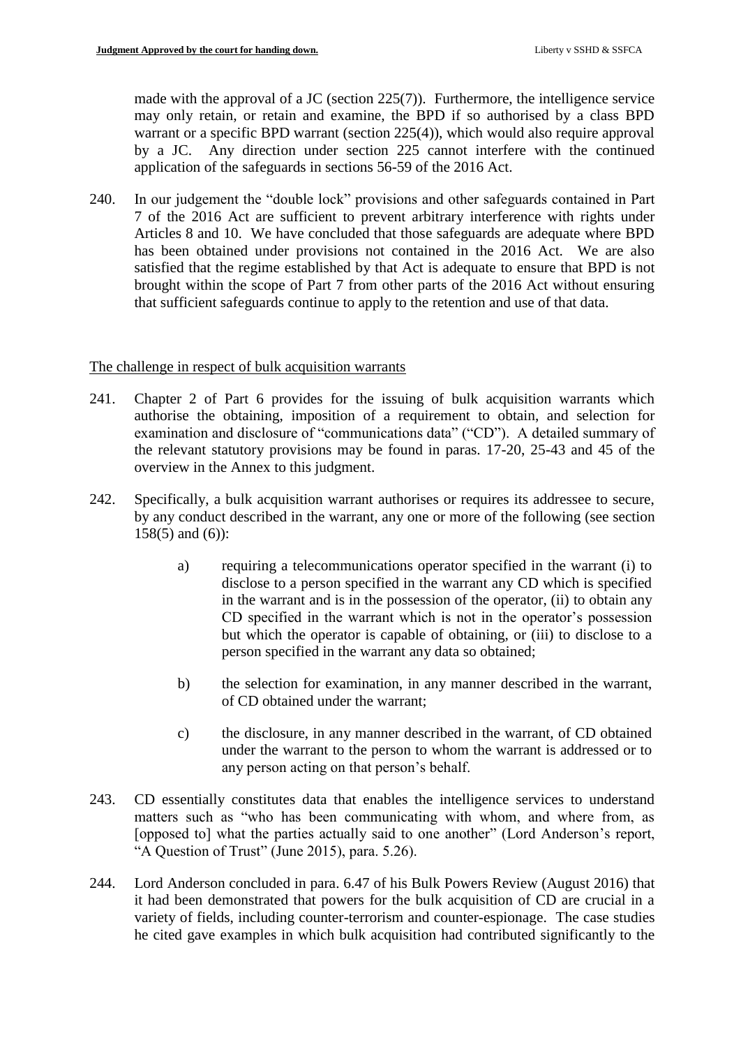made with the approval of a JC (section 225(7)). Furthermore, the intelligence service may only retain, or retain and examine, the BPD if so authorised by a class BPD warrant or a specific BPD warrant (section 225(4)), which would also require approval by a JC. Any direction under section 225 cannot interfere with the continued application of the safeguards in sections 56-59 of the 2016 Act.

240. In our judgement the "double lock" provisions and other safeguards contained in Part 7 of the 2016 Act are sufficient to prevent arbitrary interference with rights under Articles 8 and 10. We have concluded that those safeguards are adequate where BPD has been obtained under provisions not contained in the 2016 Act. We are also satisfied that the regime established by that Act is adequate to ensure that BPD is not brought within the scope of Part 7 from other parts of the 2016 Act without ensuring that sufficient safeguards continue to apply to the retention and use of that data.

<u>The challenge in respect of bulk acquisition warrants</u>

241. Chapter 2 of Part 6 provides for the issuing of bulk acquisition warrants which authorise the obtaining, imposition of a requirement to obtain, and selection for examination and disclosure of "communications data" ("CD"). A detailed summary of the relevant statutory provisions may be found in paras. 17-20, 25-43 and 45 of the overview in the Annex to this judgment.

242. Specifically, a bulk acquisition warrant authorises or requires its addressee to secure, by any conduct described in the warrant, any one or more of the following (see section 158(5) and (6)):

   a) requiring a telecommunications operator specified in the warrant (i) to disclose to a person specified in the warrant any CD which is specified in the warrant and is in the possession of the operator, (ii) to obtain any CD specified in the warrant which is not in the operator's possession but which the operator is capable of obtaining, or (iii) to disclose to a person specified in the warrant any data so obtained;

   b) the selection for examination, in any manner described in the warrant, of CD obtained under the warrant;

   c) the disclosure, in any manner described in the warrant, of CD obtained under the warrant to the person to whom the warrant is addressed or to any person acting on that person's behalf.

243. CD essentially constitutes data that enables the intelligence services to understand matters such as "who has been communicating with whom, and where from, as [opposed to] what the parties actually said to one another" (Lord Anderson's report, "A Question of Trust" (June 2015), para. 5.26).

244. Lord Anderson concluded in para. 6.47 of his Bulk Powers Review (August 2016) that it had been demonstrated that powers for the bulk acquisition of CD are crucial in a variety of fields, including counter-terrorism and counter-espionage. The case studies he cited gave examples in which bulk acquisition had contributed significantly to the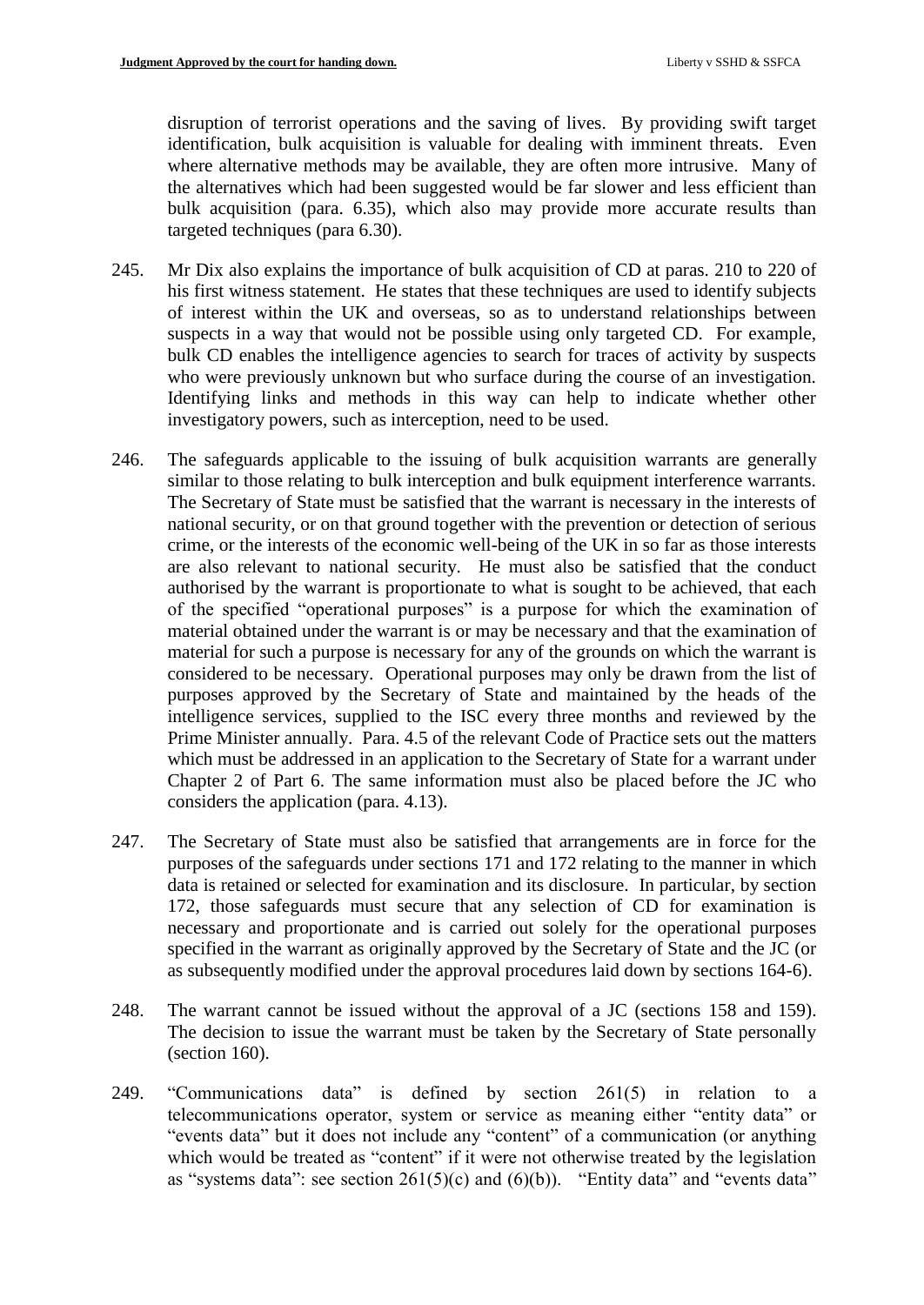disruption of terrorist operations and the saving of lives. By providing swift target identification, bulk acquisition is valuable for dealing with imminent threats. Even where alternative methods may be available, they are often more intrusive. Many of the alternatives which had been suggested would be far slower and less efficient than bulk acquisition (para. 6.35), which also may provide more accurate results than targeted techniques (para 6.30).

245. Mr Dix also explains the importance of bulk acquisition of CD at paras. 210 to 220 of his first witness statement. He states that these techniques are used to identify subjects of interest within the UK and overseas, so as to understand relationships between suspects in a way that would not be possible using only targeted CD. For example, bulk CD enables the intelligence agencies to search for traces of activity by suspects who were previously unknown but who surface during the course of an investigation. Identifying links and methods in this way can help to indicate whether other investigatory powers, such as interception, need to be used.

246. The safeguards applicable to the issuing of bulk acquisition warrants are generally similar to those relating to bulk interception and bulk equipment interference warrants. The Secretary of State must be satisfied that the warrant is necessary in the interests of national security, or on that ground together with the prevention or detection of serious crime, or the interests of the economic well-being of the UK in so far as those interests are also relevant to national security. He must also be satisfied that the conduct authorised by the warrant is proportionate to what is sought to be achieved, that each of the specified "operational purposes" is a purpose for which the examination of material obtained under the warrant is or may be necessary and that the examination of material for such a purpose is necessary for any of the grounds on which the warrant is considered to be necessary. Operational purposes may only be drawn from the list of purposes approved by the Secretary of State and maintained by the heads of the intelligence services, supplied to the ISC every three months and reviewed by the Prime Minister annually. Para. 4.5 of the relevant Code of Practice sets out the matters which must be addressed in an application to the Secretary of State for a warrant under Chapter 2 of Part 6. The same information must also be placed before the JC who considers the application (para. 4.13).

247. The Secretary of State must also be satisfied that arrangements are in force for the purposes of the safeguards under sections 171 and 172 relating to the manner in which data is retained or selected for examination and its disclosure. In particular, by section 172, those safeguards must secure that any selection of CD for examination is necessary and proportionate and is carried out solely for the operational purposes specified in the warrant as originally approved by the Secretary of State and the JC (or as subsequently modified under the approval procedures laid down by sections 164-6).

248. The warrant cannot be issued without the approval of a JC (sections 158 and 159). The decision to issue the warrant must be taken by the Secretary of State personally (section 160).

249. "Communications data" is defined by section 261(5) in relation to a telecommunications operator, system or service as meaning either "entity data" or "events data" but it does not include any "content" of a communication (or anything which would be treated as "content" if it were not otherwise treated by the legislation as "systems data": see section 261(5)(c) and (6)(b)). "Entity data" and "events data"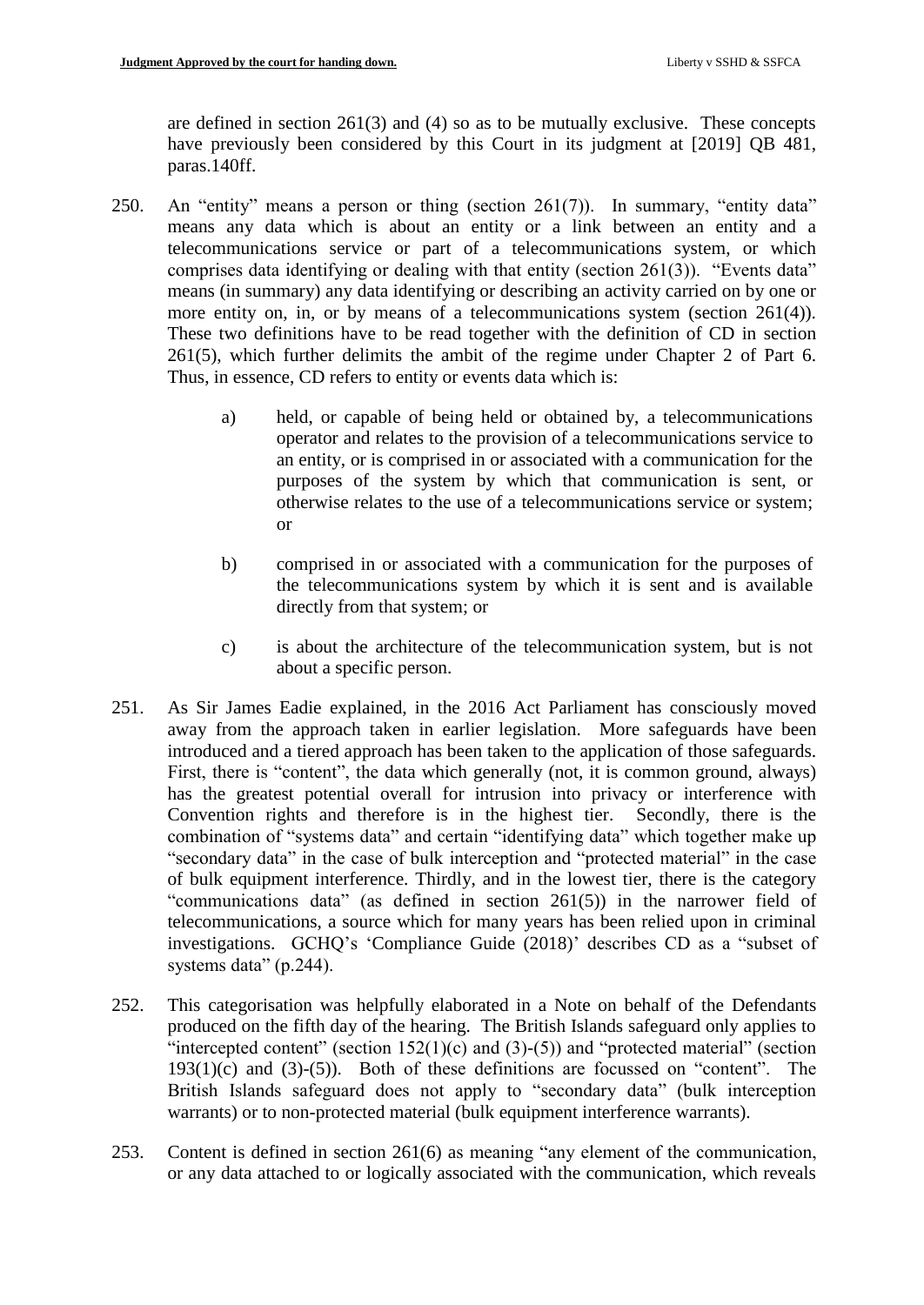are defined in section 261(3) and (4) so as to be mutually exclusive. These concepts have previously been considered by this Court in its judgment at [2019] QB 481, paras.140ff.

250. An "entity" means a person or thing (section 261(7)). In summary, "entity data" means any data which is about an entity or a link between an entity and a telecommunications service or part of a telecommunications system, or which comprises data identifying or dealing with that entity (section 261(3)). "Events data" means (in summary) any data identifying or describing an activity carried on by one or more entity on, in, or by means of a telecommunications system (section 261(4)). These two definitions have to be read together with the definition of CD in section 261(5), which further delimits the ambit of the regime under Chapter 2 of Part 6. Thus, in essence, CD refers to entity or events data which is:

   a) held, or capable of being held or obtained by, a telecommunications operator and relates to the provision of a telecommunications service to an entity, or is comprised in or associated with a communication for the purposes of the system by which that communication is sent, or otherwise relates to the use of a telecommunications service or system; or

   b) comprised in or associated with a communication for the purposes of the telecommunications system by which it is sent and is available directly from that system; or

   c) is about the architecture of the telecommunication system, but is not about a specific person.

251. As Sir James Eadie explained, in the 2016 Act Parliament has consciously moved away from the approach taken in earlier legislation. More safeguards have been introduced and a tiered approach has been taken to the application of those safeguards. First, there is "content", the data which generally (not, it is common ground, always) has the greatest potential overall for intrusion into privacy or interference with Convention rights and therefore is in the highest tier. Secondly, there is the combination of "systems data" and certain "identifying data" which together make up "secondary data" in the case of bulk interception and "protected material" in the case of bulk equipment interference. Thirdly, and in the lowest tier, there is the category "communications data" (as defined in section 261(5)) in the narrower field of telecommunications, a source which for many years has been relied upon in criminal investigations. GCHQ's 'Compliance Guide (2018)' describes CD as a "subset of systems data" (p.244).

252. This categorisation was helpfully elaborated in a Note on behalf of the Defendants produced on the fifth day of the hearing. The British Islands safeguard only applies to "intercepted content" (section 152(1)(c) and (3)-(5)) and "protected material" (section 193(1)(c) and (3)-(5)). Both of these definitions are focussed on "content". The British Islands safeguard does not apply to "secondary data" (bulk interception warrants) or to non-protected material (bulk equipment interference warrants).

253. Content is defined in section 261(6) as meaning "any element of the communication, or any data attached to or logically associated with the communication, which reveals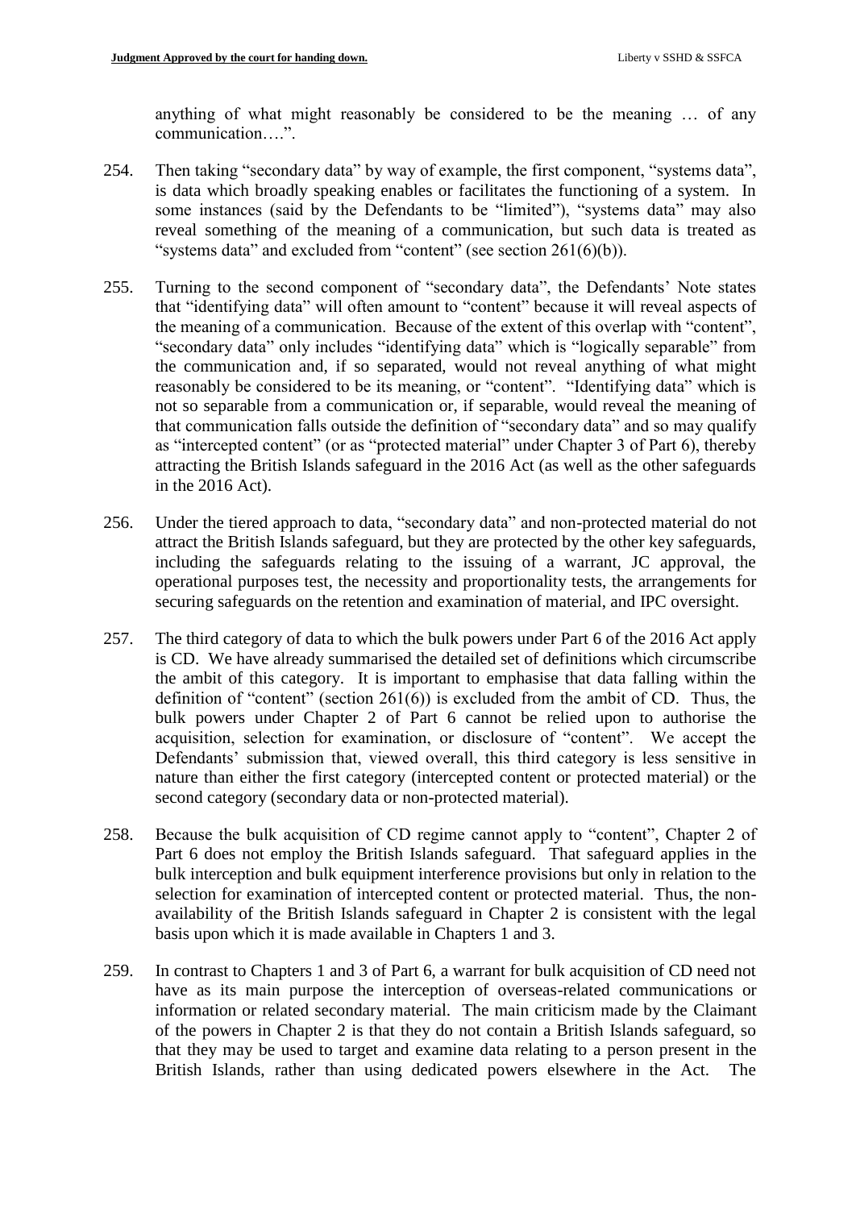anything of what might reasonably be considered to be the meaning … of any communication….".

254. Then taking "secondary data" by way of example, the first component, "systems data", is data which broadly speaking enables or facilitates the functioning of a system. In some instances (said by the Defendants to be "limited"), "systems data" may also reveal something of the meaning of a communication, but such data is treated as "systems data" and excluded from "content" (see section 261(6)(b)).

255. Turning to the second component of "secondary data", the Defendants' Note states that "identifying data" will often amount to "content" because it will reveal aspects of the meaning of a communication. Because of the extent of this overlap with "content", "secondary data" only includes "identifying data" which is "logically separable" from the communication and, if so separated, would not reveal anything of what might reasonably be considered to be its meaning, or "content". "Identifying data" which is not so separable from a communication or, if separable, would reveal the meaning of that communication falls outside the definition of "secondary data" and so may qualify as "intercepted content" (or as "protected material" under Chapter 3 of Part 6), thereby attracting the British Islands safeguard in the 2016 Act (as well as the other safeguards in the 2016 Act).

256. Under the tiered approach to data, "secondary data" and non-protected material do not attract the British Islands safeguard, but they are protected by the other key safeguards, including the safeguards relating to the issuing of a warrant, JC approval, the operational purposes test, the necessity and proportionality tests, the arrangements for securing safeguards on the retention and examination of material, and IPC oversight.

257. The third category of data to which the bulk powers under Part 6 of the 2016 Act apply is CD. We have already summarised the detailed set of definitions which circumscribe the ambit of this category. It is important to emphasise that data falling within the definition of "content" (section 261(6)) is excluded from the ambit of CD. Thus, the bulk powers under Chapter 2 of Part 6 cannot be relied upon to authorise the acquisition, selection for examination, or disclosure of "content". We accept the Defendants' submission that, viewed overall, this third category is less sensitive in nature than either the first category (intercepted content or protected material) or the second category (secondary data or non-protected material).

258. Because the bulk acquisition of CD regime cannot apply to "content", Chapter 2 of Part 6 does not employ the British Islands safeguard. That safeguard applies in the bulk interception and bulk equipment interference provisions but only in relation to the selection for examination of intercepted content or protected material. Thus, the non-availability of the British Islands safeguard in Chapter 2 is consistent with the legal basis upon which it is made available in Chapters 1 and 3.

259. In contrast to Chapters 1 and 3 of Part 6, a warrant for bulk acquisition of CD need not have as its main purpose the interception of overseas-related communications or information or related secondary material. The main criticism made by the Claimant of the powers in Chapter 2 is that they do not contain a British Islands safeguard, so that they may be used to target and examine data relating to a person present in the British Islands, rather than using dedicated powers elsewhere in the Act. The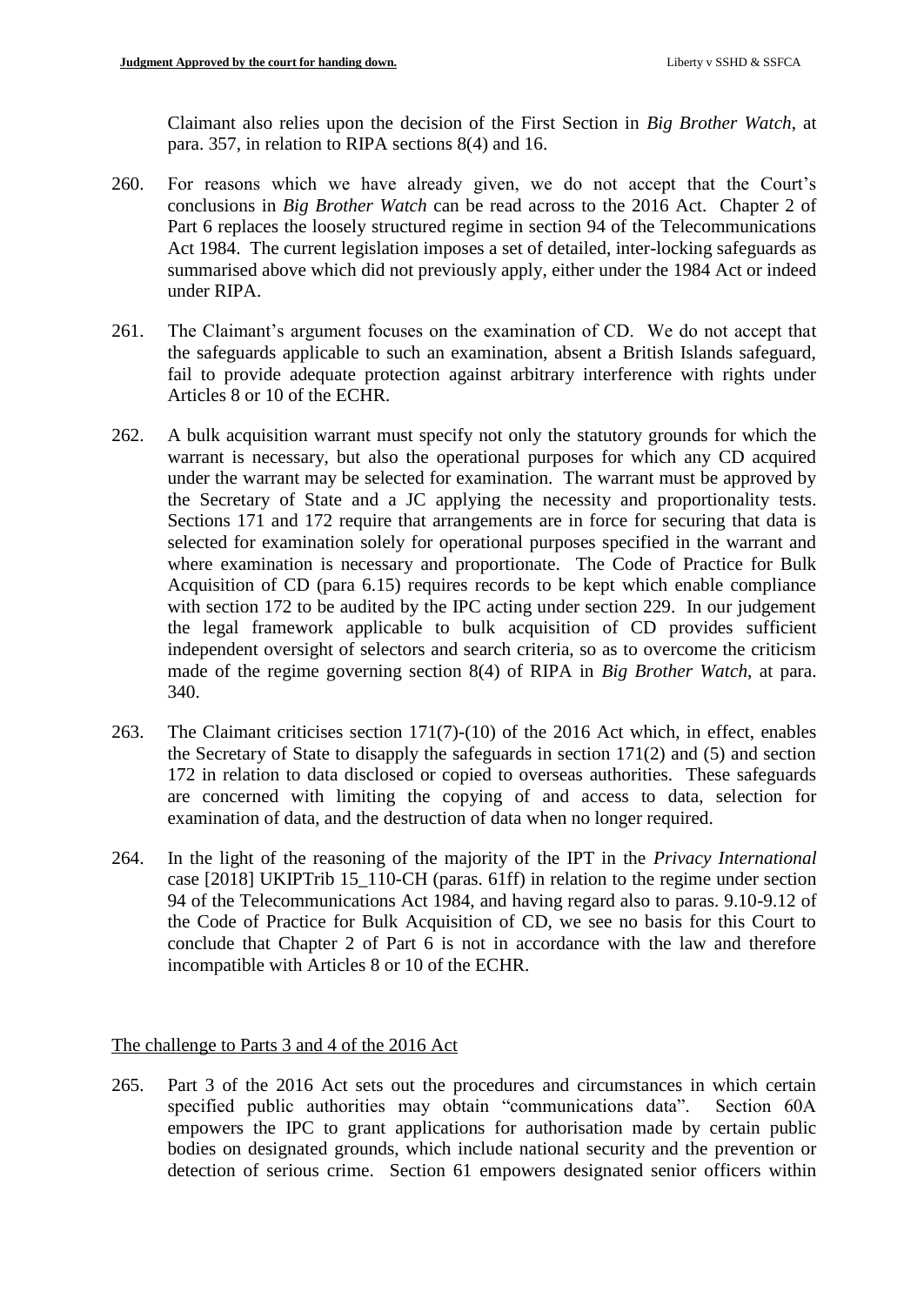Claimant also relies upon the decision of the First Section in *Big Brother Watch*, at para. 357, in relation to RIPA sections 8(4) and 16.

260. For reasons which we have already given, we do not accept that the Court's conclusions in *Big Brother Watch* can be read across to the 2016 Act. Chapter 2 of Part 6 replaces the loosely structured regime in section 94 of the Telecommunications Act 1984. The current legislation imposes a set of detailed, inter-locking safeguards as summarised above which did not previously apply, either under the 1984 Act or indeed under RIPA.

261. The Claimant's argument focuses on the examination of CD. We do not accept that the safeguards applicable to such an examination, absent a British Islands safeguard, fail to provide adequate protection against arbitrary interference with rights under Articles 8 or 10 of the ECHR.

262. A bulk acquisition warrant must specify not only the statutory grounds for which the warrant is necessary, but also the operational purposes for which any CD acquired under the warrant may be selected for examination. The warrant must be approved by the Secretary of State and a JC applying the necessity and proportionality tests. Sections 171 and 172 require that arrangements are in force for securing that data is selected for examination solely for operational purposes specified in the warrant and where examination is necessary and proportionate. The Code of Practice for Bulk Acquisition of CD (para 6.15) requires records to be kept which enable compliance with section 172 to be audited by the IPC acting under section 229. In our judgement the legal framework applicable to bulk acquisition of CD provides sufficient independent oversight of selectors and search criteria, so as to overcome the criticism made of the regime governing section 8(4) of RIPA in *Big Brother Watch*, at para. 340.

263. The Claimant criticises section 171(7)-(10) of the 2016 Act which, in effect, enables the Secretary of State to disapply the safeguards in section 171(2) and (5) and section 172 in relation to data disclosed or copied to overseas authorities. These safeguards are concerned with limiting the copying of and access to data, selection for examination of data, and the destruction of data when no longer required.

264. In the light of the reasoning of the majority of the IPT in the *Privacy International* case [2018] UKIPTrib 15_110-CH (paras. 61ff) in relation to the regime under section 94 of the Telecommunications Act 1984, and having regard also to paras. 9.10-9.12 of the Code of Practice for Bulk Acquisition of CD, we see no basis for this Court to conclude that Chapter 2 of Part 6 is not in accordance with the law and therefore incompatible with Articles 8 or 10 of the ECHR.

## The challenge to Parts 3 and 4 of the 2016 Act

265. Part 3 of the 2016 Act sets out the procedures and circumstances in which certain specified public authorities may obtain "communications data". Section 60A empowers the IPC to grant applications for authorisation made by certain public bodies on designated grounds, which include national security and the prevention or detection of serious crime. Section 61 empowers designated senior officers within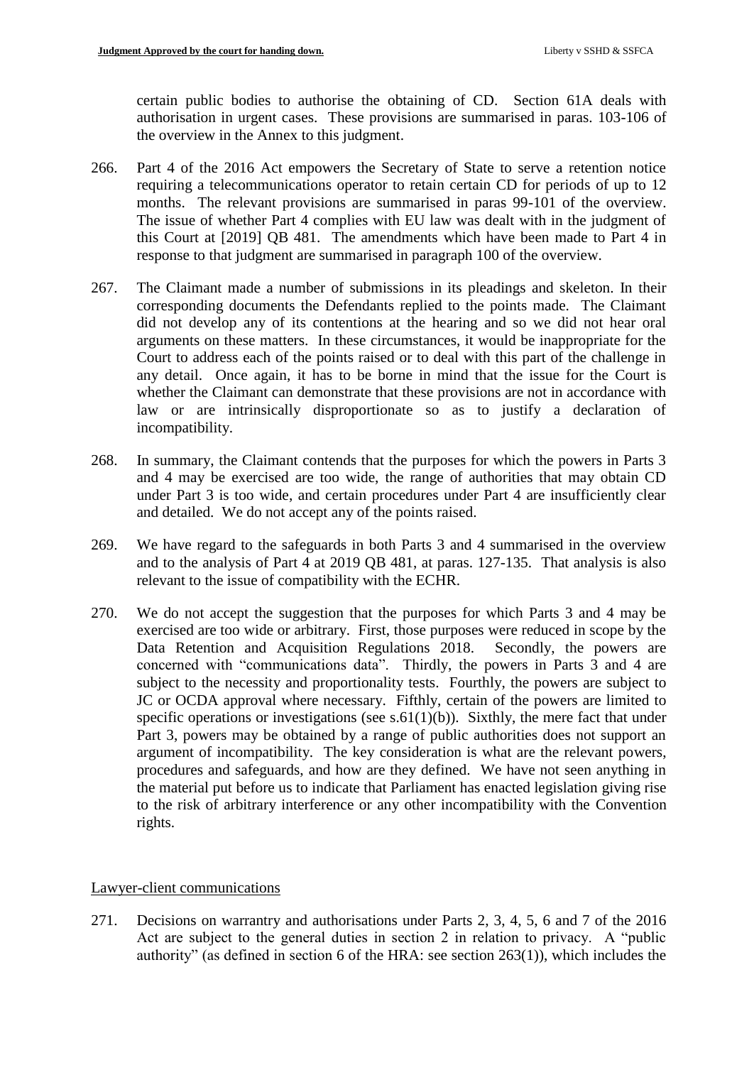certain public bodies to authorise the obtaining of CD. Section 61A deals with authorisation in urgent cases. These provisions are summarised in paras. 103-106 of the overview in the Annex to this judgment.

266. Part 4 of the 2016 Act empowers the Secretary of State to serve a retention notice requiring a telecommunications operator to retain certain CD for periods of up to 12 months. The relevant provisions are summarised in paras 99-101 of the overview. The issue of whether Part 4 complies with EU law was dealt with in the judgment of this Court at [2019] QB 481. The amendments which have been made to Part 4 in response to that judgment are summarised in paragraph 100 of the overview.

267. The Claimant made a number of submissions in its pleadings and skeleton. In their corresponding documents the Defendants replied to the points made. The Claimant did not develop any of its contentions at the hearing and so we did not hear oral arguments on these matters. In these circumstances, it would be inappropriate for the Court to address each of the points raised or to deal with this part of the challenge in any detail. Once again, it has to be borne in mind that the issue for the Court is whether the Claimant can demonstrate that these provisions are not in accordance with law or are intrinsically disproportionate so as to justify a declaration of incompatibility.

268. In summary, the Claimant contends that the purposes for which the powers in Parts 3 and 4 may be exercised are too wide, the range of authorities that may obtain CD under Part 3 is too wide, and certain procedures under Part 4 are insufficiently clear and detailed. We do not accept any of the points raised.

269. We have regard to the safeguards in both Parts 3 and 4 summarised in the overview and to the analysis of Part 4 at 2019 QB 481, at paras. 127-135. That analysis is also relevant to the issue of compatibility with the ECHR.

270. We do not accept the suggestion that the purposes for which Parts 3 and 4 may be exercised are too wide or arbitrary. First, those purposes were reduced in scope by the Data Retention and Acquisition Regulations 2018. Secondly, the powers are concerned with "communications data". Thirdly, the powers in Parts 3 and 4 are subject to the necessity and proportionality tests. Fourthly, the powers are subject to JC or OCDA approval where necessary. Fifthly, certain of the powers are limited to specific operations or investigations (see s.61(1)(b)). Sixthly, the mere fact that under Part 3, powers may be obtained by a range of public authorities does not support an argument of incompatibility. The key consideration is what are the relevant powers, procedures and safeguards, and how are they defined. We have not seen anything in the material put before us to indicate that Parliament has enacted legislation giving rise to the risk of arbitrary interference or any other incompatibility with the Convention rights.

## Lawyer-client communications

271. Decisions on warrantry and authorisations under Parts 2, 3, 4, 5, 6 and 7 of the 2016 Act are subject to the general duties in section 2 in relation to privacy. A "public authority" (as defined in section 6 of the HRA: see section 263(1)), which includes the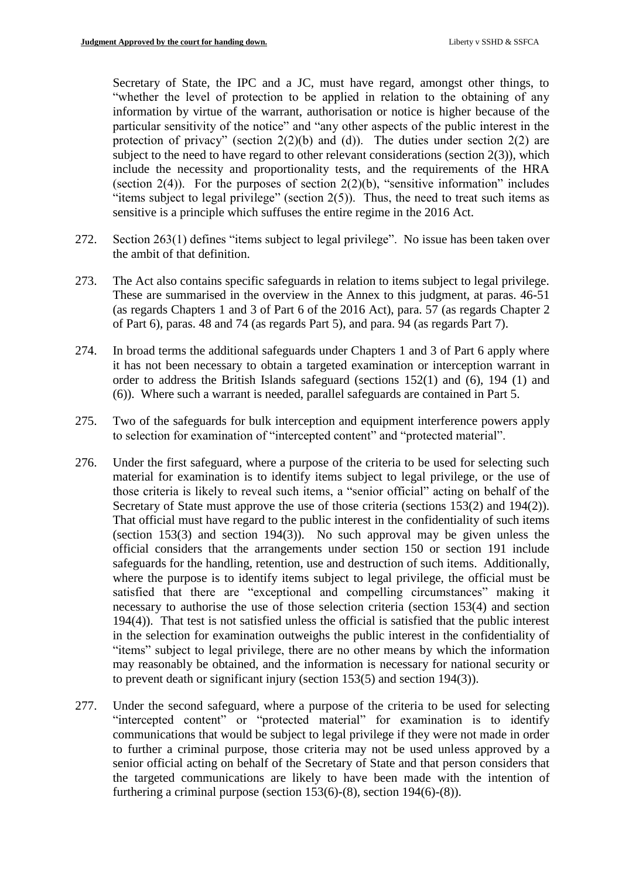Secretary of State, the IPC and a JC, must have regard, amongst other things, to "whether the level of protection to be applied in relation to the obtaining of any information by virtue of the warrant, authorisation or notice is higher because of the particular sensitivity of the notice" and "any other aspects of the public interest in the protection of privacy" (section 2(2)(b) and (d)). The duties under section 2(2) are subject to the need to have regard to other relevant considerations (section 2(3)), which include the necessity and proportionality tests, and the requirements of the HRA (section 2(4)). For the purposes of section 2(2)(b), "sensitive information" includes "items subject to legal privilege" (section 2(5)). Thus, the need to treat such items as sensitive is a principle which suffuses the entire regime in the 2016 Act.

272. Section 263(1) defines "items subject to legal privilege". No issue has been taken over the ambit of that definition.

273. The Act also contains specific safeguards in relation to items subject to legal privilege. These are summarised in the overview in the Annex to this judgment, at paras. 46-51 (as regards Chapters 1 and 3 of Part 6 of the 2016 Act), para. 57 (as regards Chapter 2 of Part 6), paras. 48 and 74 (as regards Part 5), and para. 94 (as regards Part 7).

274. In broad terms the additional safeguards under Chapters 1 and 3 of Part 6 apply where it has not been necessary to obtain a targeted examination or interception warrant in order to address the British Islands safeguard (sections 152(1) and (6), 194 (1) and (6)). Where such a warrant is needed, parallel safeguards are contained in Part 5.

275. Two of the safeguards for bulk interception and equipment interference powers apply to selection for examination of "intercepted content" and "protected material".

276. Under the first safeguard, where a purpose of the criteria to be used for selecting such material for examination is to identify items subject to legal privilege, or the use of those criteria is likely to reveal such items, a "senior official" acting on behalf of the Secretary of State must approve the use of those criteria (sections 153(2) and 194(2)). That official must have regard to the public interest in the confidentiality of such items (section 153(3) and section 194(3)). No such approval may be given unless the official considers that the arrangements under section 150 or section 191 include safeguards for the handling, retention, use and destruction of such items. Additionally, where the purpose is to identify items subject to legal privilege, the official must be satisfied that there are "exceptional and compelling circumstances" making it necessary to authorise the use of those selection criteria (section 153(4) and section 194(4)). That test is not satisfied unless the official is satisfied that the public interest in the selection for examination outweighs the public interest in the confidentiality of "items" subject to legal privilege, there are no other means by which the information may reasonably be obtained, and the information is necessary for national security or to prevent death or significant injury (section 153(5) and section 194(3)).

277. Under the second safeguard, where a purpose of the criteria to be used for selecting "intercepted content" or "protected material" for examination is to identify communications that would be subject to legal privilege if they were not made in order to further a criminal purpose, those criteria may not be used unless approved by a senior official acting on behalf of the Secretary of State and that person considers that the targeted communications are likely to have been made with the intention of furthering a criminal purpose (section 153(6)-(8), section 194(6)-(8)).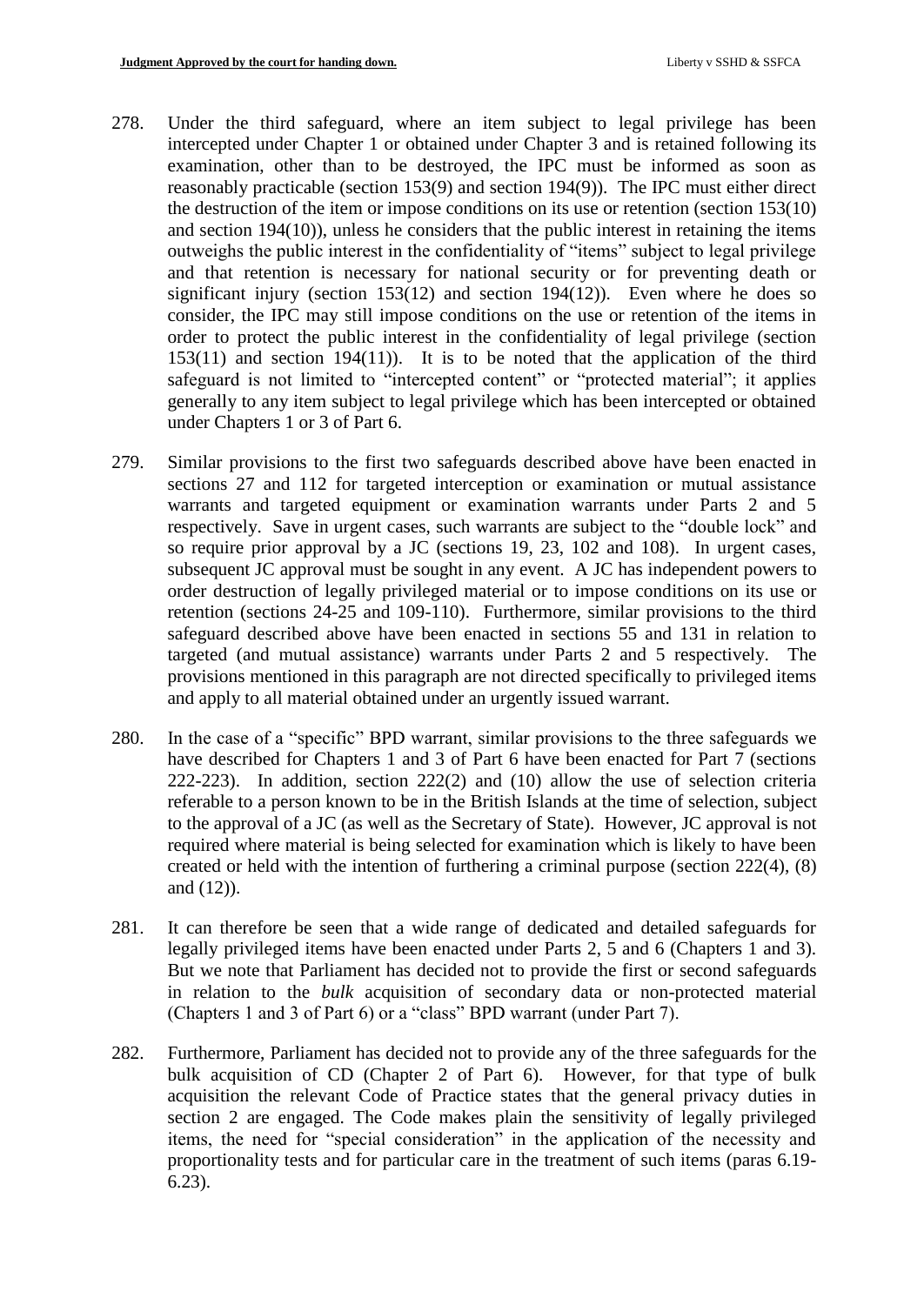278. Under the third safeguard, where an item subject to legal privilege has been intercepted under Chapter 1 or obtained under Chapter 3 and is retained following its examination, other than to be destroyed, the IPC must be informed as soon as reasonably practicable (section 153(9) and section 194(9)). The IPC must either direct the destruction of the item or impose conditions on its use or retention (section 153(10) and section 194(10)), unless he considers that the public interest in retaining the items outweighs the public interest in the confidentiality of "items" subject to legal privilege and that retention is necessary for national security or for preventing death or significant injury (section 153(12) and section 194(12)). Even where he does so consider, the IPC may still impose conditions on the use or retention of the items in order to protect the public interest in the confidentiality of legal privilege (section 153(11) and section 194(11)). It is to be noted that the application of the third safeguard is not limited to "intercepted content" or "protected material"; it applies generally to any item subject to legal privilege which has been intercepted or obtained under Chapters 1 or 3 of Part 6.

279. Similar provisions to the first two safeguards described above have been enacted in sections 27 and 112 for targeted interception or examination or mutual assistance warrants and targeted equipment or examination warrants under Parts 2 and 5 respectively. Save in urgent cases, such warrants are subject to the "double lock" and so require prior approval by a JC (sections 19, 23, 102 and 108). In urgent cases, subsequent JC approval must be sought in any event. A JC has independent powers to order destruction of legally privileged material or to impose conditions on its use or retention (sections 24-25 and 109-110). Furthermore, similar provisions to the third safeguard described above have been enacted in sections 55 and 131 in relation to targeted (and mutual assistance) warrants under Parts 2 and 5 respectively. The provisions mentioned in this paragraph are not directed specifically to privileged items and apply to all material obtained under an urgently issued warrant.

280. In the case of a "specific" BPD warrant, similar provisions to the three safeguards we have described for Chapters 1 and 3 of Part 6 have been enacted for Part 7 (sections 222-223). In addition, section 222(2) and (10) allow the use of selection criteria referable to a person known to be in the British Islands at the time of selection, subject to the approval of a JC (as well as the Secretary of State). However, JC approval is not required where material is being selected for examination which is likely to have been created or held with the intention of furthering a criminal purpose (section 222(4), (8) and (12)).

281. It can therefore be seen that a wide range of dedicated and detailed safeguards for legally privileged items have been enacted under Parts 2, 5 and 6 (Chapters 1 and 3). But we note that Parliament has decided not to provide the first or second safeguards in relation to the *bulk* acquisition of secondary data or non-protected material (Chapters 1 and 3 of Part 6) or a "class" BPD warrant (under Part 7).

282. Furthermore, Parliament has decided not to provide any of the three safeguards for the bulk acquisition of CD (Chapter 2 of Part 6). However, for that type of bulk acquisition the relevant Code of Practice states that the general privacy duties in section 2 are engaged. The Code makes plain the sensitivity of legally privileged items, the need for "special consideration" in the application of the necessity and proportionality tests and for particular care in the treatment of such items (paras 6.19-6.23).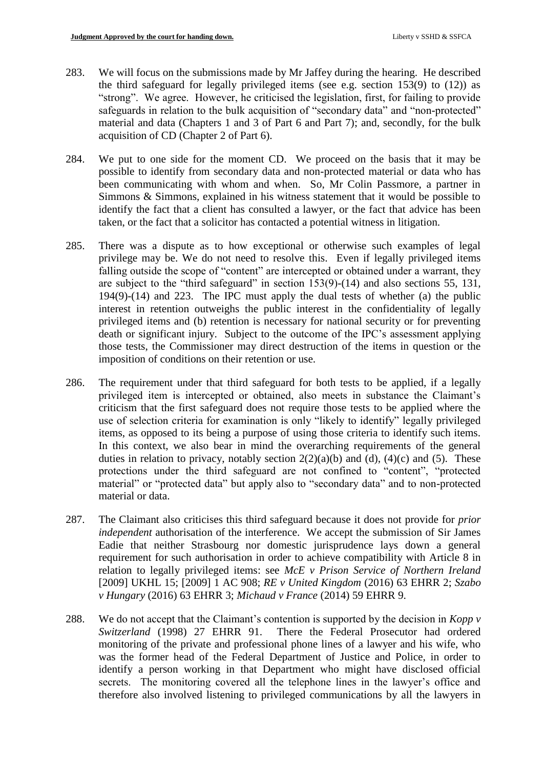283. We will focus on the submissions made by Mr Jaffey during the hearing. He described the third safeguard for legally privileged items (see e.g. section 153(9) to (12)) as "strong". We agree. However, he criticised the legislation, first, for failing to provide safeguards in relation to the bulk acquisition of "secondary data" and "non-protected" material and data (Chapters 1 and 3 of Part 6 and Part 7); and, secondly, for the bulk acquisition of CD (Chapter 2 of Part 6).

284. We put to one side for the moment CD. We proceed on the basis that it may be possible to identify from secondary data and non-protected material or data who has been communicating with whom and when. So, Mr Colin Passmore, a partner in Simmons & Simmons, explained in his witness statement that it would be possible to identify the fact that a client has consulted a lawyer, or the fact that advice has been taken, or the fact that a solicitor has contacted a potential witness in litigation.

285. There was a dispute as to how exceptional or otherwise such examples of legal privilege may be. We do not need to resolve this. Even if legally privileged items falling outside the scope of "content" are intercepted or obtained under a warrant, they are subject to the "third safeguard" in section 153(9)-(14) and also sections 55, 131, 194(9)-(14) and 223. The IPC must apply the dual tests of whether (a) the public interest in retention outweighs the public interest in the confidentiality of legally privileged items and (b) retention is necessary for national security or for preventing death or significant injury. Subject to the outcome of the IPC's assessment applying those tests, the Commissioner may direct destruction of the items in question or the imposition of conditions on their retention or use.

286. The requirement under that third safeguard for both tests to be applied, if a legally privileged item is intercepted or obtained, also meets in substance the Claimant's criticism that the first safeguard does not require those tests to be applied where the use of selection criteria for examination is only "likely to identify" legally privileged items, as opposed to its being a purpose of using those criteria to identify such items. In this context, we also bear in mind the overarching requirements of the general duties in relation to privacy, notably section 2(2)(a)(b) and (d), (4)(c) and (5). These protections under the third safeguard are not confined to "content", "protected material" or "protected data" but apply also to "secondary data" and to non-protected material or data.

287. The Claimant also criticises this third safeguard because it does not provide for *prior independent* authorisation of the interference. We accept the submission of Sir James Eadie that neither Strasbourg nor domestic jurisprudence lays down a general requirement for such authorisation in order to achieve compatibility with Article 8 in relation to legally privileged items: see *McE v Prison Service of Northern Ireland* [2009] UKHL 15; [2009] 1 AC 908; *RE v United Kingdom* (2016) 63 EHRR 2; *Szabo v Hungary* (2016) 63 EHRR 3; *Michaud v France* (2014) 59 EHRR 9.

288. We do not accept that the Claimant's contention is supported by the decision in *Kopp v Switzerland* (1998) 27 EHRR 91. There the Federal Prosecutor had ordered monitoring of the private and professional phone lines of a lawyer and his wife, who was the former head of the Federal Department of Justice and Police, in order to identify a person working in that Department who might have disclosed official secrets. The monitoring covered all the telephone lines in the lawyer's office and therefore also involved listening to privileged communications by all the lawyers in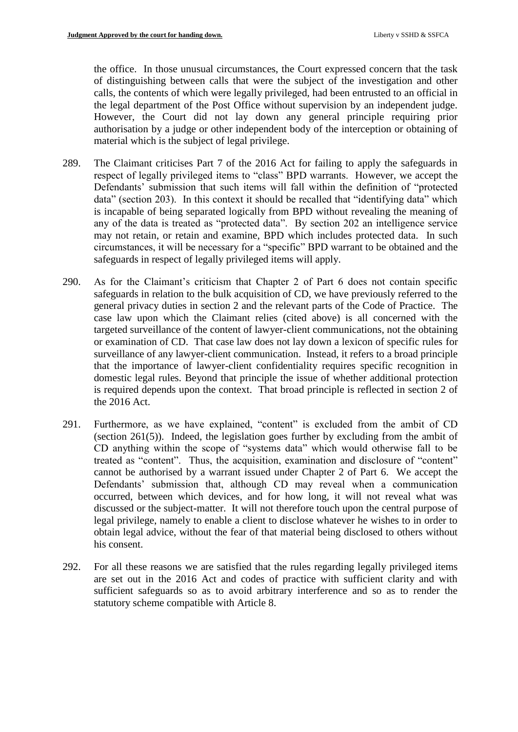the office. In those unusual circumstances, the Court expressed concern that the task of distinguishing between calls that were the subject of the investigation and other calls, the contents of which were legally privileged, had been entrusted to an official in the legal department of the Post Office without supervision by an independent judge. However, the Court did not lay down any general principle requiring prior authorisation by a judge or other independent body of the interception or obtaining of material which is the subject of legal privilege.

289. The Claimant criticises Part 7 of the 2016 Act for failing to apply the safeguards in respect of legally privileged items to "class" BPD warrants. However, we accept the Defendants' submission that such items will fall within the definition of "protected data" (section 203). In this context it should be recalled that "identifying data" which is incapable of being separated logically from BPD without revealing the meaning of any of the data is treated as "protected data". By section 202 an intelligence service may not retain, or retain and examine, BPD which includes protected data. In such circumstances, it will be necessary for a "specific" BPD warrant to be obtained and the safeguards in respect of legally privileged items will apply.

290. As for the Claimant's criticism that Chapter 2 of Part 6 does not contain specific safeguards in relation to the bulk acquisition of CD, we have previously referred to the general privacy duties in section 2 and the relevant parts of the Code of Practice. The case law upon which the Claimant relies (cited above) is all concerned with the targeted surveillance of the content of lawyer-client communications, not the obtaining or examination of CD. That case law does not lay down a lexicon of specific rules for surveillance of any lawyer-client communication. Instead, it refers to a broad principle that the importance of lawyer-client confidentiality requires specific recognition in domestic legal rules. Beyond that principle the issue of whether additional protection is required depends upon the context. That broad principle is reflected in section 2 of the 2016 Act.

291. Furthermore, as we have explained, "content" is excluded from the ambit of CD (section 261(5)). Indeed, the legislation goes further by excluding from the ambit of CD anything within the scope of "systems data" which would otherwise fall to be treated as "content". Thus, the acquisition, examination and disclosure of "content" cannot be authorised by a warrant issued under Chapter 2 of Part 6. We accept the Defendants' submission that, although CD may reveal when a communication occurred, between which devices, and for how long, it will not reveal what was discussed or the subject-matter. It will not therefore touch upon the central purpose of legal privilege, namely to enable a client to disclose whatever he wishes to in order to obtain legal advice, without the fear of that material being disclosed to others without his consent.

292. For all these reasons we are satisfied that the rules regarding legally privileged items are set out in the 2016 Act and codes of practice with sufficient clarity and with sufficient safeguards so as to avoid arbitrary interference and so as to render the statutory scheme compatible with Article 8.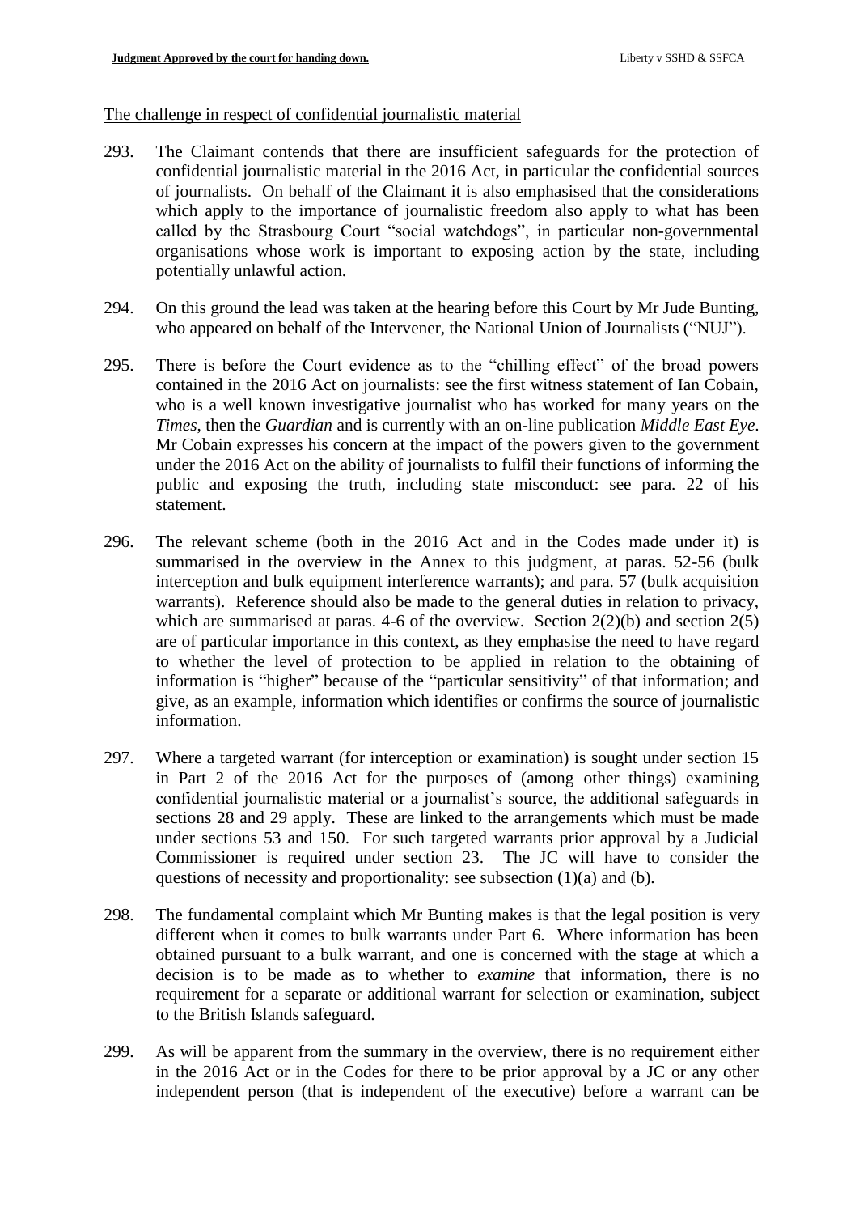The challenge in respect of confidential journalistic material

293. The Claimant contends that there are insufficient safeguards for the protection of confidential journalistic material in the 2016 Act, in particular the confidential sources of journalists. On behalf of the Claimant it is also emphasised that the considerations which apply to the importance of journalistic freedom also apply to what has been called by the Strasbourg Court "social watchdogs", in particular non-governmental organisations whose work is important to exposing action by the state, including potentially unlawful action.

294. On this ground the lead was taken at the hearing before this Court by Mr Jude Bunting, who appeared on behalf of the Intervener, the National Union of Journalists ("NUJ").

295. There is before the Court evidence as to the "chilling effect" of the broad powers contained in the 2016 Act on journalists: see the first witness statement of Ian Cobain, who is a well known investigative journalist who has worked for many years on the *Times*, then the *Guardian* and is currently with an on-line publication *Middle East Eye*. Mr Cobain expresses his concern at the impact of the powers given to the government under the 2016 Act on the ability of journalists to fulfil their functions of informing the public and exposing the truth, including state misconduct: see para. 22 of his statement.

296. The relevant scheme (both in the 2016 Act and in the Codes made under it) is summarised in the overview in the Annex to this judgment, at paras. 52-56 (bulk interception and bulk equipment interference warrants); and para. 57 (bulk acquisition warrants). Reference should also be made to the general duties in relation to privacy, which are summarised at paras. 4-6 of the overview. Section 2(2)(b) and section 2(5) are of particular importance in this context, as they emphasise the need to have regard to whether the level of protection to be applied in relation to the obtaining of information is "higher" because of the "particular sensitivity" of that information; and give, as an example, information which identifies or confirms the source of journalistic information.

297. Where a targeted warrant (for interception or examination) is sought under section 15 in Part 2 of the 2016 Act for the purposes of (among other things) examining confidential journalistic material or a journalist's source, the additional safeguards in sections 28 and 29 apply. These are linked to the arrangements which must be made under sections 53 and 150. For such targeted warrants prior approval by a Judicial Commissioner is required under section 23. The JC will have to consider the questions of necessity and proportionality: see subsection (1)(a) and (b).

298. The fundamental complaint which Mr Bunting makes is that the legal position is very different when it comes to bulk warrants under Part 6. Where information has been obtained pursuant to a bulk warrant, and one is concerned with the stage at which a decision is to be made as to whether to *examine* that information, there is no requirement for a separate or additional warrant for selection or examination, subject to the British Islands safeguard.

299. As will be apparent from the summary in the overview, there is no requirement either in the 2016 Act or in the Codes for there to be prior approval by a JC or any other independent person (that is independent of the executive) before a warrant can be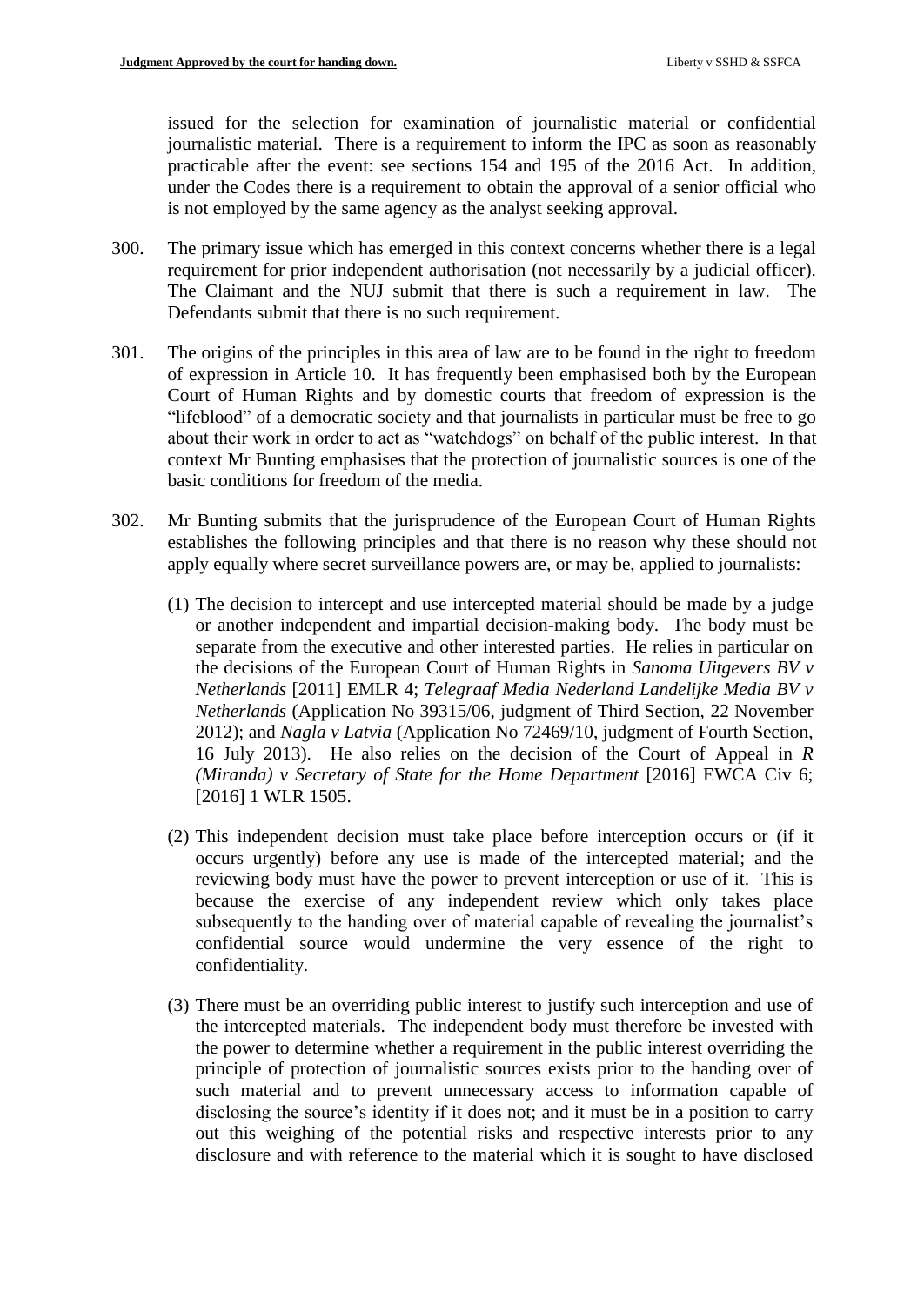issued for the selection for examination of journalistic material or confidential journalistic material. There is a requirement to inform the IPC as soon as reasonably practicable after the event: see sections 154 and 195 of the 2016 Act. In addition, under the Codes there is a requirement to obtain the approval of a senior official who is not employed by the same agency as the analyst seeking approval.

300. The primary issue which has emerged in this context concerns whether there is a legal requirement for prior independent authorisation (not necessarily by a judicial officer). The Claimant and the NUJ submit that there is such a requirement in law. The Defendants submit that there is no such requirement.

301. The origins of the principles in this area of law are to be found in the right to freedom of expression in Article 10. It has frequently been emphasised both by the European Court of Human Rights and by domestic courts that freedom of expression is the "lifeblood" of a democratic society and that journalists in particular must be free to go about their work in order to act as "watchdogs" on behalf of the public interest. In that context Mr Bunting emphasises that the protection of journalistic sources is one of the basic conditions for freedom of the media.

302. Mr Bunting submits that the jurisprudence of the European Court of Human Rights establishes the following principles and that there is no reason why these should not apply equally where secret surveillance powers are, or may be, applied to journalists:

   (1) The decision to intercept and use intercepted material should be made by a judge or another independent and impartial decision-making body. The body must be separate from the executive and other interested parties. He relies in particular on the decisions of the European Court of Human Rights in *Sanoma Uitgevers BV v Netherlands* [2011] EMLR 4; *Telegraaf Media Nederland Landelijke Media BV v Netherlands* (Application No 39315/06, judgment of Third Section, 22 November 2012); and *Nagla v Latvia* (Application No 72469/10, judgment of Fourth Section, 16 July 2013). He also relies on the decision of the Court of Appeal in *R (Miranda) v Secretary of State for the Home Department* [2016] EWCA Civ 6; [2016] 1 WLR 1505.

   (2) This independent decision must take place before interception occurs or (if it occurs urgently) before any use is made of the intercepted material; and the reviewing body must have the power to prevent interception or use of it. This is because the exercise of any independent review which only takes place subsequently to the handing over of material capable of revealing the journalist's confidential source would undermine the very essence of the right to confidentiality.

   (3) There must be an overriding public interest to justify such interception and use of the intercepted materials. The independent body must therefore be invested with the power to determine whether a requirement in the public interest overriding the principle of protection of journalistic sources exists prior to the handing over of such material and to prevent unnecessary access to information capable of disclosing the source's identity if it does not; and it must be in a position to carry out this weighing of the potential risks and respective interests prior to any disclosure and with reference to the material which it is sought to have disclosed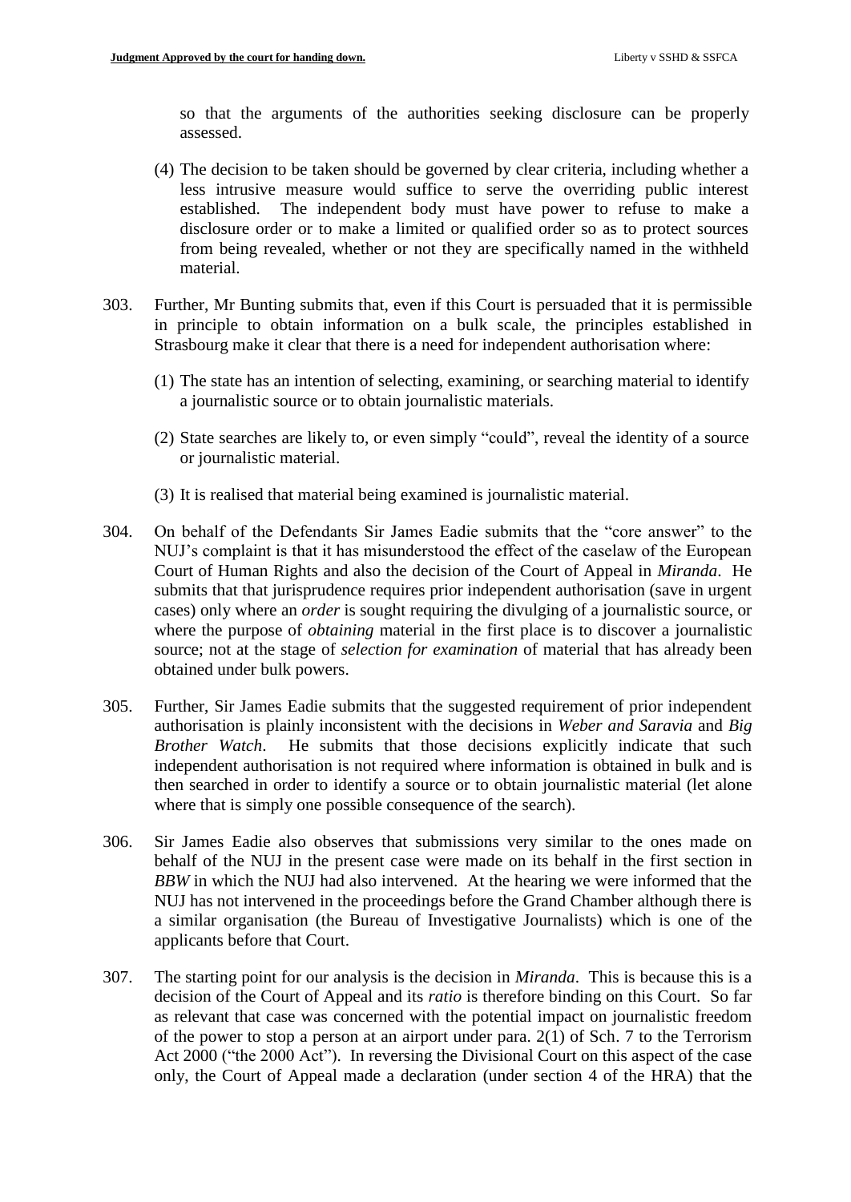so that the arguments of the authorities seeking disclosure can be properly assessed.

(4) The decision to be taken should be governed by clear criteria, including whether a less intrusive measure would suffice to serve the overriding public interest established. The independent body must have power to refuse to make a disclosure order or to make a limited or qualified order so as to protect sources from being revealed, whether or not they are specifically named in the withheld material.

303. Further, Mr Bunting submits that, even if this Court is persuaded that it is permissible in principle to obtain information on a bulk scale, the principles established in Strasbourg make it clear that there is a need for independent authorisation where:

(1) The state has an intention of selecting, examining, or searching material to identify a journalistic source or to obtain journalistic materials.

(2) State searches are likely to, or even simply "could", reveal the identity of a source or journalistic material.

(3) It is realised that material being examined is journalistic material.

304. On behalf of the Defendants Sir James Eadie submits that the "core answer" to the NUJ's complaint is that it has misunderstood the effect of the caselaw of the European Court of Human Rights and also the decision of the Court of Appeal in *Miranda*. He submits that that jurisprudence requires prior independent authorisation (save in urgent cases) only where an *order* is sought requiring the divulging of a journalistic source, or where the purpose of *obtaining* material in the first place is to discover a journalistic source; not at the stage of *selection for examination* of material that has already been obtained under bulk powers.

305. Further, Sir James Eadie submits that the suggested requirement of prior independent authorisation is plainly inconsistent with the decisions in *Weber and Saravia* and *Big Brother Watch*. He submits that those decisions explicitly indicate that such independent authorisation is not required where information is obtained in bulk and is then searched in order to identify a source or to obtain journalistic material (let alone where that is simply one possible consequence of the search).

306. Sir James Eadie also observes that submissions very similar to the ones made on behalf of the NUJ in the present case were made on its behalf in the first section in *BBW* in which the NUJ had also intervened. At the hearing we were informed that the NUJ has not intervened in the proceedings before the Grand Chamber although there is a similar organisation (the Bureau of Investigative Journalists) which is one of the applicants before that Court.

307. The starting point for our analysis is the decision in *Miranda*. This is because this is a decision of the Court of Appeal and its *ratio* is therefore binding on this Court. So far as relevant that case was concerned with the potential impact on journalistic freedom of the power to stop a person at an airport under para. 2(1) of Sch. 7 to the Terrorism Act 2000 ("the 2000 Act"). In reversing the Divisional Court on this aspect of the case only, the Court of Appeal made a declaration (under section 4 of the HRA) that the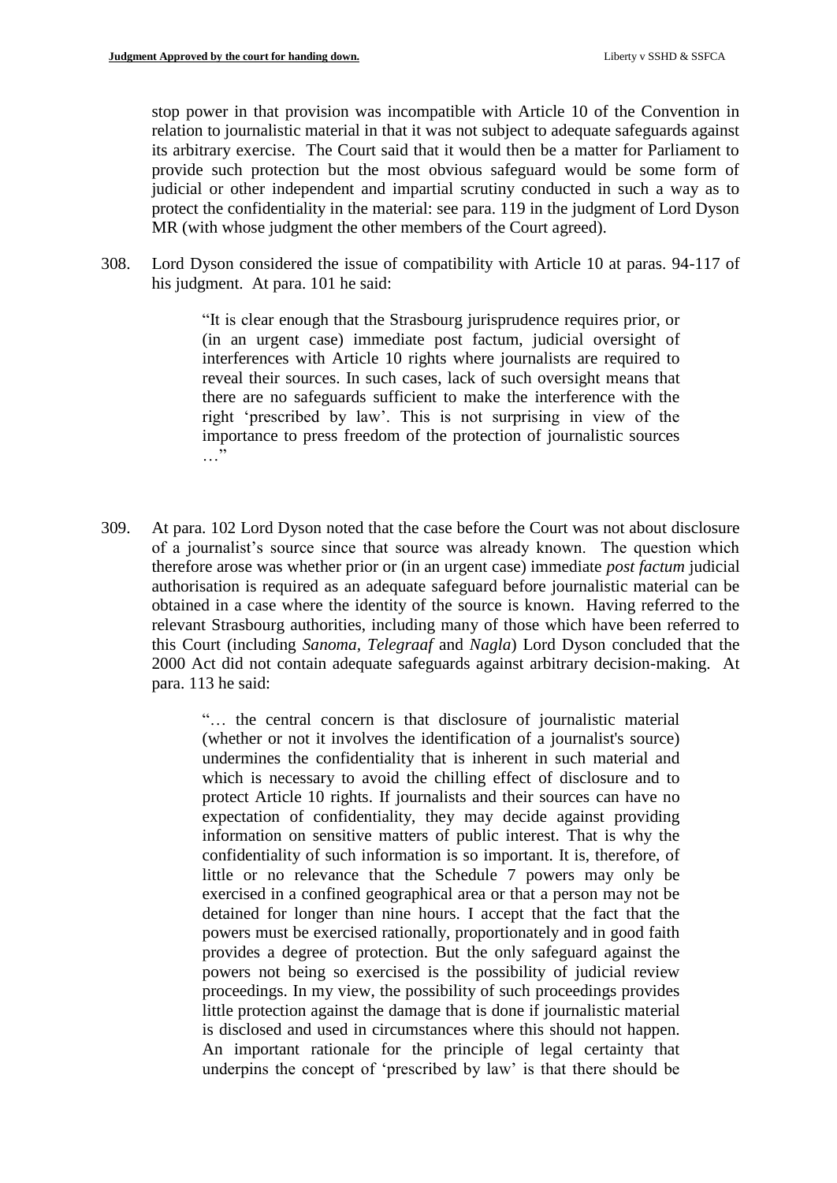stop power in that provision was incompatible with Article 10 of the Convention in relation to journalistic material in that it was not subject to adequate safeguards against its arbitrary exercise. The Court said that it would then be a matter for Parliament to provide such protection but the most obvious safeguard would be some form of judicial or other independent and impartial scrutiny conducted in such a way as to protect the confidentiality in the material: see para. 119 in the judgment of Lord Dyson MR (with whose judgment the other members of the Court agreed).

308. Lord Dyson considered the issue of compatibility with Article 10 at paras. 94-117 of his judgment. At para. 101 he said:

> "It is clear enough that the Strasbourg jurisprudence requires prior, or (in an urgent case) immediate post factum, judicial oversight of interferences with Article 10 rights where journalists are required to reveal their sources. In such cases, lack of such oversight means that there are no safeguards sufficient to make the interference with the right 'prescribed by law'. This is not surprising in view of the importance to press freedom of the protection of journalistic sources …"

309. At para. 102 Lord Dyson noted that the case before the Court was not about disclosure of a journalist's source since that source was already known. The question which therefore arose was whether prior or (in an urgent case) immediate *post factum* judicial authorisation is required as an adequate safeguard before journalistic material can be obtained in a case where the identity of the source is known. Having referred to the relevant Strasbourg authorities, including many of those which have been referred to this Court (including *Sanoma*, *Telegraaf* and *Nagla*) Lord Dyson concluded that the 2000 Act did not contain adequate safeguards against arbitrary decision-making. At para. 113 he said:

> "… the central concern is that disclosure of journalistic material (whether or not it involves the identification of a journalist's source) undermines the confidentiality that is inherent in such material and which is necessary to avoid the chilling effect of disclosure and to protect Article 10 rights. If journalists and their sources can have no expectation of confidentiality, they may decide against providing information on sensitive matters of public interest. That is why the confidentiality of such information is so important. It is, therefore, of little or no relevance that the Schedule 7 powers may only be exercised in a confined geographical area or that a person may not be detained for longer than nine hours. I accept that the fact that the powers must be exercised rationally, proportionately and in good faith provides a degree of protection. But the only safeguard against the powers not being so exercised is the possibility of judicial review proceedings. In my view, the possibility of such proceedings provides little protection against the damage that is done if journalistic material is disclosed and used in circumstances where this should not happen. An important rationale for the principle of legal certainty that underpins the concept of 'prescribed by law' is that there should be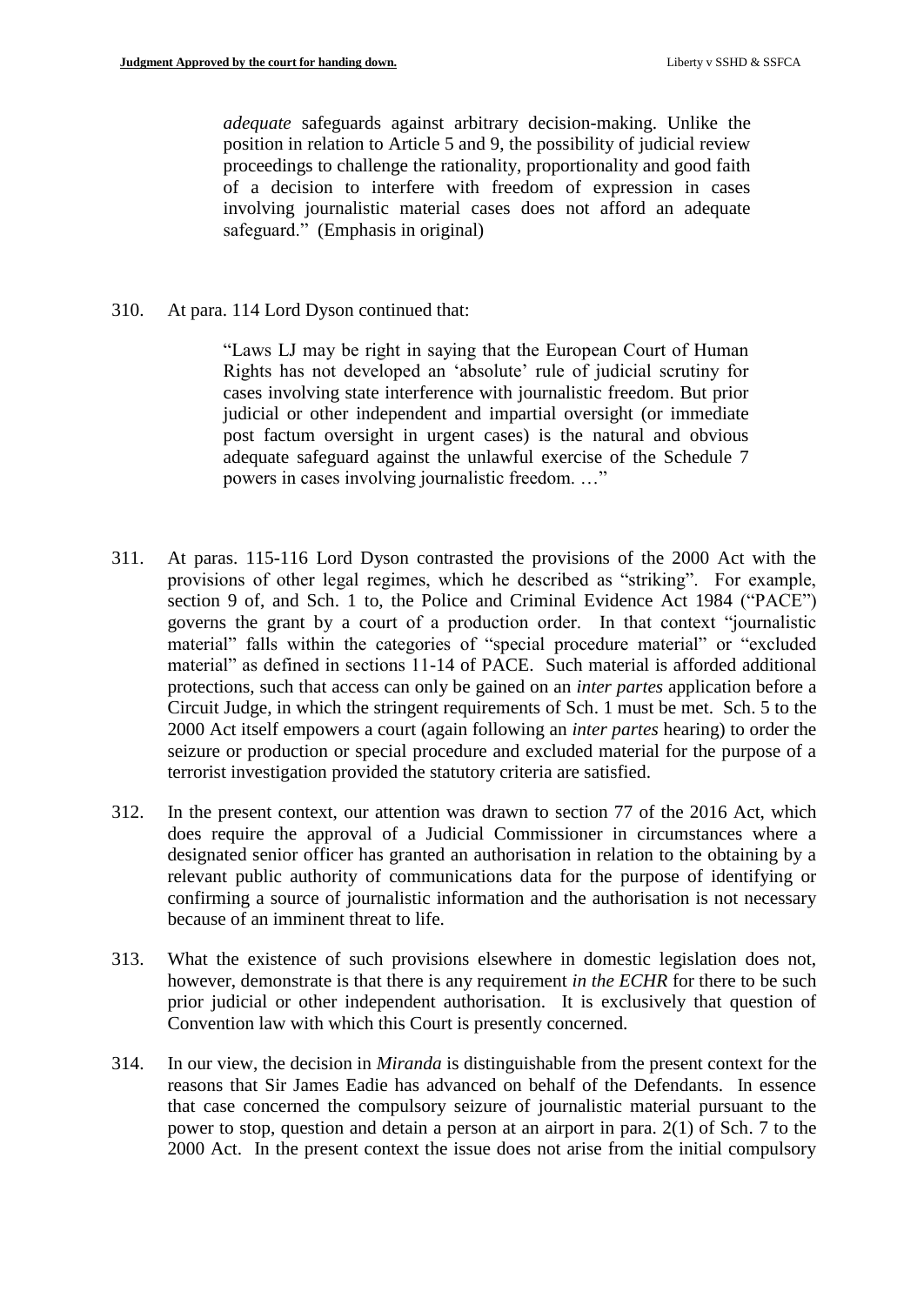*adequate* safeguards against arbitrary decision-making. Unlike the position in relation to Article 5 and 9, the possibility of judicial review proceedings to challenge the rationality, proportionality and good faith of a decision to interfere with freedom of expression in cases involving journalistic material cases does not afford an adequate safeguard." (Emphasis in original)

310. At para. 114 Lord Dyson continued that:

> "Laws LJ may be right in saying that the European Court of Human Rights has not developed an 'absolute' rule of judicial scrutiny for cases involving state interference with journalistic freedom. But prior judicial or other independent and impartial oversight (or immediate post factum oversight in urgent cases) is the natural and obvious adequate safeguard against the unlawful exercise of the Schedule 7 powers in cases involving journalistic freedom. …"

311. At paras. 115-116 Lord Dyson contrasted the provisions of the 2000 Act with the provisions of other legal regimes, which he described as "striking". For example, section 9 of, and Sch. 1 to, the Police and Criminal Evidence Act 1984 ("PACE") governs the grant by a court of a production order. In that context "journalistic material" falls within the categories of "special procedure material" or "excluded material" as defined in sections 11-14 of PACE. Such material is afforded additional protections, such that access can only be gained on an *inter partes* application before a Circuit Judge, in which the stringent requirements of Sch. 1 must be met. Sch. 5 to the 2000 Act itself empowers a court (again following an *inter partes* hearing) to order the seizure or production or special procedure and excluded material for the purpose of a terrorist investigation provided the statutory criteria are satisfied.

312. In the present context, our attention was drawn to section 77 of the 2016 Act, which does require the approval of a Judicial Commissioner in circumstances where a designated senior officer has granted an authorisation in relation to the obtaining by a relevant public authority of communications data for the purpose of identifying or confirming a source of journalistic information and the authorisation is not necessary because of an imminent threat to life.

313. What the existence of such provisions elsewhere in domestic legislation does not, however, demonstrate is that there is any requirement *in the ECHR* for there to be such prior judicial or other independent authorisation. It is exclusively that question of Convention law with which this Court is presently concerned.

314. In our view, the decision in *Miranda* is distinguishable from the present context for the reasons that Sir James Eadie has advanced on behalf of the Defendants. In essence that case concerned the compulsory seizure of journalistic material pursuant to the power to stop, question and detain a person at an airport in para. 2(1) of Sch. 7 to the 2000 Act. In the present context the issue does not arise from the initial compulsory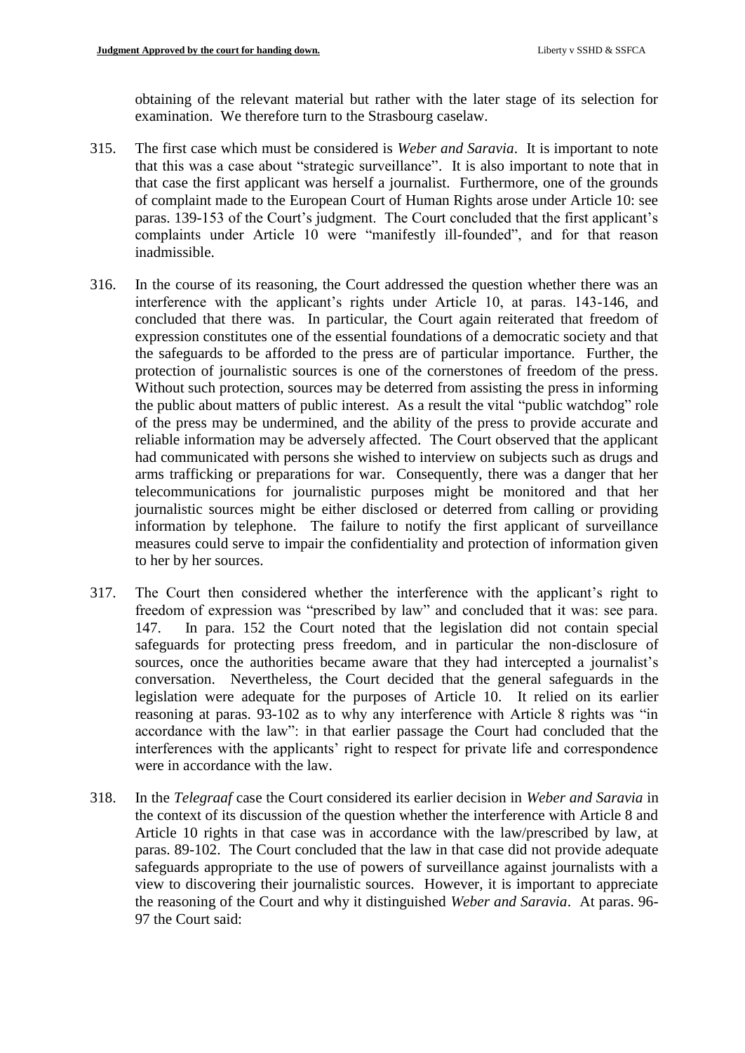obtaining of the relevant material but rather with the later stage of its selection for examination. We therefore turn to the Strasbourg caselaw.

315. The first case which must be considered is *Weber and Saravia*. It is important to note that this was a case about "strategic surveillance". It is also important to note that in that case the first applicant was herself a journalist. Furthermore, one of the grounds of complaint made to the European Court of Human Rights arose under Article 10: see paras. 139-153 of the Court's judgment. The Court concluded that the first applicant's complaints under Article 10 were "manifestly ill-founded", and for that reason inadmissible.

316. In the course of its reasoning, the Court addressed the question whether there was an interference with the applicant's rights under Article 10, at paras. 143-146, and concluded that there was. In particular, the Court again reiterated that freedom of expression constitutes one of the essential foundations of a democratic society and that the safeguards to be afforded to the press are of particular importance. Further, the protection of journalistic sources is one of the cornerstones of freedom of the press. Without such protection, sources may be deterred from assisting the press in informing the public about matters of public interest. As a result the vital "public watchdog" role of the press may be undermined, and the ability of the press to provide accurate and reliable information may be adversely affected. The Court observed that the applicant had communicated with persons she wished to interview on subjects such as drugs and arms trafficking or preparations for war. Consequently, there was a danger that her telecommunications for journalistic purposes might be monitored and that her journalistic sources might be either disclosed or deterred from calling or providing information by telephone. The failure to notify the first applicant of surveillance measures could serve to impair the confidentiality and protection of information given to her by her sources.

317. The Court then considered whether the interference with the applicant's right to freedom of expression was "prescribed by law" and concluded that it was: see para. 147. In para. 152 the Court noted that the legislation did not contain special safeguards for protecting press freedom, and in particular the non-disclosure of sources, once the authorities became aware that they had intercepted a journalist's conversation. Nevertheless, the Court decided that the general safeguards in the legislation were adequate for the purposes of Article 10. It relied on its earlier reasoning at paras. 93-102 as to why any interference with Article 8 rights was "in accordance with the law": in that earlier passage the Court had concluded that the interferences with the applicants' right to respect for private life and correspondence were in accordance with the law.

318. In the *Telegraaf* case the Court considered its earlier decision in *Weber and Saravia* in the context of its discussion of the question whether the interference with Article 8 and Article 10 rights in that case was in accordance with the law/prescribed by law, at paras. 89-102. The Court concluded that the law in that case did not provide adequate safeguards appropriate to the use of powers of surveillance against journalists with a view to discovering their journalistic sources. However, it is important to appreciate the reasoning of the Court and why it distinguished *Weber and Saravia*. At paras. 96-97 the Court said: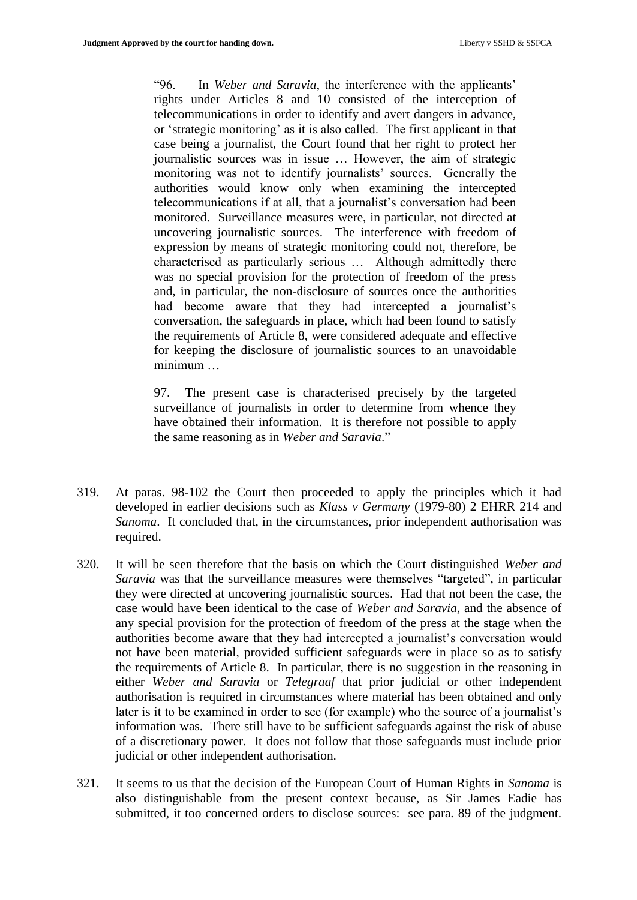"96. In *Weber and Saravia*, the interference with the applicants' rights under Articles 8 and 10 consisted of the interception of telecommunications in order to identify and avert dangers in advance, or 'strategic monitoring' as it is also called. The first applicant in that case being a journalist, the Court found that her right to protect her journalistic sources was in issue … However, the aim of strategic monitoring was not to identify journalists' sources. Generally the authorities would know only when examining the intercepted telecommunications if at all, that a journalist's conversation had been monitored. Surveillance measures were, in particular, not directed at uncovering journalistic sources. The interference with freedom of expression by means of strategic monitoring could not, therefore, be characterised as particularly serious … Although admittedly there was no special provision for the protection of freedom of the press and, in particular, the non-disclosure of sources once the authorities had become aware that they had intercepted a journalist's conversation, the safeguards in place, which had been found to satisfy the requirements of Article 8, were considered adequate and effective for keeping the disclosure of journalistic sources to an unavoidable minimum …

97. The present case is characterised precisely by the targeted surveillance of journalists in order to determine from whence they have obtained their information. It is therefore not possible to apply the same reasoning as in *Weber and Saravia*."

319. At paras. 98-102 the Court then proceeded to apply the principles which it had developed in earlier decisions such as *Klass v Germany* (1979-80) 2 EHRR 214 and *Sanoma*. It concluded that, in the circumstances, prior independent authorisation was required.

320. It will be seen therefore that the basis on which the Court distinguished *Weber and Saravia* was that the surveillance measures were themselves "targeted", in particular they were directed at uncovering journalistic sources. Had that not been the case, the case would have been identical to the case of *Weber and Saravia*, and the absence of any special provision for the protection of freedom of the press at the stage when the authorities become aware that they had intercepted a journalist's conversation would not have been material, provided sufficient safeguards were in place so as to satisfy the requirements of Article 8. In particular, there is no suggestion in the reasoning in either *Weber and Saravia* or *Telegraaf* that prior judicial or other independent authorisation is required in circumstances where material has been obtained and only later is it to be examined in order to see (for example) who the source of a journalist's information was. There still have to be sufficient safeguards against the risk of abuse of a discretionary power. It does not follow that those safeguards must include prior judicial or other independent authorisation.

321. It seems to us that the decision of the European Court of Human Rights in *Sanoma* is also distinguishable from the present context because, as Sir James Eadie has submitted, it too concerned orders to disclose sources: see para. 89 of the judgment.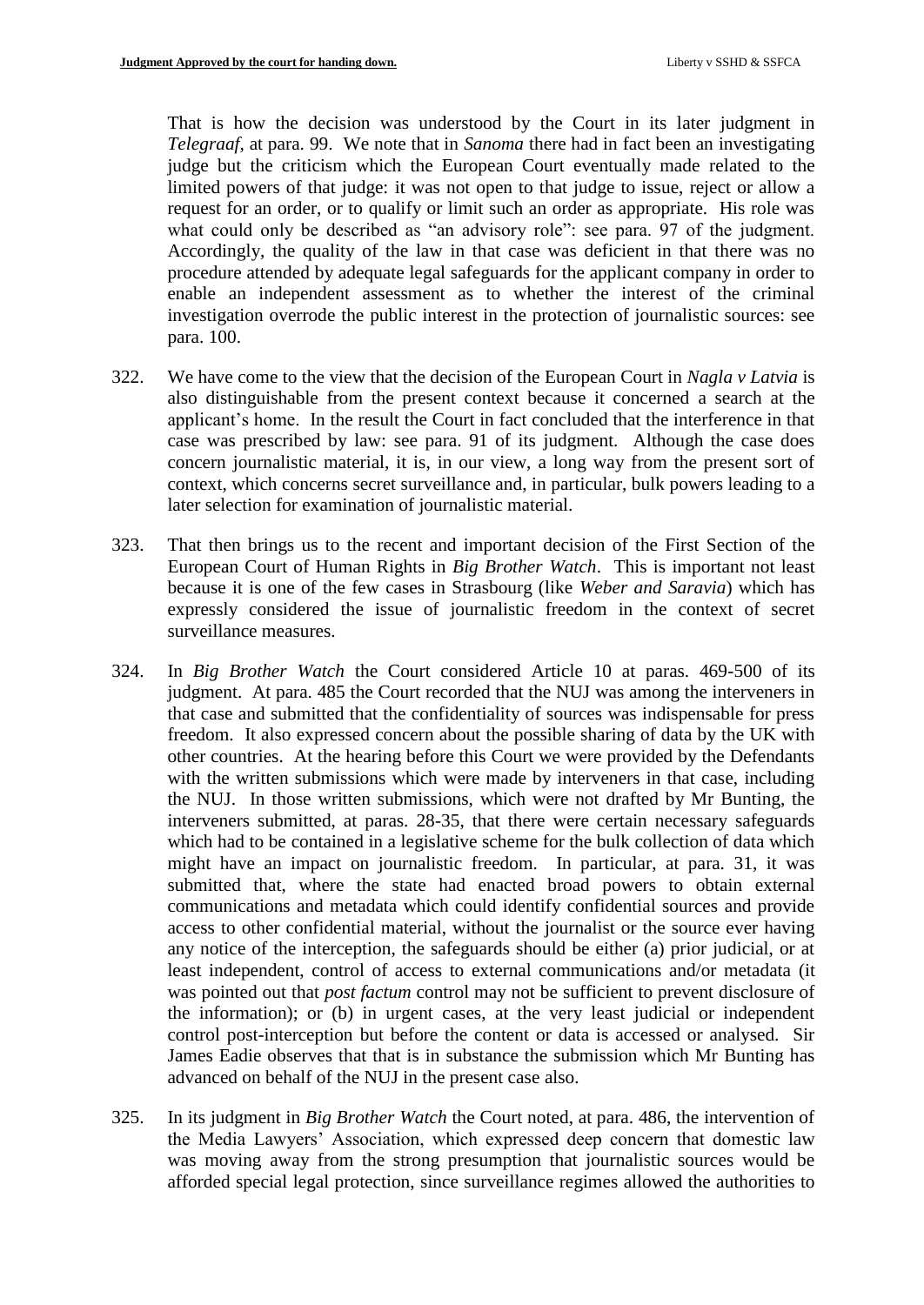That is how the decision was understood by the Court in its later judgment in *Telegraaf*, at para. 99. We note that in *Sanoma* there had in fact been an investigating judge but the criticism which the European Court eventually made related to the limited powers of that judge: it was not open to that judge to issue, reject or allow a request for an order, or to qualify or limit such an order as appropriate. His role was what could only be described as "an advisory role": see para. 97 of the judgment. Accordingly, the quality of the law in that case was deficient in that there was no procedure attended by adequate legal safeguards for the applicant company in order to enable an independent assessment as to whether the interest of the criminal investigation overrode the public interest in the protection of journalistic sources: see para. 100.

322. We have come to the view that the decision of the European Court in *Nagla v Latvia* is also distinguishable from the present context because it concerned a search at the applicant's home. In the result the Court in fact concluded that the interference in that case was prescribed by law: see para. 91 of its judgment. Although the case does concern journalistic material, it is, in our view, a long way from the present sort of context, which concerns secret surveillance and, in particular, bulk powers leading to a later selection for examination of journalistic material.

323. That then brings us to the recent and important decision of the First Section of the European Court of Human Rights in *Big Brother Watch*. This is important not least because it is one of the few cases in Strasbourg (like *Weber and Saravia*) which has expressly considered the issue of journalistic freedom in the context of secret surveillance measures.

324. In *Big Brother Watch* the Court considered Article 10 at paras. 469-500 of its judgment. At para. 485 the Court recorded that the NUJ was among the interveners in that case and submitted that the confidentiality of sources was indispensable for press freedom. It also expressed concern about the possible sharing of data by the UK with other countries. At the hearing before this Court we were provided by the Defendants with the written submissions which were made by interveners in that case, including the NUJ. In those written submissions, which were not drafted by Mr Bunting, the interveners submitted, at paras. 28-35, that there were certain necessary safeguards which had to be contained in a legislative scheme for the bulk collection of data which might have an impact on journalistic freedom. In particular, at para. 31, it was submitted that, where the state had enacted broad powers to obtain external communications and metadata which could identify confidential sources and provide access to other confidential material, without the journalist or the source ever having any notice of the interception, the safeguards should be either (a) prior judicial, or at least independent, control of access to external communications and/or metadata (it was pointed out that *post factum* control may not be sufficient to prevent disclosure of the information); or (b) in urgent cases, at the very least judicial or independent control post-interception but before the content or data is accessed or analysed. Sir James Eadie observes that that is in substance the submission which Mr Bunting has advanced on behalf of the NUJ in the present case also.

325. In its judgment in *Big Brother Watch* the Court noted, at para. 486, the intervention of the Media Lawyers' Association, which expressed deep concern that domestic law was moving away from the strong presumption that journalistic sources would be afforded special legal protection, since surveillance regimes allowed the authorities to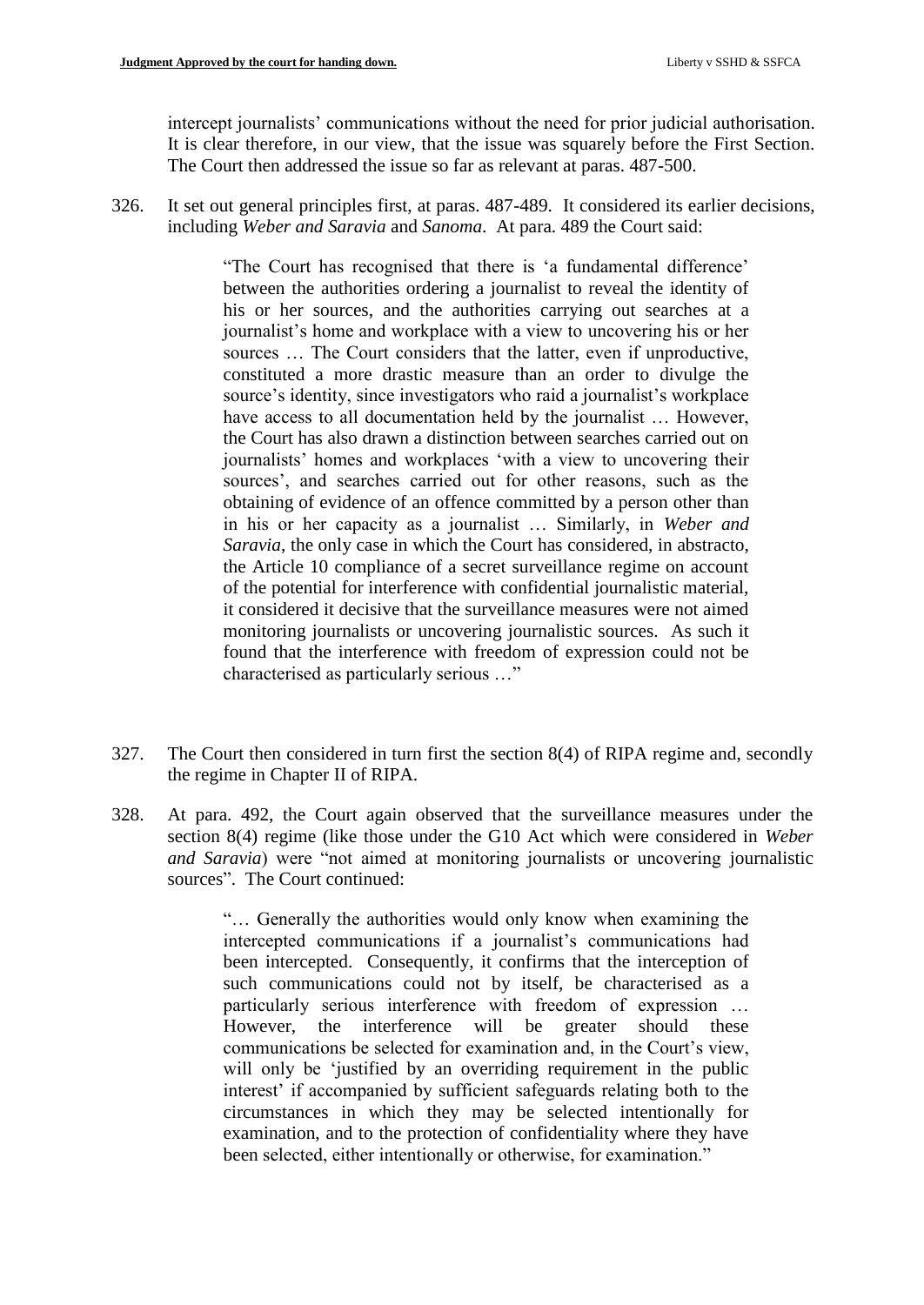intercept journalists' communications without the need for prior judicial authorisation. It is clear therefore, in our view, that the issue was squarely before the First Section. The Court then addressed the issue so far as relevant at paras. 487-500.

326. It set out general principles first, at paras. 487-489. It considered its earlier decisions, including *Weber and Saravia* and *Sanoma*. At para. 489 the Court said:

> "The Court has recognised that there is 'a fundamental difference' between the authorities ordering a journalist to reveal the identity of his or her sources, and the authorities carrying out searches at a journalist's home and workplace with a view to uncovering his or her sources … The Court considers that the latter, even if unproductive, constituted a more drastic measure than an order to divulge the source's identity, since investigators who raid a journalist's workplace have access to all documentation held by the journalist … However, the Court has also drawn a distinction between searches carried out on journalists' homes and workplaces 'with a view to uncovering their sources', and searches carried out for other reasons, such as the obtaining of evidence of an offence committed by a person other than in his or her capacity as a journalist … Similarly, in *Weber and Saravia*, the only case in which the Court has considered, in abstracto, the Article 10 compliance of a secret surveillance regime on account of the potential for interference with confidential journalistic material, it considered it decisive that the surveillance measures were not aimed monitoring journalists or uncovering journalistic sources. As such it found that the interference with freedom of expression could not be characterised as particularly serious …"

327. The Court then considered in turn first the section 8(4) of RIPA regime and, secondly the regime in Chapter II of RIPA.

328. At para. 492, the Court again observed that the surveillance measures under the section 8(4) regime (like those under the G10 Act which were considered in *Weber and Saravia*) were "not aimed at monitoring journalists or uncovering journalistic sources". The Court continued:

> "… Generally the authorities would only know when examining the intercepted communications if a journalist's communications had been intercepted. Consequently, it confirms that the interception of such communications could not by itself, be characterised as a particularly serious interference with freedom of expression … However, the interference will be greater should these communications be selected for examination and, in the Court's view, will only be 'justified by an overriding requirement in the public interest' if accompanied by sufficient safeguards relating both to the circumstances in which they may be selected intentionally for examination, and to the protection of confidentiality where they have been selected, either intentionally or otherwise, for examination."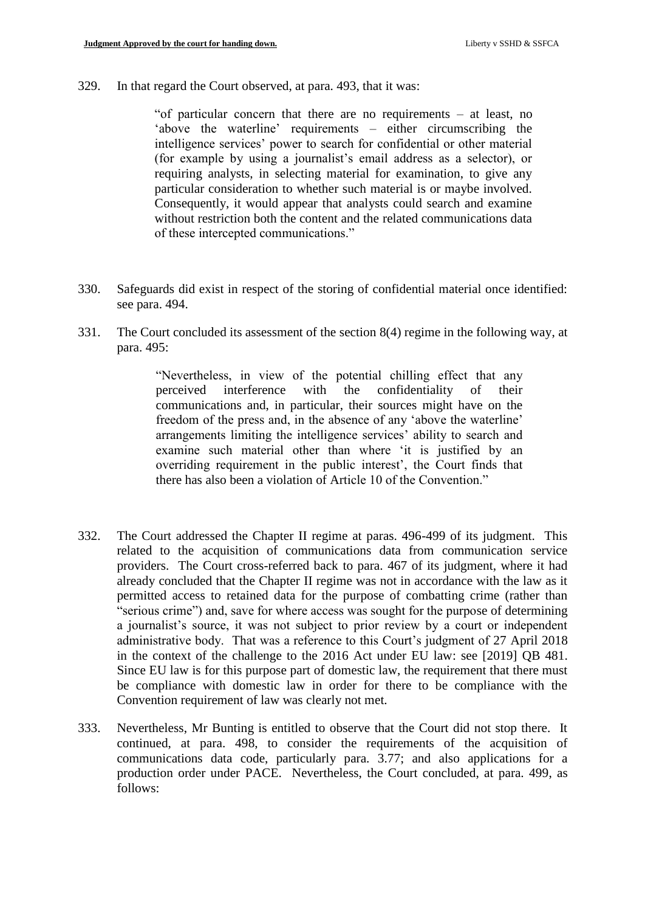329. In that regard the Court observed, at para. 493, that it was:

> "of particular concern that there are no requirements – at least, no 'above the waterline' requirements – either circumscribing the intelligence services' power to search for confidential or other material (for example by using a journalist's email address as a selector), or requiring analysts, in selecting material for examination, to give any particular consideration to whether such material is or maybe involved. Consequently, it would appear that analysts could search and examine without restriction both the content and the related communications data of these intercepted communications."

330. Safeguards did exist in respect of the storing of confidential material once identified: see para. 494.

331. The Court concluded its assessment of the section 8(4) regime in the following way, at para. 495:

> "Nevertheless, in view of the potential chilling effect that any perceived interference with the confidentiality of their communications and, in particular, their sources might have on the freedom of the press and, in the absence of any 'above the waterline' arrangements limiting the intelligence services' ability to search and examine such material other than where 'it is justified by an overriding requirement in the public interest', the Court finds that there has also been a violation of Article 10 of the Convention."

332. The Court addressed the Chapter II regime at paras. 496-499 of its judgment. This related to the acquisition of communications data from communication service providers. The Court cross-referred back to para. 467 of its judgment, where it had already concluded that the Chapter II regime was not in accordance with the law as it permitted access to retained data for the purpose of combatting crime (rather than "serious crime") and, save for where access was sought for the purpose of determining a journalist's source, it was not subject to prior review by a court or independent administrative body. That was a reference to this Court's judgment of 27 April 2018 in the context of the challenge to the 2016 Act under EU law: see [2019] QB 481. Since EU law is for this purpose part of domestic law, the requirement that there must be compliance with domestic law in order for there to be compliance with the Convention requirement of law was clearly not met.

333. Nevertheless, Mr Bunting is entitled to observe that the Court did not stop there. It continued, at para. 498, to consider the requirements of the acquisition of communications data code, particularly para. 3.77; and also applications for a production order under PACE. Nevertheless, the Court concluded, at para. 499, as follows: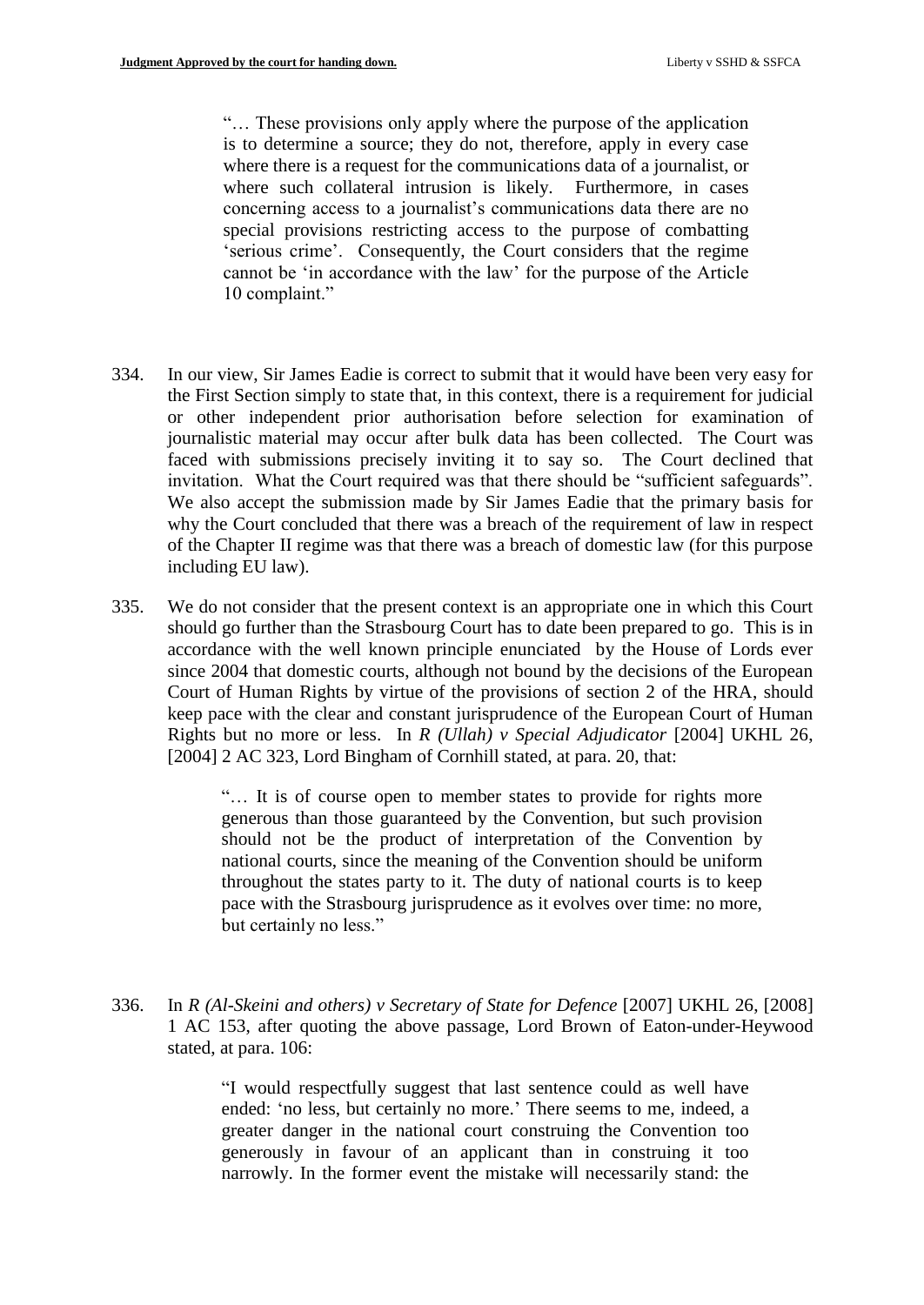> "… These provisions only apply where the purpose of the application is to determine a source; they do not, therefore, apply in every case where there is a request for the communications data of a journalist, or where such collateral intrusion is likely. Furthermore, in cases concerning access to a journalist's communications data there are no special provisions restricting access to the purpose of combatting 'serious crime'. Consequently, the Court considers that the regime cannot be 'in accordance with the law' for the purpose of the Article 10 complaint."

334. In our view, Sir James Eadie is correct to submit that it would have been very easy for the First Section simply to state that, in this context, there is a requirement for judicial or other independent prior authorisation before selection for examination of journalistic material may occur after bulk data has been collected. The Court was faced with submissions precisely inviting it to say so. The Court declined that invitation. What the Court required was that there should be "sufficient safeguards". We also accept the submission made by Sir James Eadie that the primary basis for why the Court concluded that there was a breach of the requirement of law in respect of the Chapter II regime was that there was a breach of domestic law (for this purpose including EU law).

335. We do not consider that the present context is an appropriate one in which this Court should go further than the Strasbourg Court has to date been prepared to go. This is in accordance with the well known principle enunciated by the House of Lords ever since 2004 that domestic courts, although not bound by the decisions of the European Court of Human Rights by virtue of the provisions of section 2 of the HRA, should keep pace with the clear and constant jurisprudence of the European Court of Human Rights but no more or less. In *R (Ullah) v Special Adjudicator* [2004] UKHL 26, [2004] 2 AC 323, Lord Bingham of Cornhill stated, at para. 20, that:

> "… It is of course open to member states to provide for rights more generous than those guaranteed by the Convention, but such provision should not be the product of interpretation of the Convention by national courts, since the meaning of the Convention should be uniform throughout the states party to it. The duty of national courts is to keep pace with the Strasbourg jurisprudence as it evolves over time: no more, but certainly no less."

336. In *R (Al-Skeini and others) v Secretary of State for Defence* [2007] UKHL 26, [2008] 1 AC 153, after quoting the above passage, Lord Brown of Eaton-under-Heywood stated, at para. 106:

> "I would respectfully suggest that last sentence could as well have ended: 'no less, but certainly no more.' There seems to me, indeed, a greater danger in the national court construing the Convention too generously in favour of an applicant than in construing it too narrowly. In the former event the mistake will necessarily stand: the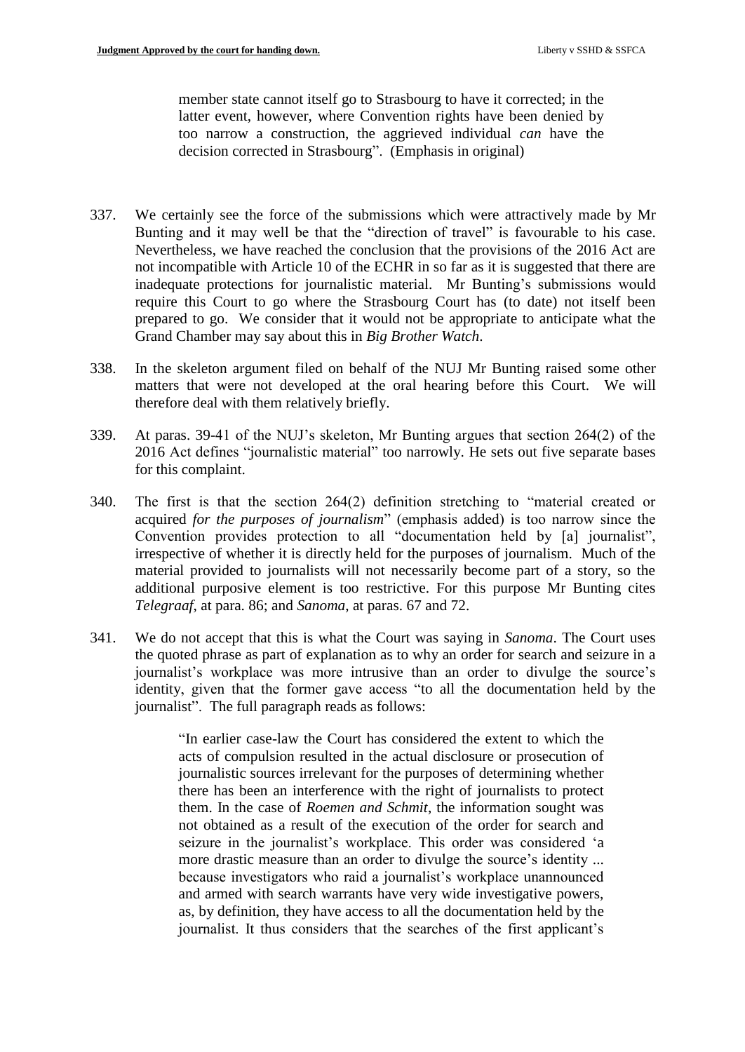> member state cannot itself go to Strasbourg to have it corrected; in the latter event, however, where Convention rights have been denied by too narrow a construction, the aggrieved individual *can* have the decision corrected in Strasbourg". (Emphasis in original)

337. We certainly see the force of the submissions which were attractively made by Mr Bunting and it may well be that the "direction of travel" is favourable to his case. Nevertheless, we have reached the conclusion that the provisions of the 2016 Act are not incompatible with Article 10 of the ECHR in so far as it is suggested that there are inadequate protections for journalistic material. Mr Bunting's submissions would require this Court to go where the Strasbourg Court has (to date) not itself been prepared to go. We consider that it would not be appropriate to anticipate what the Grand Chamber may say about this in *Big Brother Watch*.

338. In the skeleton argument filed on behalf of the NUJ Mr Bunting raised some other matters that were not developed at the oral hearing before this Court. We will therefore deal with them relatively briefly.

339. At paras. 39-41 of the NUJ's skeleton, Mr Bunting argues that section 264(2) of the 2016 Act defines "journalistic material" too narrowly. He sets out five separate bases for this complaint.

340. The first is that the section 264(2) definition stretching to "material created or acquired *for the purposes of journalism*" (emphasis added) is too narrow since the Convention provides protection to all "documentation held by [a] journalist", irrespective of whether it is directly held for the purposes of journalism. Much of the material provided to journalists will not necessarily become part of a story, so the additional purposive element is too restrictive. For this purpose Mr Bunting cites *Telegraaf*, at para. 86; and *Sanoma*, at paras. 67 and 72.

341. We do not accept that this is what the Court was saying in *Sanoma*. The Court uses the quoted phrase as part of explanation as to why an order for search and seizure in a journalist's workplace was more intrusive than an order to divulge the source's identity, given that the former gave access "to all the documentation held by the journalist". The full paragraph reads as follows:

> "In earlier case-law the Court has considered the extent to which the acts of compulsion resulted in the actual disclosure or prosecution of journalistic sources irrelevant for the purposes of determining whether there has been an interference with the right of journalists to protect them. In the case of *Roemen and Schmit*, the information sought was not obtained as a result of the execution of the order for search and seizure in the journalist's workplace. This order was considered 'a more drastic measure than an order to divulge the source's identity ... because investigators who raid a journalist's workplace unannounced and armed with search warrants have very wide investigative powers, as, by definition, they have access to all the documentation held by the journalist. It thus considers that the searches of the first applicant's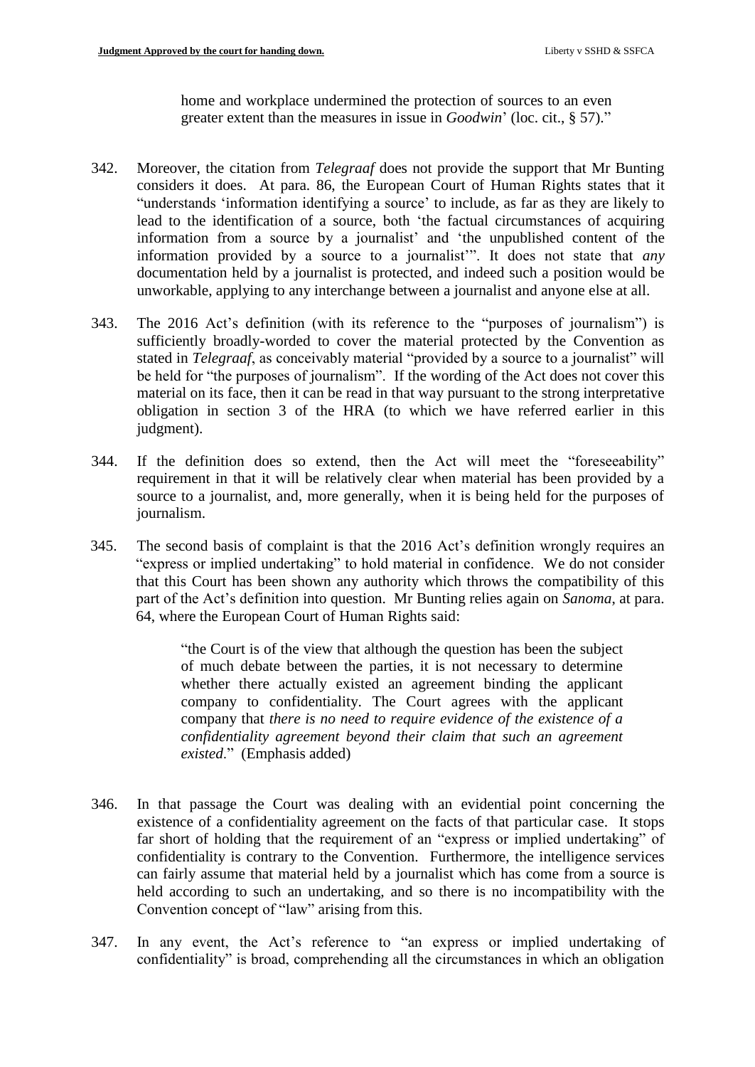> home and workplace undermined the protection of sources to an even greater extent than the measures in issue in *Goodwin*' (loc. cit., § 57)."

342. Moreover, the citation from *Telegraaf* does not provide the support that Mr Bunting considers it does. At para. 86, the European Court of Human Rights states that it "understands 'information identifying a source' to include, as far as they are likely to lead to the identification of a source, both 'the factual circumstances of acquiring information from a source by a journalist' and 'the unpublished content of the information provided by a source to a journalist'". It does not state that *any* documentation held by a journalist is protected, and indeed such a position would be unworkable, applying to any interchange between a journalist and anyone else at all.

343. The 2016 Act's definition (with its reference to the "purposes of journalism") is sufficiently broadly-worded to cover the material protected by the Convention as stated in *Telegraaf*, as conceivably material "provided by a source to a journalist" will be held for "the purposes of journalism". If the wording of the Act does not cover this material on its face, then it can be read in that way pursuant to the strong interpretative obligation in section 3 of the HRA (to which we have referred earlier in this judgment).

344. If the definition does so extend, then the Act will meet the "foreseeability" requirement in that it will be relatively clear when material has been provided by a source to a journalist, and, more generally, when it is being held for the purposes of journalism.

345. The second basis of complaint is that the 2016 Act's definition wrongly requires an "express or implied undertaking" to hold material in confidence. We do not consider that this Court has been shown any authority which throws the compatibility of this part of the Act's definition into question. Mr Bunting relies again on *Sanoma*, at para. 64, where the European Court of Human Rights said:

> "the Court is of the view that although the question has been the subject of much debate between the parties, it is not necessary to determine whether there actually existed an agreement binding the applicant company to confidentiality. The Court agrees with the applicant company that *there is no need to require evidence of the existence of a confidentiality agreement beyond their claim that such an agreement existed*." (Emphasis added)

346. In that passage the Court was dealing with an evidential point concerning the existence of a confidentiality agreement on the facts of that particular case. It stops far short of holding that the requirement of an "express or implied undertaking" of confidentiality is contrary to the Convention. Furthermore, the intelligence services can fairly assume that material held by a journalist which has come from a source is held according to such an undertaking, and so there is no incompatibility with the Convention concept of "law" arising from this.

347. In any event, the Act's reference to "an express or implied undertaking of confidentiality" is broad, comprehending all the circumstances in which an obligation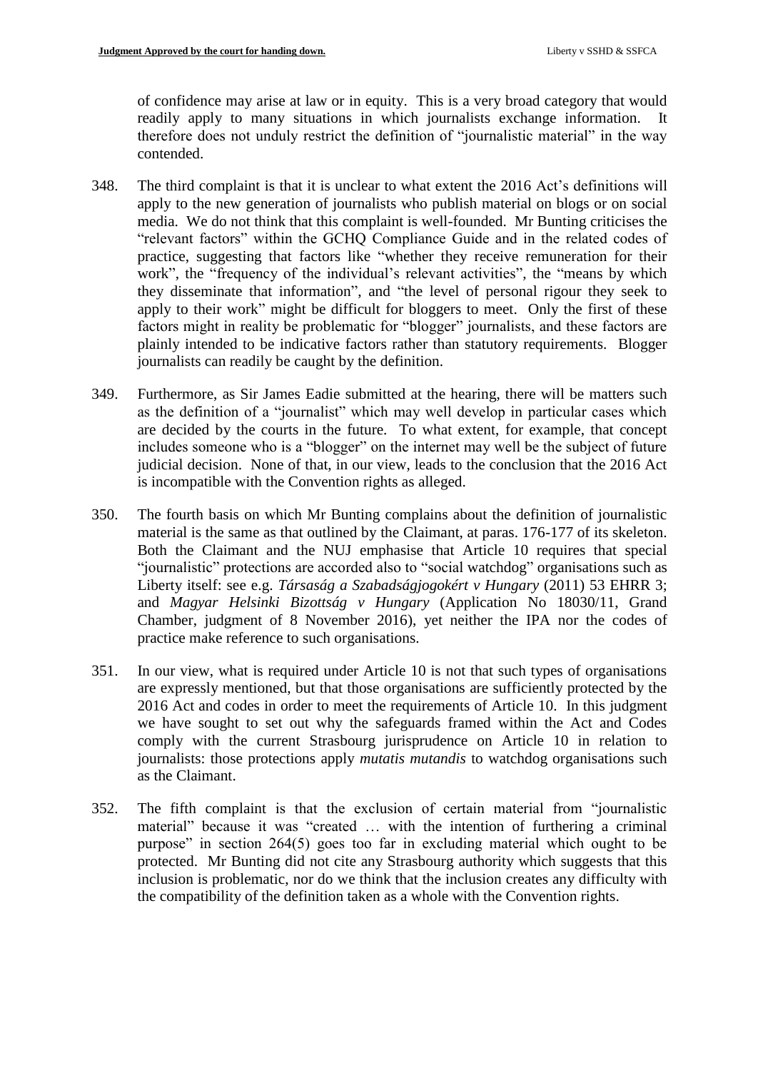of confidence may arise at law or in equity. This is a very broad category that would readily apply to many situations in which journalists exchange information. It therefore does not unduly restrict the definition of "journalistic material" in the way contended.

348. The third complaint is that it is unclear to what extent the 2016 Act's definitions will apply to the new generation of journalists who publish material on blogs or on social media. We do not think that this complaint is well-founded. Mr Bunting criticises the "relevant factors" within the GCHQ Compliance Guide and in the related codes of practice, suggesting that factors like "whether they receive remuneration for their work", the "frequency of the individual's relevant activities", the "means by which they disseminate that information", and "the level of personal rigour they seek to apply to their work" might be difficult for bloggers to meet. Only the first of these factors might in reality be problematic for "blogger" journalists, and these factors are plainly intended to be indicative factors rather than statutory requirements. Blogger journalists can readily be caught by the definition.

349. Furthermore, as Sir James Eadie submitted at the hearing, there will be matters such as the definition of a "journalist" which may well develop in particular cases which are decided by the courts in the future. To what extent, for example, that concept includes someone who is a "blogger" on the internet may well be the subject of future judicial decision. None of that, in our view, leads to the conclusion that the 2016 Act is incompatible with the Convention rights as alleged.

350. The fourth basis on which Mr Bunting complains about the definition of journalistic material is the same as that outlined by the Claimant, at paras. 176-177 of its skeleton. Both the Claimant and the NUJ emphasise that Article 10 requires that special "journalistic" protections are accorded also to "social watchdog" organisations such as Liberty itself: see e.g. *Társaság a Szabadságjogokért v Hungary* (2011) 53 EHRR 3; and *Magyar Helsinki Bizottság v Hungary* (Application No 18030/11, Grand Chamber, judgment of 8 November 2016), yet neither the IPA nor the codes of practice make reference to such organisations.

351. In our view, what is required under Article 10 is not that such types of organisations are expressly mentioned, but that those organisations are sufficiently protected by the 2016 Act and codes in order to meet the requirements of Article 10. In this judgment we have sought to set out why the safeguards framed within the Act and Codes comply with the current Strasbourg jurisprudence on Article 10 in relation to journalists: those protections apply *mutatis mutandis* to watchdog organisations such as the Claimant.

352. The fifth complaint is that the exclusion of certain material from "journalistic material" because it was "created … with the intention of furthering a criminal purpose" in section 264(5) goes too far in excluding material which ought to be protected. Mr Bunting did not cite any Strasbourg authority which suggests that this inclusion is problematic, nor do we think that the inclusion creates any difficulty with the compatibility of the definition taken as a whole with the Convention rights.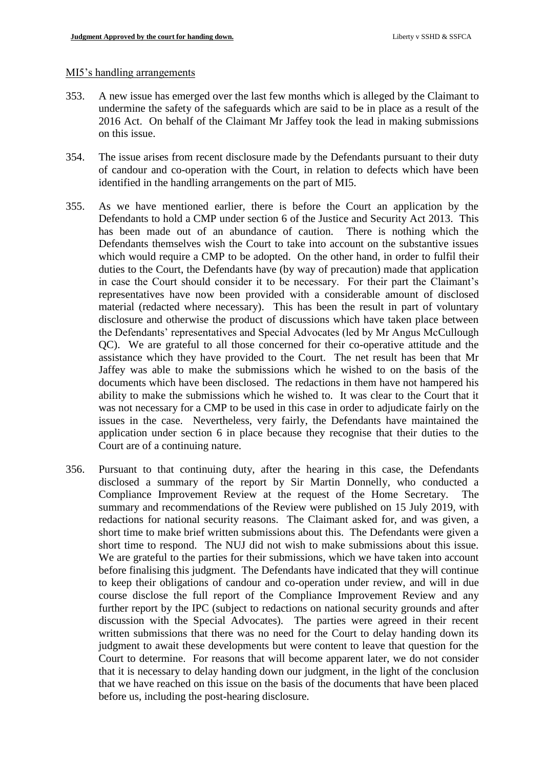MI5's handling arrangements

353. A new issue has emerged over the last few months which is alleged by the Claimant to undermine the safety of the safeguards which are said to be in place as a result of the 2016 Act. On behalf of the Claimant Mr Jaffey took the lead in making submissions on this issue.

354. The issue arises from recent disclosure made by the Defendants pursuant to their duty of candour and co-operation with the Court, in relation to defects which have been identified in the handling arrangements on the part of MI5.

355. As we have mentioned earlier, there is before the Court an application by the Defendants to hold a CMP under section 6 of the Justice and Security Act 2013. This has been made out of an abundance of caution. There is nothing which the Defendants themselves wish the Court to take into account on the substantive issues which would require a CMP to be adopted. On the other hand, in order to fulfil their duties to the Court, the Defendants have (by way of precaution) made that application in case the Court should consider it to be necessary. For their part the Claimant's representatives have now been provided with a considerable amount of disclosed material (redacted where necessary). This has been the result in part of voluntary disclosure and otherwise the product of discussions which have taken place between the Defendants' representatives and Special Advocates (led by Mr Angus McCullough QC). We are grateful to all those concerned for their co-operative attitude and the assistance which they have provided to the Court. The net result has been that Mr Jaffey was able to make the submissions which he wished to on the basis of the documents which have been disclosed. The redactions in them have not hampered his ability to make the submissions which he wished to. It was clear to the Court that it was not necessary for a CMP to be used in this case in order to adjudicate fairly on the issues in the case. Nevertheless, very fairly, the Defendants have maintained the application under section 6 in place because they recognise that their duties to the Court are of a continuing nature.

356. Pursuant to that continuing duty, after the hearing in this case, the Defendants disclosed a summary of the report by Sir Martin Donnelly, who conducted a Compliance Improvement Review at the request of the Home Secretary. The summary and recommendations of the Review were published on 15 July 2019, with redactions for national security reasons. The Claimant asked for, and was given, a short time to make brief written submissions about this. The Defendants were given a short time to respond. The NUJ did not wish to make submissions about this issue. We are grateful to the parties for their submissions, which we have taken into account before finalising this judgment. The Defendants have indicated that they will continue to keep their obligations of candour and co-operation under review, and will in due course disclose the full report of the Compliance Improvement Review and any further report by the IPC (subject to redactions on national security grounds and after discussion with the Special Advocates). The parties were agreed in their recent written submissions that there was no need for the Court to delay handing down its judgment to await these developments but were content to leave that question for the Court to determine. For reasons that will become apparent later, we do not consider that it is necessary to delay handing down our judgment, in the light of the conclusion that we have reached on this issue on the basis of the documents that have been placed before us, including the post-hearing disclosure.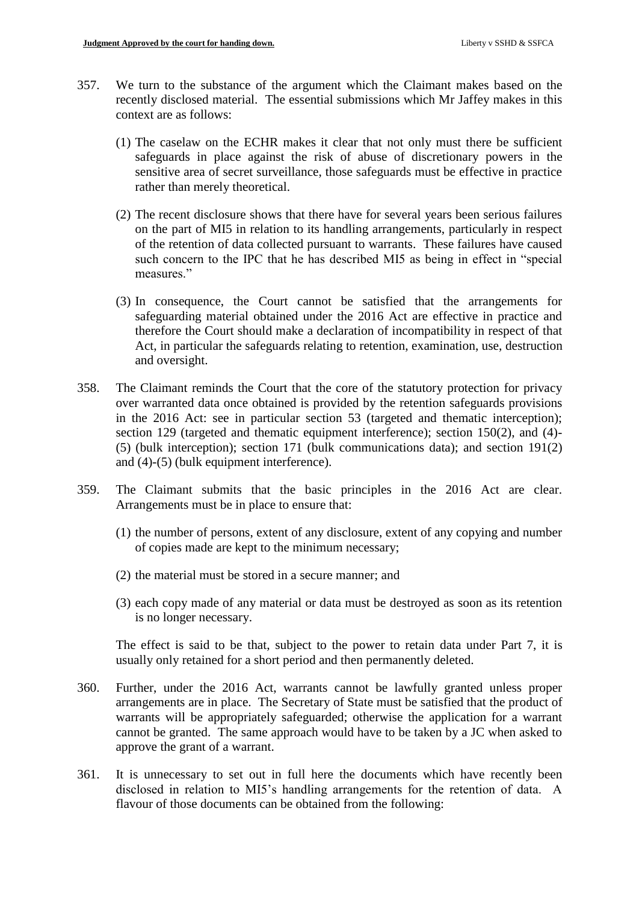357. We turn to the substance of the argument which the Claimant makes based on the recently disclosed material. The essential submissions which Mr Jaffey makes in this context are as follows:

(1) The caselaw on the ECHR makes it clear that not only must there be sufficient safeguards in place against the risk of abuse of discretionary powers in the sensitive area of secret surveillance, those safeguards must be effective in practice rather than merely theoretical.

(2) The recent disclosure shows that there have for several years been serious failures on the part of MI5 in relation to its handling arrangements, particularly in respect of the retention of data collected pursuant to warrants. These failures have caused such concern to the IPC that he has described MI5 as being in effect in "special measures."

(3) In consequence, the Court cannot be satisfied that the arrangements for safeguarding material obtained under the 2016 Act are effective in practice and therefore the Court should make a declaration of incompatibility in respect of that Act, in particular the safeguards relating to retention, examination, use, destruction and oversight.

358. The Claimant reminds the Court that the core of the statutory protection for privacy over warranted data once obtained is provided by the retention safeguards provisions in the 2016 Act: see in particular section 53 (targeted and thematic interception); section 129 (targeted and thematic equipment interference); section 150(2), and (4)-(5) (bulk interception); section 171 (bulk communications data); and section 191(2) and (4)-(5) (bulk equipment interference).

359. The Claimant submits that the basic principles in the 2016 Act are clear. Arrangements must be in place to ensure that:

(1) the number of persons, extent of any disclosure, extent of any copying and number of copies made are kept to the minimum necessary;

(2) the material must be stored in a secure manner; and

(3) each copy made of any material or data must be destroyed as soon as its retention is no longer necessary.

The effect is said to be that, subject to the power to retain data under Part 7, it is usually only retained for a short period and then permanently deleted.

360. Further, under the 2016 Act, warrants cannot be lawfully granted unless proper arrangements are in place. The Secretary of State must be satisfied that the product of warrants will be appropriately safeguarded; otherwise the application for a warrant cannot be granted. The same approach would have to be taken by a JC when asked to approve the grant of a warrant.

361. It is unnecessary to set out in full here the documents which have recently been disclosed in relation to MI5's handling arrangements for the retention of data. A flavour of those documents can be obtained from the following: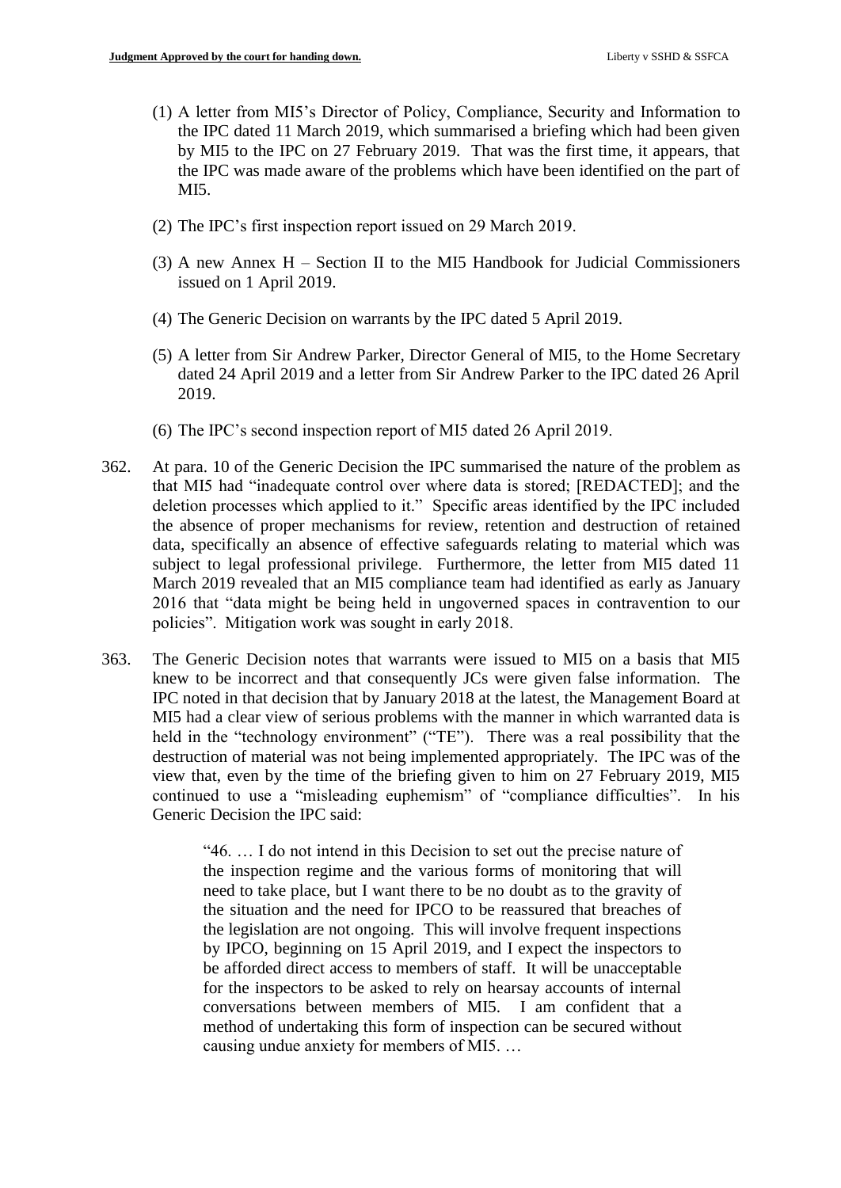(1) A letter from MI5's Director of Policy, Compliance, Security and Information to the IPC dated 11 March 2019, which summarised a briefing which had been given by MI5 to the IPC on 27 February 2019. That was the first time, it appears, that the IPC was made aware of the problems which have been identified on the part of MI5.

(2) The IPC's first inspection report issued on 29 March 2019.

(3) A new Annex H – Section II to the MI5 Handbook for Judicial Commissioners issued on 1 April 2019.

(4) The Generic Decision on warrants by the IPC dated 5 April 2019.

(5) A letter from Sir Andrew Parker, Director General of MI5, to the Home Secretary dated 24 April 2019 and a letter from Sir Andrew Parker to the IPC dated 26 April 2019.

(6) The IPC's second inspection report of MI5 dated 26 April 2019.

362. At para. 10 of the Generic Decision the IPC summarised the nature of the problem as that MI5 had "inadequate control over where data is stored; [REDACTED]; and the deletion processes which applied to it." Specific areas identified by the IPC included the absence of proper mechanisms for review, retention and destruction of retained data, specifically an absence of effective safeguards relating to material which was subject to legal professional privilege. Furthermore, the letter from MI5 dated 11 March 2019 revealed that an MI5 compliance team had identified as early as January 2016 that "data might be being held in ungoverned spaces in contravention to our policies". Mitigation work was sought in early 2018.

363. The Generic Decision notes that warrants were issued to MI5 on a basis that MI5 knew to be incorrect and that consequently JCs were given false information. The IPC noted in that decision that by January 2018 at the latest, the Management Board at MI5 had a clear view of serious problems with the manner in which warranted data is held in the "technology environment" ("TE"). There was a real possibility that the destruction of material was not being implemented appropriately. The IPC was of the view that, even by the time of the briefing given to him on 27 February 2019, MI5 continued to use a "misleading euphemism" of "compliance difficulties". In his Generic Decision the IPC said:

> "46. … I do not intend in this Decision to set out the precise nature of the inspection regime and the various forms of monitoring that will need to take place, but I want there to be no doubt as to the gravity of the situation and the need for IPCO to be reassured that breaches of the legislation are not ongoing. This will involve frequent inspections by IPCO, beginning on 15 April 2019, and I expect the inspectors to be afforded direct access to members of staff. It will be unacceptable for the inspectors to be asked to rely on hearsay accounts of internal conversations between members of MI5. I am confident that a method of undertaking this form of inspection can be secured without causing undue anxiety for members of MI5. …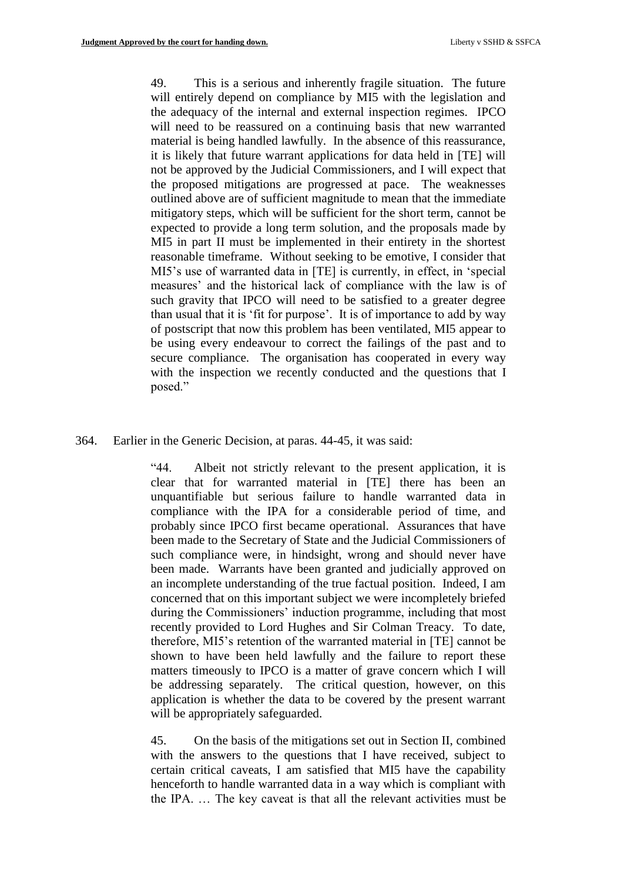> 49. This is a serious and inherently fragile situation. The future will entirely depend on compliance by MI5 with the legislation and the adequacy of the internal and external inspection regimes. IPCO will need to be reassured on a continuing basis that new warranted material is being handled lawfully. In the absence of this reassurance, it is likely that future warrant applications for data held in [TE] will not be approved by the Judicial Commissioners, and I will expect that the proposed mitigations are progressed at pace. The weaknesses outlined above are of sufficient magnitude to mean that the immediate mitigatory steps, which will be sufficient for the short term, cannot be expected to provide a long term solution, and the proposals made by MI5 in part II must be implemented in their entirety in the shortest reasonable timeframe. Without seeking to be emotive, I consider that MI5's use of warranted data in [TE] is currently, in effect, in 'special measures' and the historical lack of compliance with the law is of such gravity that IPCO will need to be satisfied to a greater degree than usual that it is 'fit for purpose'. It is of importance to add by way of postscript that now this problem has been ventilated, MI5 appear to be using every endeavour to correct the failings of the past and to secure compliance. The organisation has cooperated in every way with the inspection we recently conducted and the questions that I posed."

364. Earlier in the Generic Decision, at paras. 44-45, it was said:

> "44. Albeit not strictly relevant to the present application, it is clear that for warranted material in [TE] there has been an unquantifiable but serious failure to handle warranted data in compliance with the IPA for a considerable period of time, and probably since IPCO first became operational. Assurances that have been made to the Secretary of State and the Judicial Commissioners of such compliance were, in hindsight, wrong and should never have been made. Warrants have been granted and judicially approved on an incomplete understanding of the true factual position. Indeed, I am concerned that on this important subject we were incompletely briefed during the Commissioners' induction programme, including that most recently provided to Lord Hughes and Sir Colman Treacy. To date, therefore, MI5's retention of the warranted material in [TE] cannot be shown to have been held lawfully and the failure to report these matters timeously to IPCO is a matter of grave concern which I will be addressing separately. The critical question, however, on this application is whether the data to be covered by the present warrant will be appropriately safeguarded.
>
> 45. On the basis of the mitigations set out in Section II, combined with the answers to the questions that I have received, subject to certain critical caveats, I am satisfied that MI5 have the capability henceforth to handle warranted data in a way which is compliant with the IPA. … The key caveat is that all the relevant activities must be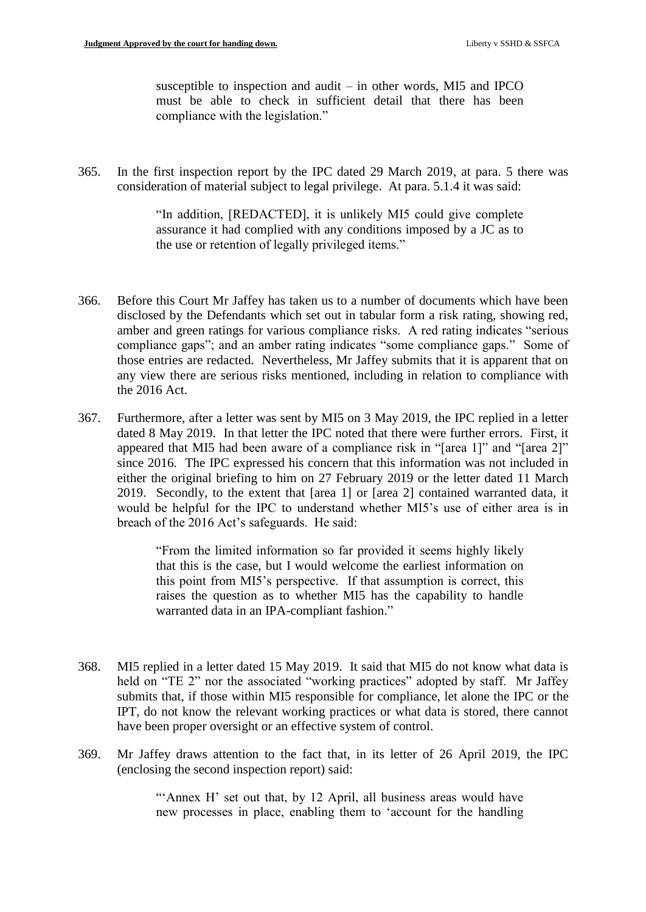susceptible to inspection and audit – in other words, MI5 and IPCO must be able to check in sufficient detail that there has been compliance with the legislation."

365. In the first inspection report by the IPC dated 29 March 2019, at para. 5 there was consideration of material subject to legal privilege. At para. 5.1.4 it was said:

> "In addition, [REDACTED], it is unlikely MI5 could give complete assurance it had complied with any conditions imposed by a JC as to the use or retention of legally privileged items."

366. Before this Court Mr Jaffey has taken us to a number of documents which have been disclosed by the Defendants which set out in tabular form a risk rating, showing red, amber and green ratings for various compliance risks. A red rating indicates "serious compliance gaps"; and an amber rating indicates "some compliance gaps." Some of those entries are redacted. Nevertheless, Mr Jaffey submits that it is apparent that on any view there are serious risks mentioned, including in relation to compliance with the 2016 Act.

367. Furthermore, after a letter was sent by MI5 on 3 May 2019, the IPC replied in a letter dated 8 May 2019. In that letter the IPC noted that there were further errors. First, it appeared that MI5 had been aware of a compliance risk in "[area 1]" and "[area 2]" since 2016. The IPC expressed his concern that this information was not included in either the original briefing to him on 27 February 2019 or the letter dated 11 March 2019. Secondly, to the extent that [area 1] or [area 2] contained warranted data, it would be helpful for the IPC to understand whether MI5's use of either area is in breach of the 2016 Act's safeguards. He said:

> "From the limited information so far provided it seems highly likely that this is the case, but I would welcome the earliest information on this point from MI5's perspective. If that assumption is correct, this raises the question as to whether MI5 has the capability to handle warranted data in an IPA-compliant fashion."

368. MI5 replied in a letter dated 15 May 2019. It said that MI5 do not know what data is held on "TE 2" nor the associated "working practices" adopted by staff. Mr Jaffey submits that, if those within MI5 responsible for compliance, let alone the IPC or the IPT, do not know the relevant working practices or what data is stored, there cannot have been proper oversight or an effective system of control.

369. Mr Jaffey draws attention to the fact that, in its letter of 26 April 2019, the IPC (enclosing the second inspection report) said:

> "'Annex H' set out that, by 12 April, all business areas would have new processes in place, enabling them to 'account for the handling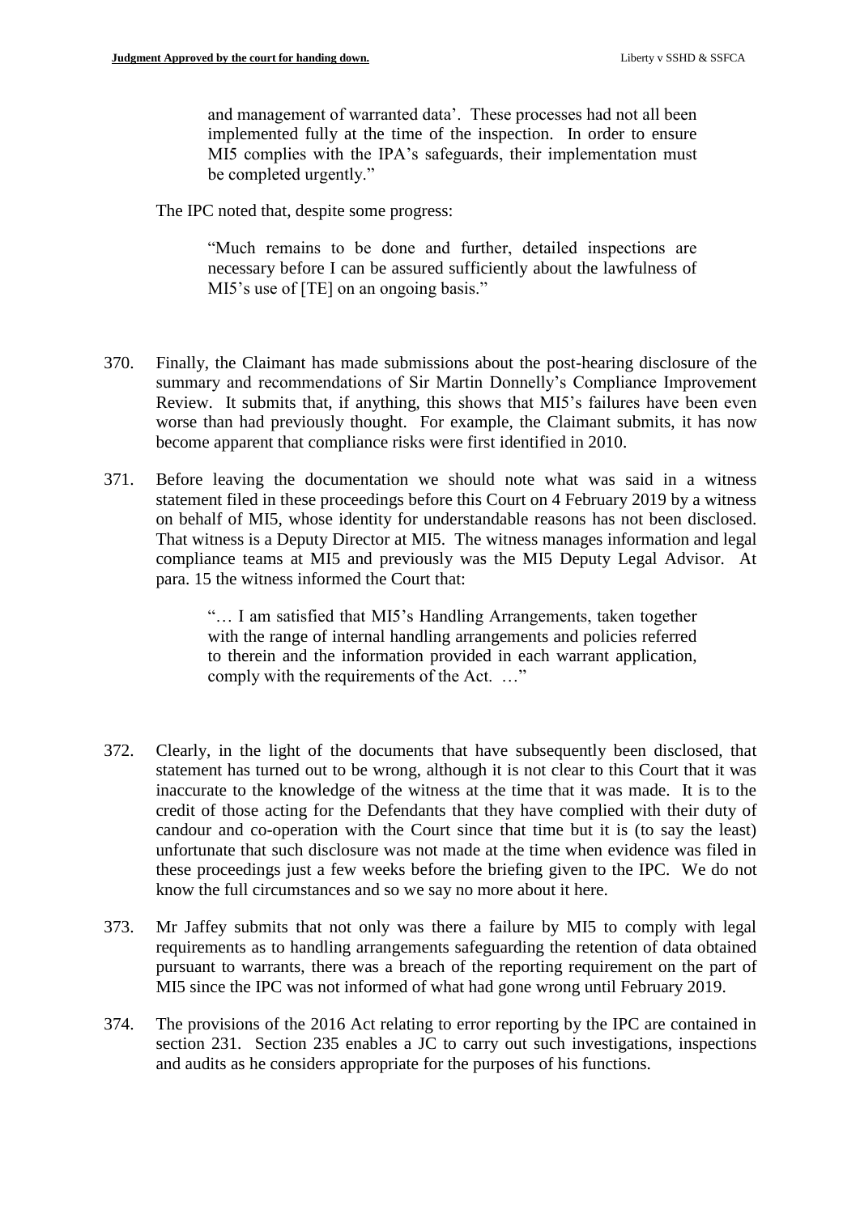> and management of warranted data'. These processes had not all been implemented fully at the time of the inspection. In order to ensure MI5 complies with the IPA's safeguards, their implementation must be completed urgently."

The IPC noted that, despite some progress:

> "Much remains to be done and further, detailed inspections are necessary before I can be assured sufficiently about the lawfulness of MI5's use of [TE] on an ongoing basis."

370. Finally, the Claimant has made submissions about the post-hearing disclosure of the summary and recommendations of Sir Martin Donnelly's Compliance Improvement Review. It submits that, if anything, this shows that MI5's failures have been even worse than had previously thought. For example, the Claimant submits, it has now become apparent that compliance risks were first identified in 2010.

371. Before leaving the documentation we should note what was said in a witness statement filed in these proceedings before this Court on 4 February 2019 by a witness on behalf of MI5, whose identity for understandable reasons has not been disclosed. That witness is a Deputy Director at MI5. The witness manages information and legal compliance teams at MI5 and previously was the MI5 Deputy Legal Advisor. At para. 15 the witness informed the Court that:

> "… I am satisfied that MI5's Handling Arrangements, taken together with the range of internal handling arrangements and policies referred to therein and the information provided in each warrant application, comply with the requirements of the Act. …"

372. Clearly, in the light of the documents that have subsequently been disclosed, that statement has turned out to be wrong, although it is not clear to this Court that it was inaccurate to the knowledge of the witness at the time that it was made. It is to the credit of those acting for the Defendants that they have complied with their duty of candour and co-operation with the Court since that time but it is (to say the least) unfortunate that such disclosure was not made at the time when evidence was filed in these proceedings just a few weeks before the briefing given to the IPC. We do not know the full circumstances and so we say no more about it here.

373. Mr Jaffey submits that not only was there a failure by MI5 to comply with legal requirements as to handling arrangements safeguarding the retention of data obtained pursuant to warrants, there was a breach of the reporting requirement on the part of MI5 since the IPC was not informed of what had gone wrong until February 2019.

374. The provisions of the 2016 Act relating to error reporting by the IPC are contained in section 231. Section 235 enables a JC to carry out such investigations, inspections and audits as he considers appropriate for the purposes of his functions.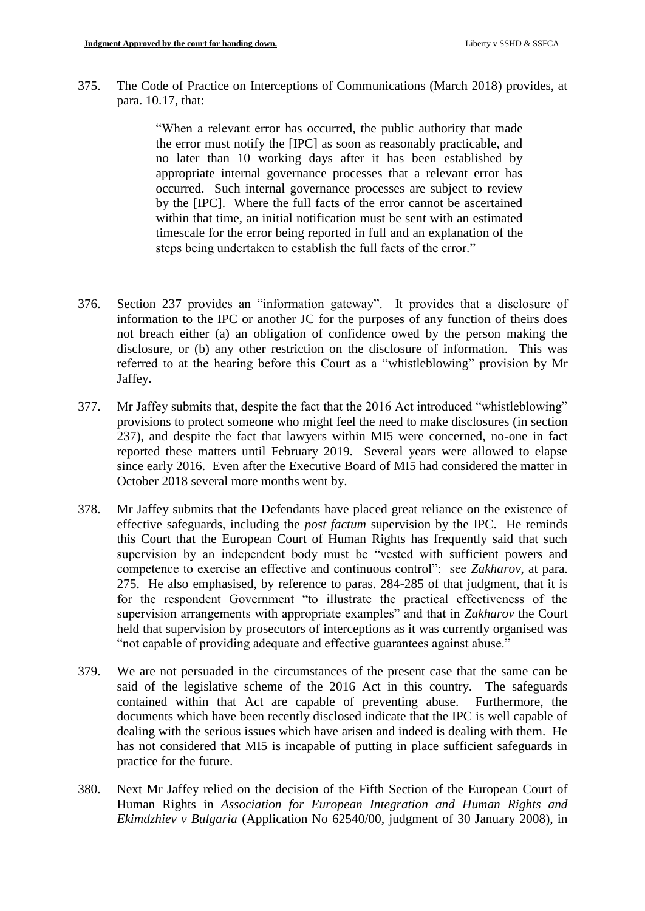375. The Code of Practice on Interceptions of Communications (March 2018) provides, at para. 10.17, that:

> "When a relevant error has occurred, the public authority that made the error must notify the [IPC] as soon as reasonably practicable, and no later than 10 working days after it has been established by appropriate internal governance processes that a relevant error has occurred. Such internal governance processes are subject to review by the [IPC]. Where the full facts of the error cannot be ascertained within that time, an initial notification must be sent with an estimated timescale for the error being reported in full and an explanation of the steps being undertaken to establish the full facts of the error."

376. Section 237 provides an "information gateway". It provides that a disclosure of information to the IPC or another JC for the purposes of any function of theirs does not breach either (a) an obligation of confidence owed by the person making the disclosure, or (b) any other restriction on the disclosure of information. This was referred to at the hearing before this Court as a "whistleblowing" provision by Mr Jaffey.

377. Mr Jaffey submits that, despite the fact that the 2016 Act introduced "whistleblowing" provisions to protect someone who might feel the need to make disclosures (in section 237), and despite the fact that lawyers within MI5 were concerned, no-one in fact reported these matters until February 2019. Several years were allowed to elapse since early 2016. Even after the Executive Board of MI5 had considered the matter in October 2018 several more months went by.

378. Mr Jaffey submits that the Defendants have placed great reliance on the existence of effective safeguards, including the *post factum* supervision by the IPC. He reminds this Court that the European Court of Human Rights has frequently said that such supervision by an independent body must be "vested with sufficient powers and competence to exercise an effective and continuous control": see *Zakharov*, at para. 275. He also emphasised, by reference to paras. 284-285 of that judgment, that it is for the respondent Government "to illustrate the practical effectiveness of the supervision arrangements with appropriate examples" and that in *Zakharov* the Court held that supervision by prosecutors of interceptions as it was currently organised was "not capable of providing adequate and effective guarantees against abuse."

379. We are not persuaded in the circumstances of the present case that the same can be said of the legislative scheme of the 2016 Act in this country. The safeguards contained within that Act are capable of preventing abuse. Furthermore, the documents which have been recently disclosed indicate that the IPC is well capable of dealing with the serious issues which have arisen and indeed is dealing with them. He has not considered that MI5 is incapable of putting in place sufficient safeguards in practice for the future.

380. Next Mr Jaffey relied on the decision of the Fifth Section of the European Court of Human Rights in *Association for European Integration and Human Rights and Ekimdzhiev v Bulgaria* (Application No 62540/00, judgment of 30 January 2008), in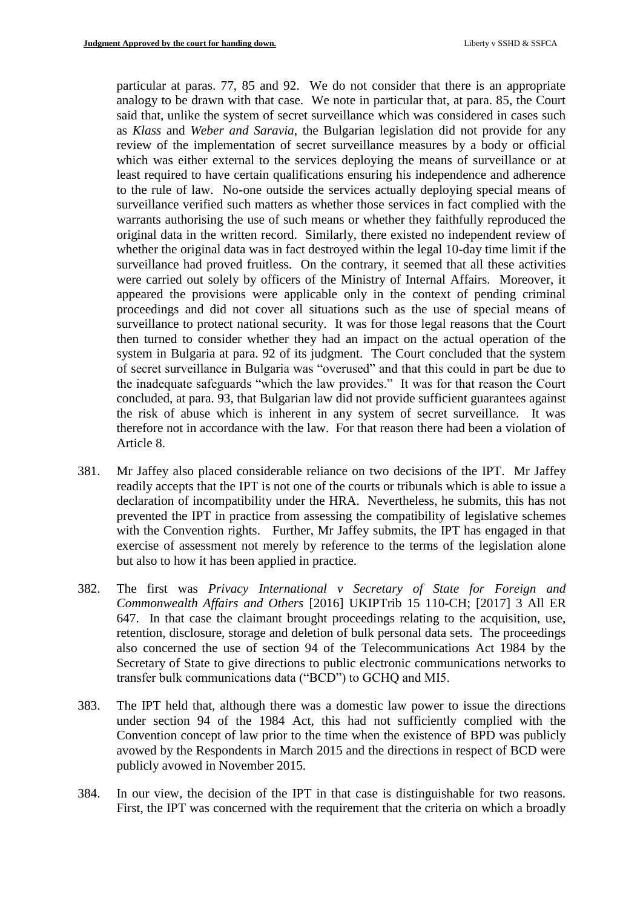particular at paras. 77, 85 and 92. We do not consider that there is an appropriate analogy to be drawn with that case. We note in particular that, at para. 85, the Court said that, unlike the system of secret surveillance which was considered in cases such as *Klass* and *Weber and Saravia*, the Bulgarian legislation did not provide for any review of the implementation of secret surveillance measures by a body or official which was either external to the services deploying the means of surveillance or at least required to have certain qualifications ensuring his independence and adherence to the rule of law. No-one outside the services actually deploying special means of surveillance verified such matters as whether those services in fact complied with the warrants authorising the use of such means or whether they faithfully reproduced the original data in the written record. Similarly, there existed no independent review of whether the original data was in fact destroyed within the legal 10-day time limit if the surveillance had proved fruitless. On the contrary, it seemed that all these activities were carried out solely by officers of the Ministry of Internal Affairs. Moreover, it appeared the provisions were applicable only in the context of pending criminal proceedings and did not cover all situations such as the use of special means of surveillance to protect national security. It was for those legal reasons that the Court then turned to consider whether they had an impact on the actual operation of the system in Bulgaria at para. 92 of its judgment. The Court concluded that the system of secret surveillance in Bulgaria was "overused" and that this could in part be due to the inadequate safeguards "which the law provides." It was for that reason the Court concluded, at para. 93, that Bulgarian law did not provide sufficient guarantees against the risk of abuse which is inherent in any system of secret surveillance. It was therefore not in accordance with the law. For that reason there had been a violation of Article 8.

381. Mr Jaffey also placed considerable reliance on two decisions of the IPT. Mr Jaffey readily accepts that the IPT is not one of the courts or tribunals which is able to issue a declaration of incompatibility under the HRA. Nevertheless, he submits, this has not prevented the IPT in practice from assessing the compatibility of legislative schemes with the Convention rights. Further, Mr Jaffey submits, the IPT has engaged in that exercise of assessment not merely by reference to the terms of the legislation alone but also to how it has been applied in practice.

382. The first was *Privacy International v Secretary of State for Foreign and Commonwealth Affairs and Others* [2016] UKIPTrib 15 110-CH; [2017] 3 All ER 647. In that case the claimant brought proceedings relating to the acquisition, use, retention, disclosure, storage and deletion of bulk personal data sets. The proceedings also concerned the use of section 94 of the Telecommunications Act 1984 by the Secretary of State to give directions to public electronic communications networks to transfer bulk communications data ("BCD") to GCHQ and MI5.

383. The IPT held that, although there was a domestic law power to issue the directions under section 94 of the 1984 Act, this had not sufficiently complied with the Convention concept of law prior to the time when the existence of BPD was publicly avowed by the Respondents in March 2015 and the directions in respect of BCD were publicly avowed in November 2015.

384. In our view, the decision of the IPT in that case is distinguishable for two reasons. First, the IPT was concerned with the requirement that the criteria on which a broadly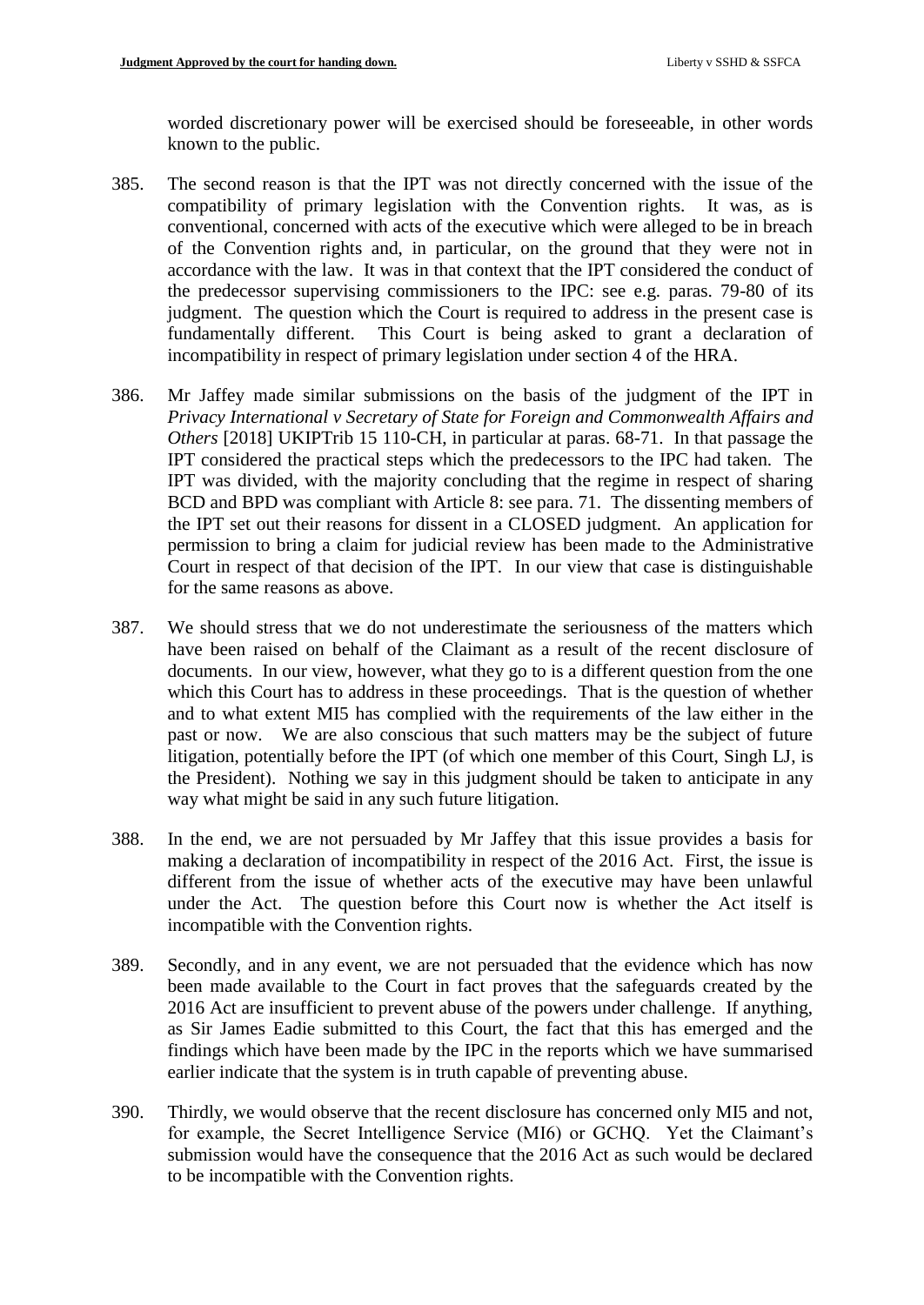worded discretionary power will be exercised should be foreseeable, in other words known to the public.

385. The second reason is that the IPT was not directly concerned with the issue of the compatibility of primary legislation with the Convention rights. It was, as is conventional, concerned with acts of the executive which were alleged to be in breach of the Convention rights and, in particular, on the ground that they were not in accordance with the law. It was in that context that the IPT considered the conduct of the predecessor supervising commissioners to the IPC: see e.g. paras. 79-80 of its judgment. The question which the Court is required to address in the present case is fundamentally different. This Court is being asked to grant a declaration of incompatibility in respect of primary legislation under section 4 of the HRA.

386. Mr Jaffey made similar submissions on the basis of the judgment of the IPT in *Privacy International v Secretary of State for Foreign and Commonwealth Affairs and Others* [2018] UKIPTrib 15 110-CH, in particular at paras. 68-71. In that passage the IPT considered the practical steps which the predecessors to the IPC had taken. The IPT was divided, with the majority concluding that the regime in respect of sharing BCD and BPD was compliant with Article 8: see para. 71. The dissenting members of the IPT set out their reasons for dissent in a CLOSED judgment. An application for permission to bring a claim for judicial review has been made to the Administrative Court in respect of that decision of the IPT. In our view that case is distinguishable for the same reasons as above.

387. We should stress that we do not underestimate the seriousness of the matters which have been raised on behalf of the Claimant as a result of the recent disclosure of documents. In our view, however, what they go to is a different question from the one which this Court has to address in these proceedings. That is the question of whether and to what extent MI5 has complied with the requirements of the law either in the past or now. We are also conscious that such matters may be the subject of future litigation, potentially before the IPT (of which one member of this Court, Singh LJ, is the President). Nothing we say in this judgment should be taken to anticipate in any way what might be said in any such future litigation.

388. In the end, we are not persuaded by Mr Jaffey that this issue provides a basis for making a declaration of incompatibility in respect of the 2016 Act. First, the issue is different from the issue of whether acts of the executive may have been unlawful under the Act. The question before this Court now is whether the Act itself is incompatible with the Convention rights.

389. Secondly, and in any event, we are not persuaded that the evidence which has now been made available to the Court in fact proves that the safeguards created by the 2016 Act are insufficient to prevent abuse of the powers under challenge. If anything, as Sir James Eadie submitted to this Court, the fact that this has emerged and the findings which have been made by the IPC in the reports which we have summarised earlier indicate that the system is in truth capable of preventing abuse.

390. Thirdly, we would observe that the recent disclosure has concerned only MI5 and not, for example, the Secret Intelligence Service (MI6) or GCHQ. Yet the Claimant's submission would have the consequence that the 2016 Act as such would be declared to be incompatible with the Convention rights.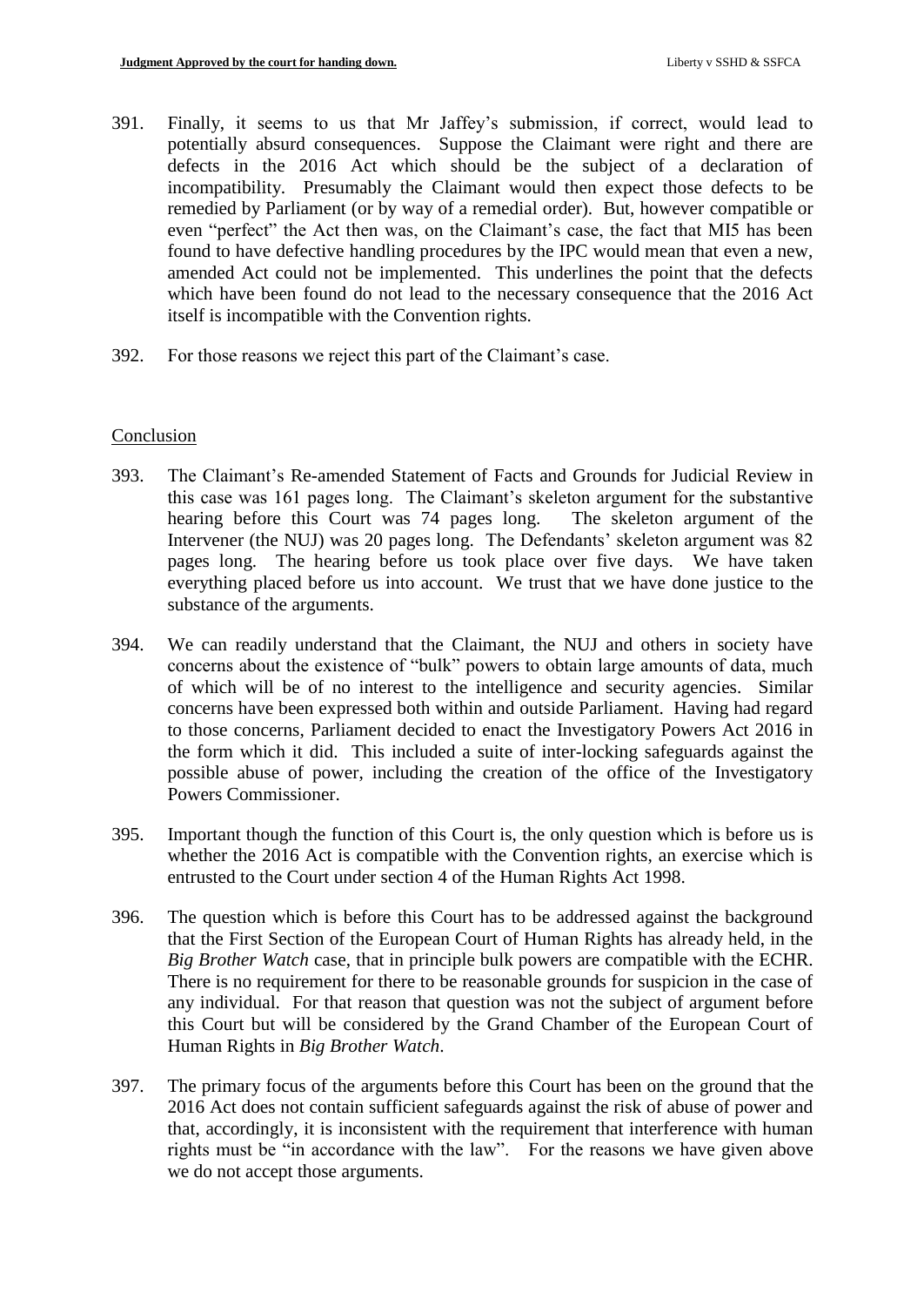391. Finally, it seems to us that Mr Jaffey's submission, if correct, would lead to potentially absurd consequences. Suppose the Claimant were right and there are defects in the 2016 Act which should be the subject of a declaration of incompatibility. Presumably the Claimant would then expect those defects to be remedied by Parliament (or by way of a remedial order). But, however compatible or even "perfect" the Act then was, on the Claimant's case, the fact that MI5 has been found to have defective handling procedures by the IPC would mean that even a new, amended Act could not be implemented. This underlines the point that the defects which have been found do not lead to the necessary consequence that the 2016 Act itself is incompatible with the Convention rights.

392. For those reasons we reject this part of the Claimant's case.

## Conclusion

393. The Claimant's Re-amended Statement of Facts and Grounds for Judicial Review in this case was 161 pages long. The Claimant's skeleton argument for the substantive hearing before this Court was 74 pages long. The skeleton argument of the Intervener (the NUJ) was 20 pages long. The Defendants' skeleton argument was 82 pages long. The hearing before us took place over five days. We have taken everything placed before us into account. We trust that we have done justice to the substance of the arguments.

394. We can readily understand that the Claimant, the NUJ and others in society have concerns about the existence of "bulk" powers to obtain large amounts of data, much of which will be of no interest to the intelligence and security agencies. Similar concerns have been expressed both within and outside Parliament. Having had regard to those concerns, Parliament decided to enact the Investigatory Powers Act 2016 in the form which it did. This included a suite of inter-locking safeguards against the possible abuse of power, including the creation of the office of the Investigatory Powers Commissioner.

395. Important though the function of this Court is, the only question which is before us is whether the 2016 Act is compatible with the Convention rights, an exercise which is entrusted to the Court under section 4 of the Human Rights Act 1998.

396. The question which is before this Court has to be addressed against the background that the First Section of the European Court of Human Rights has already held, in the *Big Brother Watch* case, that in principle bulk powers are compatible with the ECHR. There is no requirement for there to be reasonable grounds for suspicion in the case of any individual. For that reason that question was not the subject of argument before this Court but will be considered by the Grand Chamber of the European Court of Human Rights in *Big Brother Watch*.

397. The primary focus of the arguments before this Court has been on the ground that the 2016 Act does not contain sufficient safeguards against the risk of abuse of power and that, accordingly, it is inconsistent with the requirement that interference with human rights must be "in accordance with the law". For the reasons we have given above we do not accept those arguments.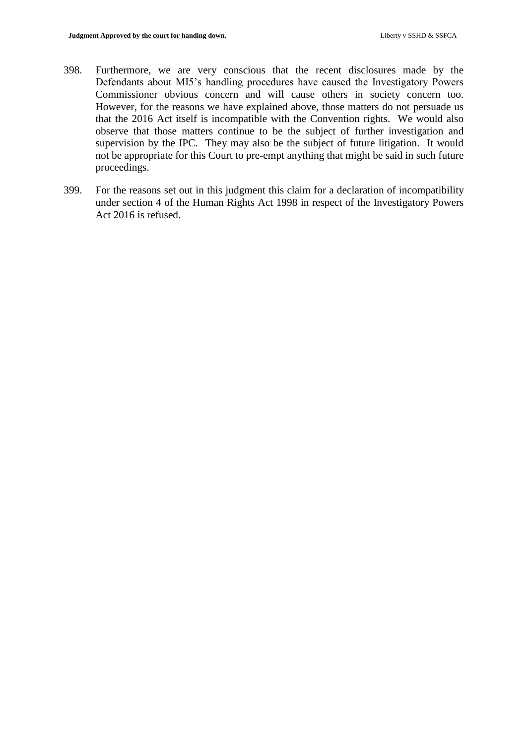398. Furthermore, we are very conscious that the recent disclosures made by the Defendants about MI5's handling procedures have caused the Investigatory Powers Commissioner obvious concern and will cause others in society concern too. However, for the reasons we have explained above, those matters do not persuade us that the 2016 Act itself is incompatible with the Convention rights. We would also observe that those matters continue to be the subject of further investigation and supervision by the IPC. They may also be the subject of future litigation. It would not be appropriate for this Court to pre-empt anything that might be said in such future proceedings.

399. For the reasons set out in this judgment this claim for a declaration of incompatibility under section 4 of the Human Rights Act 1998 in respect of the Investigatory Powers Act 2016 is refused.